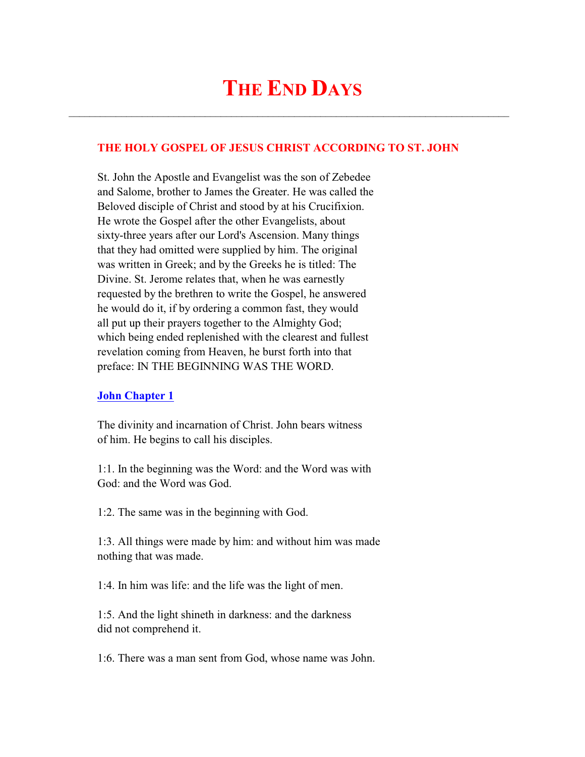# The End Days

---

## THE HOLY GOSPEL OF JESUS CHRIST ACCORDING TO ST. JOHN

St. John the Apostle and Evangelist was the son of Zebedee and Salome, brother to James the Greater. He was called the Beloved disciple of Christ and stood by at his Crucifixion. He wrote the Gospel after the other Evangelists, about sixty-three years after our Lord's Ascension. Many things that they had omitted were supplied by him. The original was written in Greek; and by the Greeks he is titled: The Divine. St. Jerome relates that, when he was earnestly requested by the brethren to write the Gospel, he answered he would do it, if by ordering a common fast, they would all put up their prayers together to the Almighty God; which being ended replenished with the clearest and fullest revelation coming from Heaven, he burst forth into that preface: IN THE BEGINNING WAS THE WORD.

### John Chapter 1

The divinity and incarnation of Christ. John bears witness of him. He begins to call his disciples.

1:1. In the beginning was the Word: and the Word was with God: and the Word was God.

1:2. The same was in the beginning with God.

1:3. All things were made by him: and without him was made nothing that was made.

1:4. In him was life: and the life was the light of men.

1:5. And the light shineth in darkness: and the darkness did not comprehend it.

1:6. There was a man sent from God, whose name was John.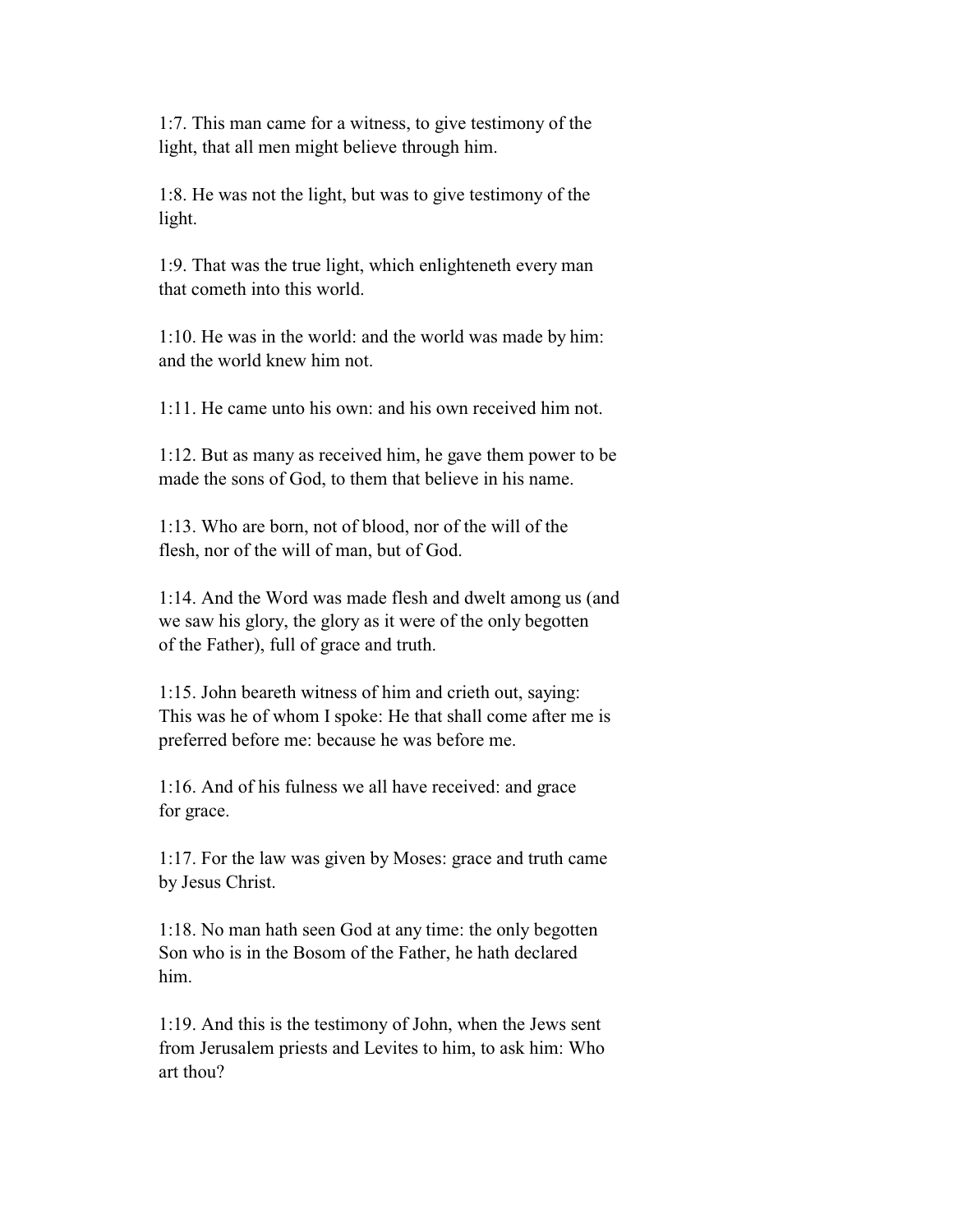1:7. This man came for a witness, to give testimony of the light, that all men might believe through him.

1:8. He was not the light, but was to give testimony of the light.

1:9. That was the true light, which enlighteneth every man that cometh into this world.

1:10. He was in the world: and the world was made by him: and the world knew him not.

1:11. He came unto his own: and his own received him not.

1:12. But as many as received him, he gave them power to be made the sons of God, to them that believe in his name.

1:13. Who are born, not of blood, nor of the will of the flesh, nor of the will of man, but of God.

1:14. And the Word was made flesh and dwelt among us (and we saw his glory, the glory as it were of the only begotten of the Father), full of grace and truth.

1:15. John beareth witness of him and crieth out, saying: This was he of whom I spoke: He that shall come after me is preferred before me: because he was before me.

1:16. And of his fulness we all have received: and grace for grace.

1:17. For the law was given by Moses: grace and truth came by Jesus Christ.

1:18. No man hath seen God at any time: the only begotten Son who is in the Bosom of the Father, he hath declared him.

1:19. And this is the testimony of John, when the Jews sent from Jerusalem priests and Levites to him, to ask him: Who art thou?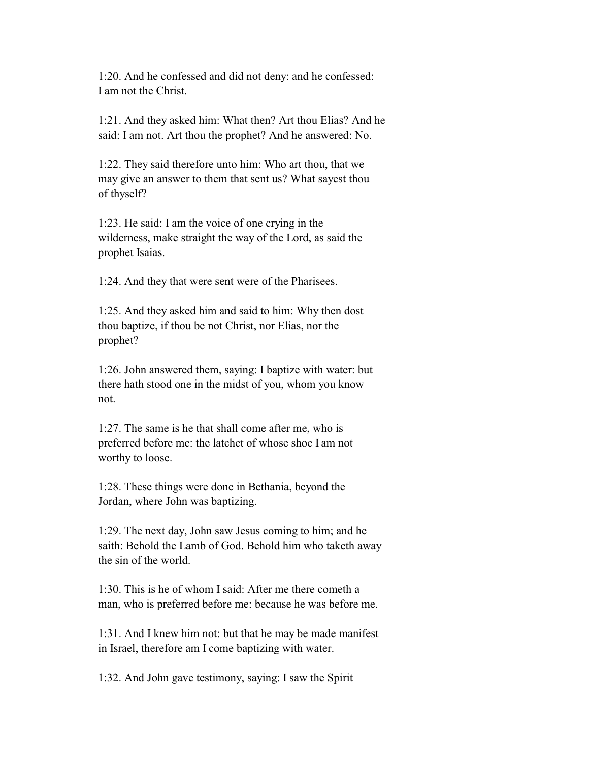1:20. And he confessed and did not deny: and he confessed: I am not the Christ.

1:21. And they asked him: What then? Art thou Elias? And he said: I am not. Art thou the prophet? And he answered: No.

1:22. They said therefore unto him: Who art thou, that we may give an answer to them that sent us? What sayest thou of thyself?

1:23. He said: I am the voice of one crying in the wilderness, make straight the way of the Lord, as said the prophet Isaias.

1:24. And they that were sent were of the Pharisees.

1:25. And they asked him and said to him: Why then dost thou baptize, if thou be not Christ, nor Elias, nor the prophet?

1:26. John answered them, saying: I baptize with water: but there hath stood one in the midst of you, whom you know not.

1:27. The same is he that shall come after me, who is preferred before me: the latchet of whose shoe I am not worthy to loose.

1:28. These things were done in Bethania, beyond the Jordan, where John was baptizing.

1:29. The next day, John saw Jesus coming to him; and he saith: Behold the Lamb of God. Behold him who taketh away the sin of the world.

1:30. This is he of whom I said: After me there cometh a man, who is preferred before me: because he was before me.

1:31. And I knew him not: but that he may be made manifest in Israel, therefore am I come baptizing with water.

1:32. And John gave testimony, saying: I saw the Spirit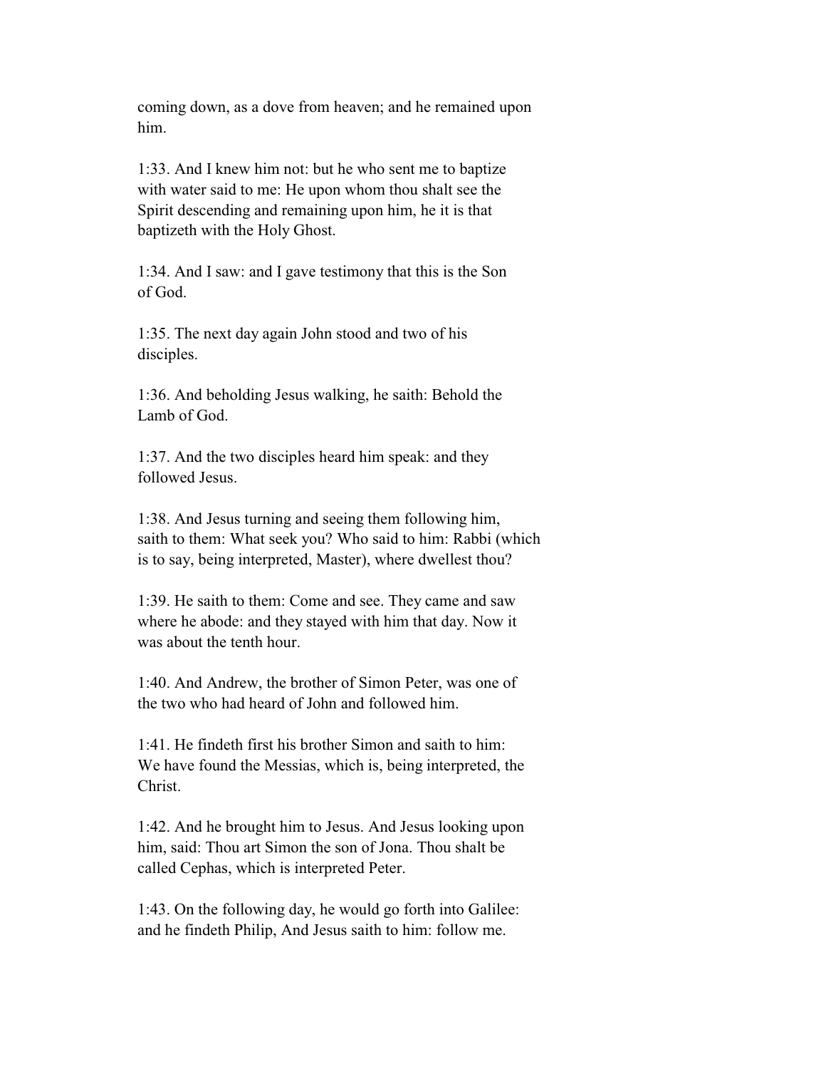coming down, as a dove from heaven; and he remained upon him.

1:33. And I knew him not: but he who sent me to baptize with water said to me: He upon whom thou shalt see the Spirit descending and remaining upon him, he it is that baptizeth with the Holy Ghost.

1:34. And I saw: and I gave testimony that this is the Son of God.

1:35. The next day again John stood and two of his disciples.

1:36. And beholding Jesus walking, he saith: Behold the Lamb of God.

1:37. And the two disciples heard him speak: and they followed Jesus.

1:38. And Jesus turning and seeing them following him, saith to them: What seek you? Who said to him: Rabbi (which is to say, being interpreted, Master), where dwellest thou?

1:39. He saith to them: Come and see. They came and saw where he abode: and they stayed with him that day. Now it was about the tenth hour.

1:40. And Andrew, the brother of Simon Peter, was one of the two who had heard of John and followed him.

1:41. He findeth first his brother Simon and saith to him: We have found the Messias, which is, being interpreted, the Christ.

1:42. And he brought him to Jesus. And Jesus looking upon him, said: Thou art Simon the son of Jona. Thou shalt be called Cephas, which is interpreted Peter.

1:43. On the following day, he would go forth into Galilee: and he findeth Philip, And Jesus saith to him: follow me.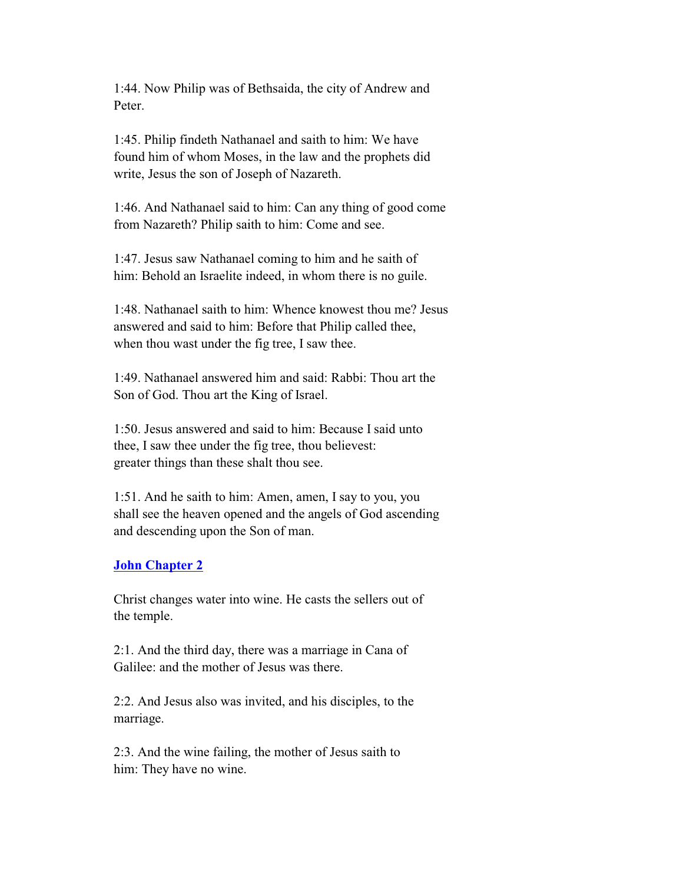1:44. Now Philip was of Bethsaida, the city of Andrew and Peter.

1:45. Philip findeth Nathanael and saith to him: We have found him of whom Moses, in the law and the prophets did write, Jesus the son of Joseph of Nazareth.

1:46. And Nathanael said to him: Can any thing of good come from Nazareth? Philip saith to him: Come and see.

1:47. Jesus saw Nathanael coming to him and he saith of him: Behold an Israelite indeed, in whom there is no guile.

1:48. Nathanael saith to him: Whence knowest thou me? Jesus answered and said to him: Before that Philip called thee, when thou wast under the fig tree, I saw thee.

1:49. Nathanael answered him and said: Rabbi: Thou art the Son of God. Thou art the King of Israel.

1:50. Jesus answered and said to him: Because I said unto thee, I saw thee under the fig tree, thou believest: greater things than these shalt thou see.

1:51. And he saith to him: Amen, amen, I say to you, you shall see the heaven opened and the angels of God ascending and descending upon the Son of man.

## John Chapter 2

Christ changes water into wine. He casts the sellers out of the temple.

2:1. And the third day, there was a marriage in Cana of Galilee: and the mother of Jesus was there.

2:2. And Jesus also was invited, and his disciples, to the marriage.

2:3. And the wine failing, the mother of Jesus saith to him: They have no wine.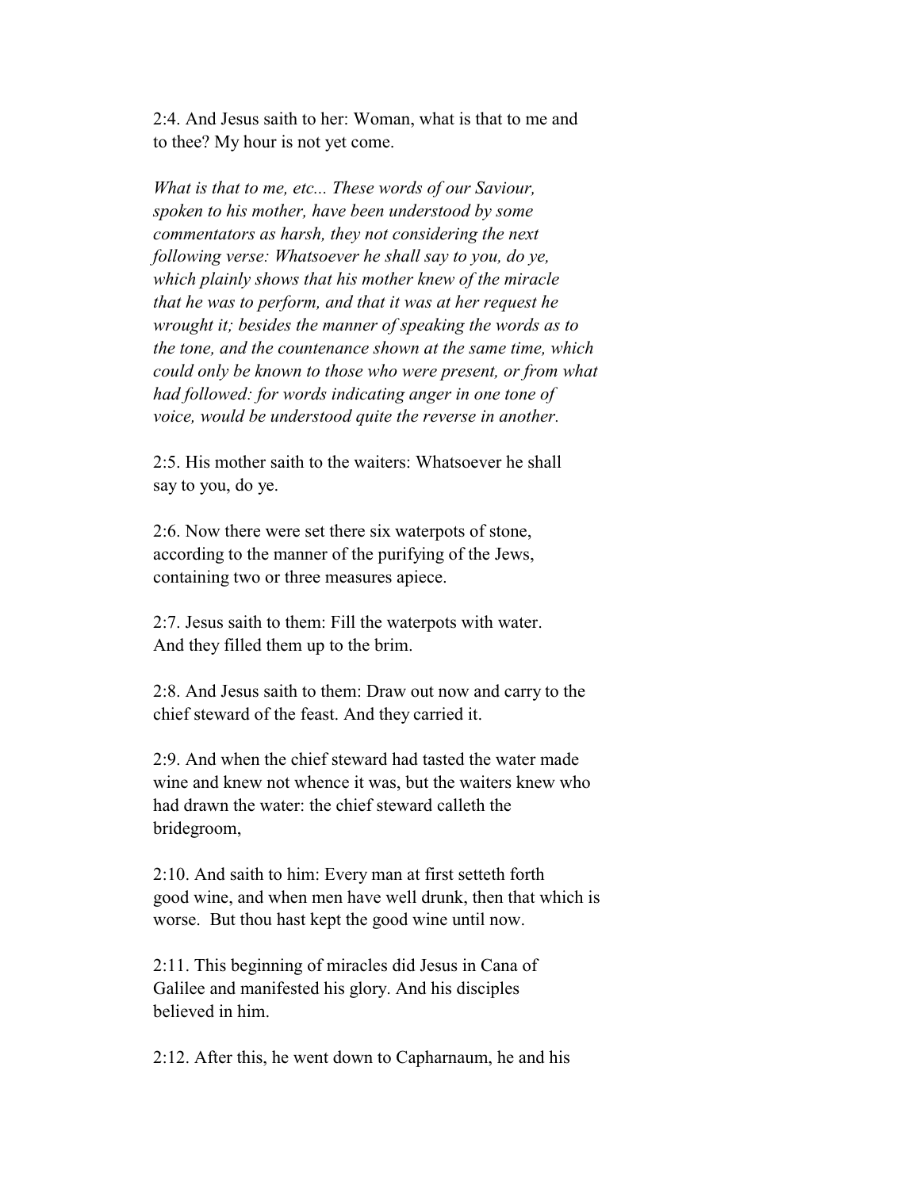2:4. And Jesus saith to her: Woman, what is that to me and to thee? My hour is not yet come.

*What is that to me, etc... These words of our Saviour, spoken to his mother, have been understood by some commentators as harsh, they not considering the next following verse: Whatsoever he shall say to you, do ye, which plainly shows that his mother knew of the miracle that he was to perform, and that it was at her request he wrought it; besides the manner of speaking the words as to the tone, and the countenance shown at the same time, which could only be known to those who were present, or from what had followed: for words indicating anger in one tone of voice, would be understood quite the reverse in another.*

2:5. His mother saith to the waiters: Whatsoever he shall say to you, do ye.

2:6. Now there were set there six waterpots of stone, according to the manner of the purifying of the Jews, containing two or three measures apiece.

2:7. Jesus saith to them: Fill the waterpots with water. And they filled them up to the brim.

2:8. And Jesus saith to them: Draw out now and carry to the chief steward of the feast. And they carried it.

2:9. And when the chief steward had tasted the water made wine and knew not whence it was, but the waiters knew who had drawn the water: the chief steward calleth the bridegroom,

2:10. And saith to him: Every man at first setteth forth good wine, and when men have well drunk, then that which is worse. But thou hast kept the good wine until now.

2:11. This beginning of miracles did Jesus in Cana of Galilee and manifested his glory. And his disciples believed in him.

2:12. After this, he went down to Capharnaum, he and his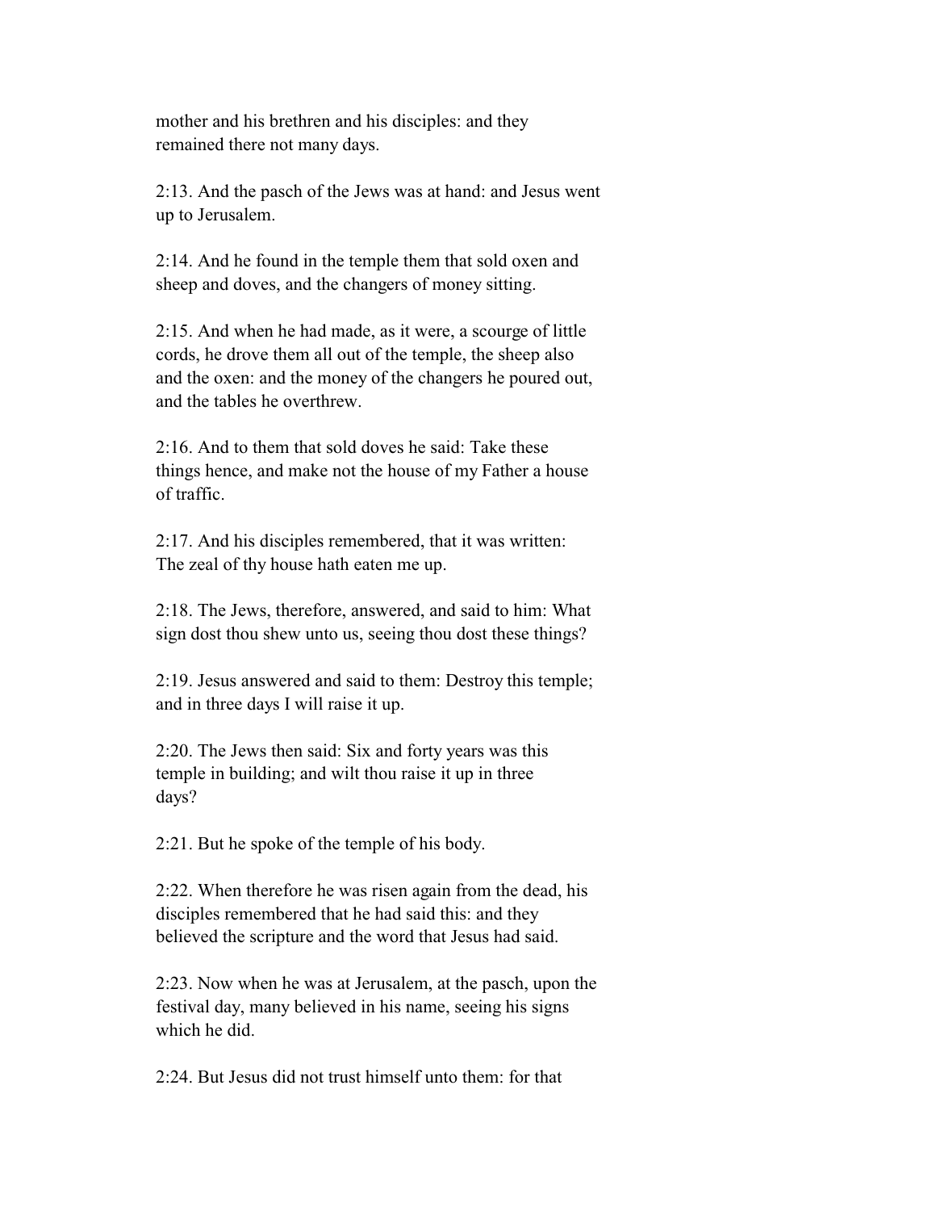mother and his brethren and his disciples: and they remained there not many days.

2:13. And the pasch of the Jews was at hand: and Jesus went up to Jerusalem.

2:14. And he found in the temple them that sold oxen and sheep and doves, and the changers of money sitting.

2:15. And when he had made, as it were, a scourge of little cords, he drove them all out of the temple, the sheep also and the oxen: and the money of the changers he poured out, and the tables he overthrew.

2:16. And to them that sold doves he said: Take these things hence, and make not the house of my Father a house of traffic.

2:17. And his disciples remembered, that it was written: The zeal of thy house hath eaten me up.

2:18. The Jews, therefore, answered, and said to him: What sign dost thou shew unto us, seeing thou dost these things?

2:19. Jesus answered and said to them: Destroy this temple; and in three days I will raise it up.

2:20. The Jews then said: Six and forty years was this temple in building; and wilt thou raise it up in three days?

2:21. But he spoke of the temple of his body.

2:22. When therefore he was risen again from the dead, his disciples remembered that he had said this: and they believed the scripture and the word that Jesus had said.

2:23. Now when he was at Jerusalem, at the pasch, upon the festival day, many believed in his name, seeing his signs which he did.

2:24. But Jesus did not trust himself unto them: for that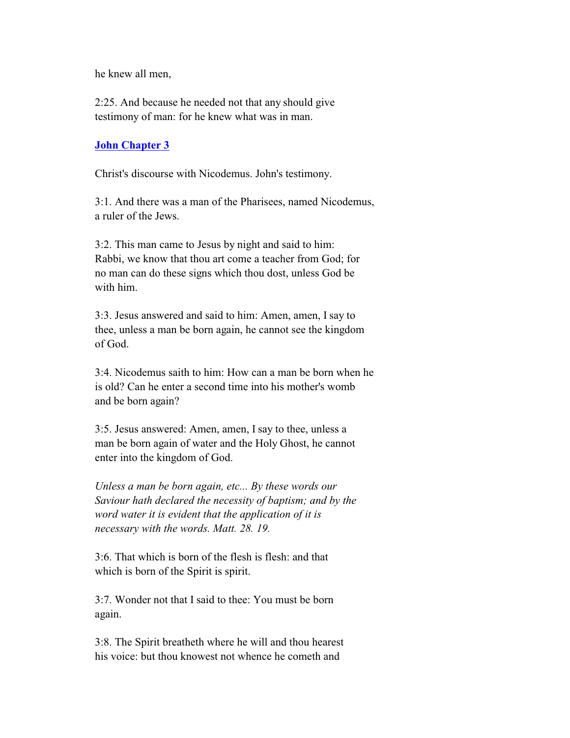he knew all men,

2:25. And because he needed not that any should give testimony of man: for he knew what was in man.

## [John Chapter 3]

Christ's discourse with Nicodemus. John's testimony.

3:1. And there was a man of the Pharisees, named Nicodemus, a ruler of the Jews.

3:2. This man came to Jesus by night and said to him: Rabbi, we know that thou art come a teacher from God; for no man can do these signs which thou dost, unless God be with him.

3:3. Jesus answered and said to him: Amen, amen, I say to thee, unless a man be born again, he cannot see the kingdom of God.

3:4. Nicodemus saith to him: How can a man be born when he is old? Can he enter a second time into his mother's womb and be born again?

3:5. Jesus answered: Amen, amen, I say to thee, unless a man be born again of water and the Holy Ghost, he cannot enter into the kingdom of God.

*Unless a man be born again, etc... By these words our Saviour hath declared the necessity of baptism; and by the word water it is evident that the application of it is necessary with the words. Matt. 28. 19.*

3:6. That which is born of the flesh is flesh: and that which is born of the Spirit is spirit.

3:7. Wonder not that I said to thee: You must be born again.

3:8. The Spirit breatheth where he will and thou hearest his voice: but thou knowest not whence he cometh and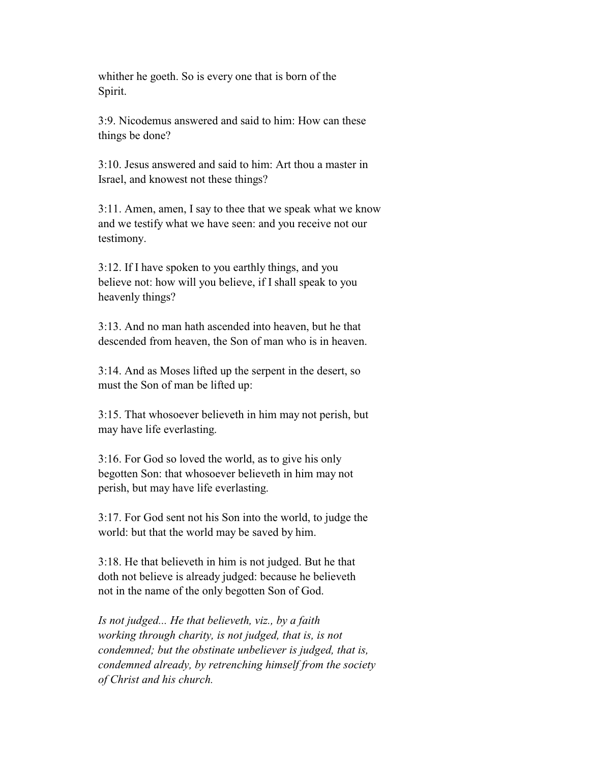whither he goeth. So is every one that is born of the Spirit.

3:9. Nicodemus answered and said to him: How can these things be done?

3:10. Jesus answered and said to him: Art thou a master in Israel, and knowest not these things?

3:11. Amen, amen, I say to thee that we speak what we know and we testify what we have seen: and you receive not our testimony.

3:12. If I have spoken to you earthly things, and you believe not: how will you believe, if I shall speak to you heavenly things?

3:13. And no man hath ascended into heaven, but he that descended from heaven, the Son of man who is in heaven.

3:14. And as Moses lifted up the serpent in the desert, so must the Son of man be lifted up:

3:15. That whosoever believeth in him may not perish, but may have life everlasting.

3:16. For God so loved the world, as to give his only begotten Son: that whosoever believeth in him may not perish, but may have life everlasting.

3:17. For God sent not his Son into the world, to judge the world: but that the world may be saved by him.

3:18. He that believeth in him is not judged. But he that doth not believe is already judged: because he believeth not in the name of the only begotten Son of God.

*Is not judged... He that believeth, viz., by a faith working through charity, is not judged, that is, is not condemned; but the obstinate unbeliever is judged, that is, condemned already, by retrenching himself from the society of Christ and his church.*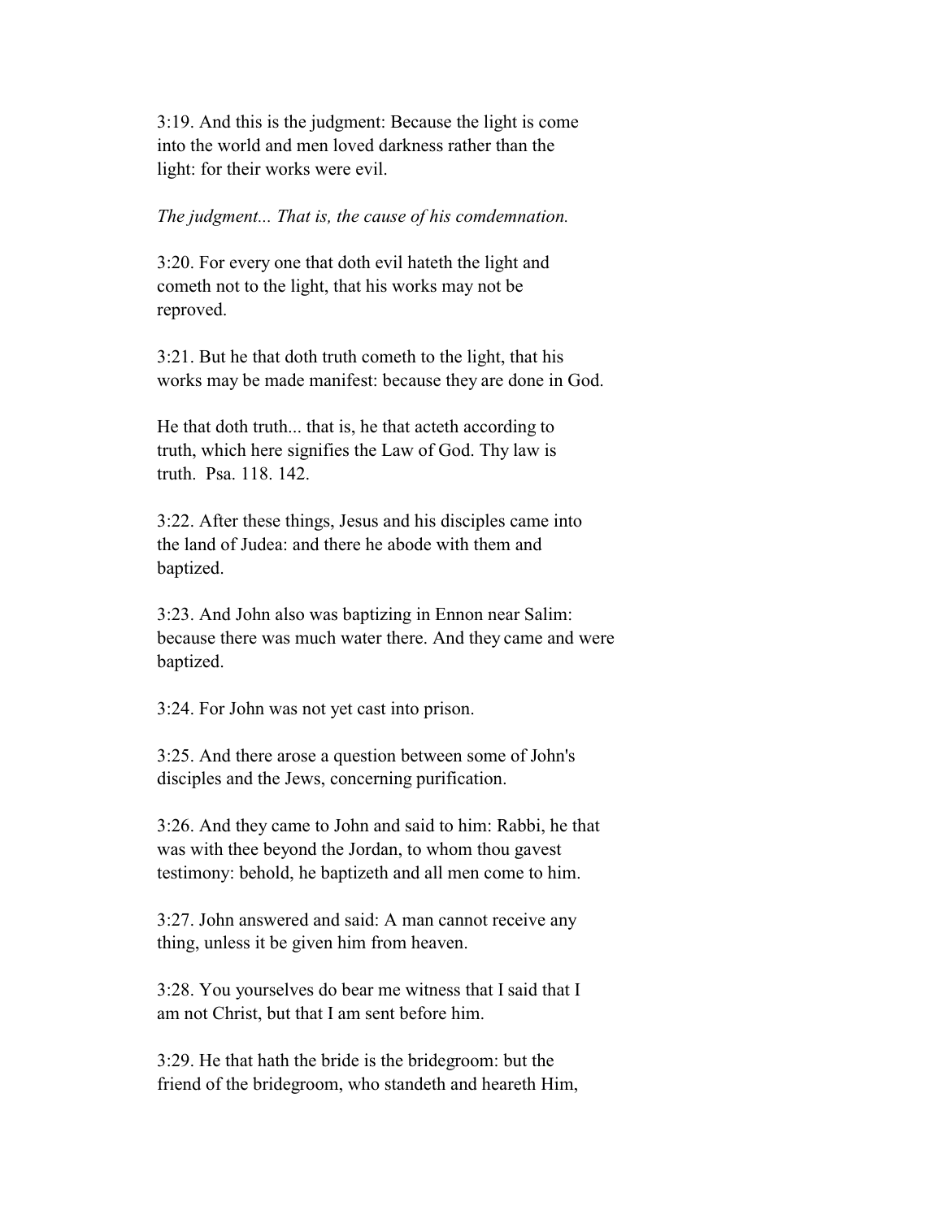3:19. And this is the judgment: Because the light is come into the world and men loved darkness rather than the light: for their works were evil.

*The judgment... That is, the cause of his comdemnation.*

3:20. For every one that doth evil hateth the light and cometh not to the light, that his works may not be reproved.

3:21. But he that doth truth cometh to the light, that his works may be made manifest: because they are done in God.

He that doth truth... that is, he that acteth according to truth, which here signifies the Law of God. Thy law is truth. Psa. 118. 142.

3:22. After these things, Jesus and his disciples came into the land of Judea: and there he abode with them and baptized.

3:23. And John also was baptizing in Ennon near Salim: because there was much water there. And they came and were baptized.

3:24. For John was not yet cast into prison.

3:25. And there arose a question between some of John's disciples and the Jews, concerning purification.

3:26. And they came to John and said to him: Rabbi, he that was with thee beyond the Jordan, to whom thou gavest testimony: behold, he baptizeth and all men come to him.

3:27. John answered and said: A man cannot receive any thing, unless it be given him from heaven.

3:28. You yourselves do bear me witness that I said that I am not Christ, but that I am sent before him.

3:29. He that hath the bride is the bridegroom: but the friend of the bridegroom, who standeth and heareth Him,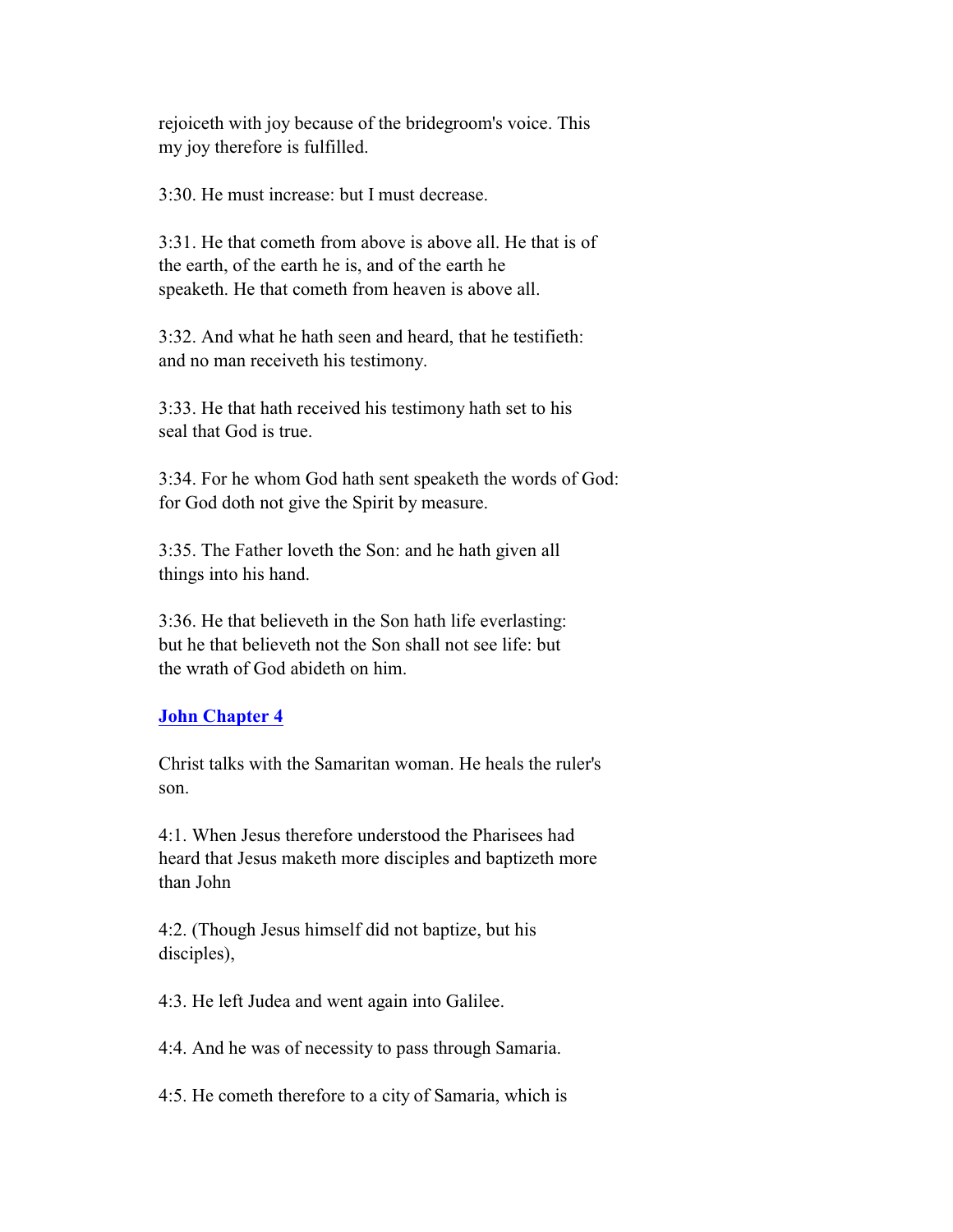rejoiceth with joy because of the bridegroom's voice. This my joy therefore is fulfilled.

3:30. He must increase: but I must decrease.

3:31. He that cometh from above is above all. He that is of the earth, of the earth he is, and of the earth he speaketh. He that cometh from heaven is above all.

3:32. And what he hath seen and heard, that he testifieth: and no man receiveth his testimony.

3:33. He that hath received his testimony hath set to his seal that God is true.

3:34. For he whom God hath sent speaketh the words of God: for God doth not give the Spirit by measure.

3:35. The Father loveth the Son: and he hath given all things into his hand.

3:36. He that believeth in the Son hath life everlasting: but he that believeth not the Son shall not see life: but the wrath of God abideth on him.

## John Chapter 4

Christ talks with the Samaritan woman. He heals the ruler's son.

4:1. When Jesus therefore understood the Pharisees had heard that Jesus maketh more disciples and baptizeth more than John

4:2. (Though Jesus himself did not baptize, but his disciples),

4:3. He left Judea and went again into Galilee.

4:4. And he was of necessity to pass through Samaria.

4:5. He cometh therefore to a city of Samaria, which is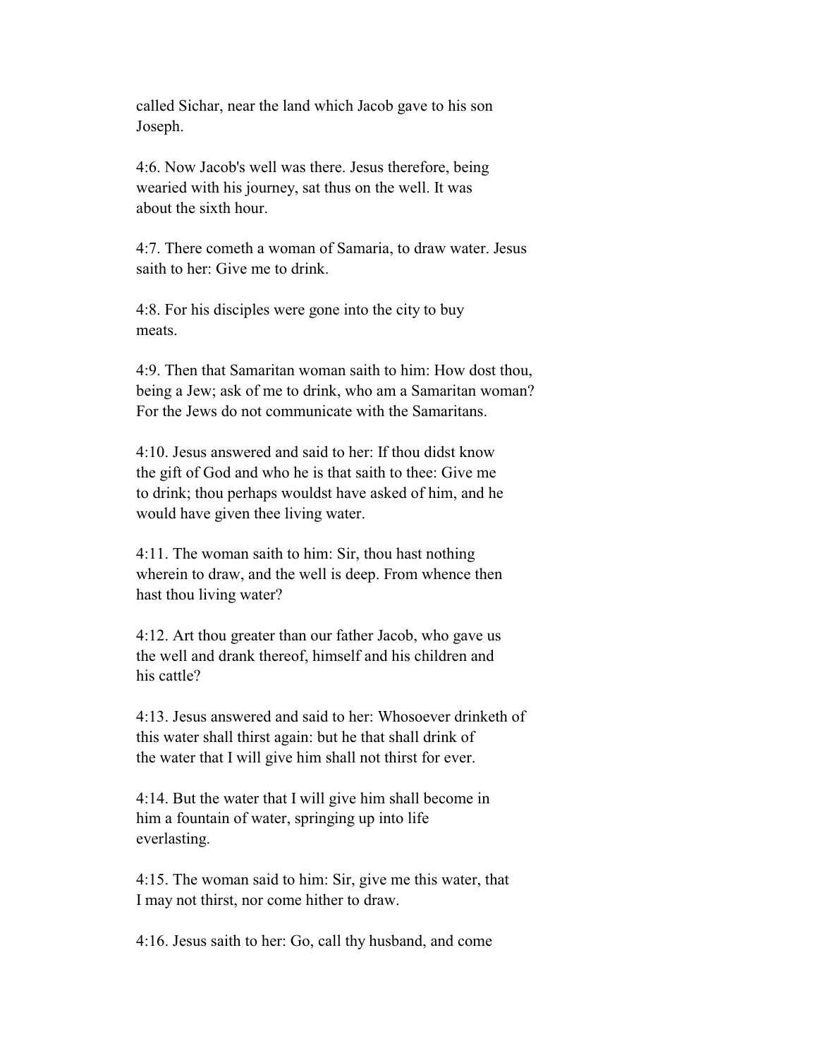called Sichar, near the land which Jacob gave to his son Joseph.

4:6. Now Jacob's well was there. Jesus therefore, being wearied with his journey, sat thus on the well. It was about the sixth hour.

4:7. There cometh a woman of Samaria, to draw water. Jesus saith to her: Give me to drink.

4:8. For his disciples were gone into the city to buy meats.

4:9. Then that Samaritan woman saith to him: How dost thou, being a Jew; ask of me to drink, who am a Samaritan woman? For the Jews do not communicate with the Samaritans.

4:10. Jesus answered and said to her: If thou didst know the gift of God and who he is that saith to thee: Give me to drink; thou perhaps wouldst have asked of him, and he would have given thee living water.

4:11. The woman saith to him: Sir, thou hast nothing wherein to draw, and the well is deep. From whence then hast thou living water?

4:12. Art thou greater than our father Jacob, who gave us the well and drank thereof, himself and his children and his cattle?

4:13. Jesus answered and said to her: Whosoever drinketh of this water shall thirst again: but he that shall drink of the water that I will give him shall not thirst for ever.

4:14. But the water that I will give him shall become in him a fountain of water, springing up into life everlasting.

4:15. The woman said to him: Sir, give me this water, that I may not thirst, nor come hither to draw.

4:16. Jesus saith to her: Go, call thy husband, and come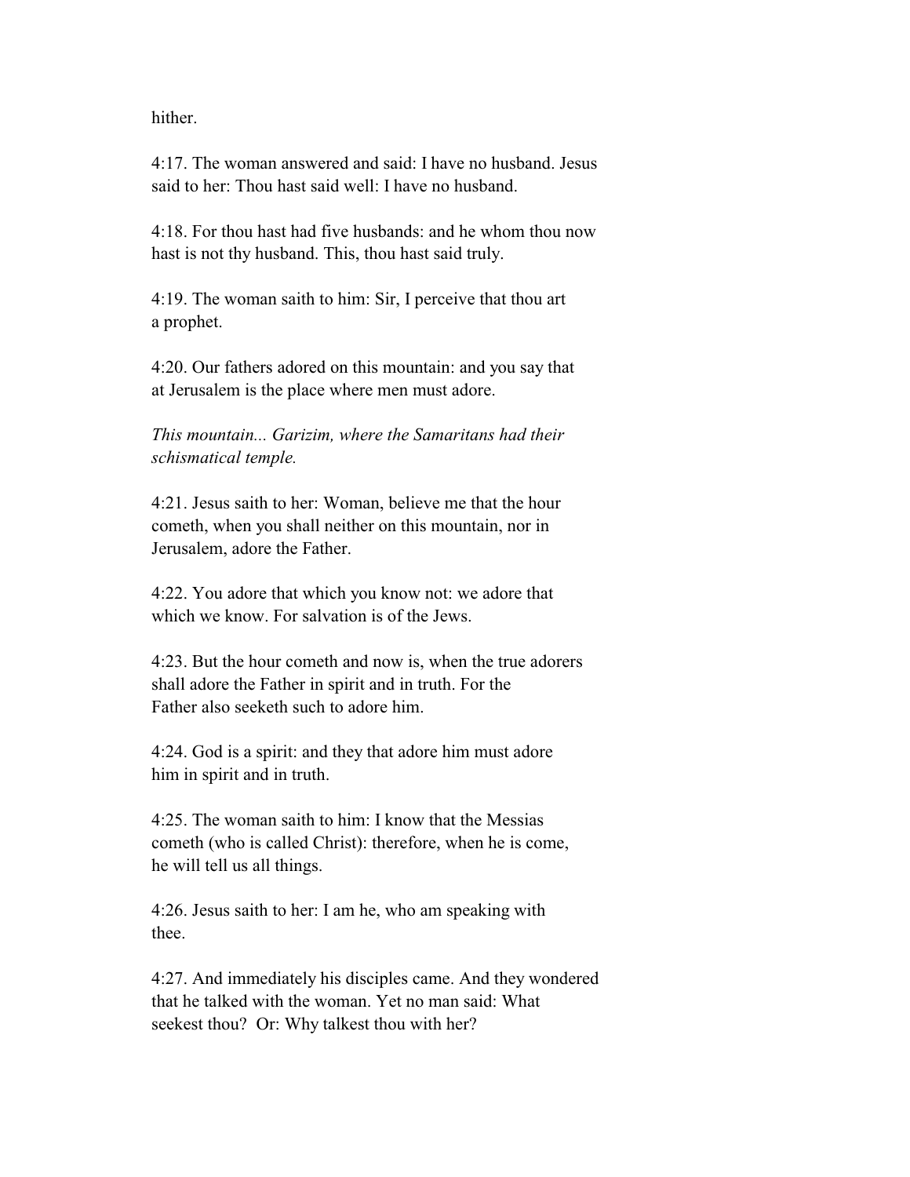hither.

4:17. The woman answered and said: I have no husband. Jesus said to her: Thou hast said well: I have no husband.

4:18. For thou hast had five husbands: and he whom thou now hast is not thy husband. This, thou hast said truly.

4:19. The woman saith to him: Sir, I perceive that thou art a prophet.

4:20. Our fathers adored on this mountain: and you say that at Jerusalem is the place where men must adore.

*This mountain... Garizim, where the Samaritans had their schismatical temple.*

4:21. Jesus saith to her: Woman, believe me that the hour cometh, when you shall neither on this mountain, nor in Jerusalem, adore the Father.

4:22. You adore that which you know not: we adore that which we know. For salvation is of the Jews.

4:23. But the hour cometh and now is, when the true adorers shall adore the Father in spirit and in truth. For the Father also seeketh such to adore him.

4:24. God is a spirit: and they that adore him must adore him in spirit and in truth.

4:25. The woman saith to him: I know that the Messias cometh (who is called Christ): therefore, when he is come, he will tell us all things.

4:26. Jesus saith to her: I am he, who am speaking with thee.

4:27. And immediately his disciples came. And they wondered that he talked with the woman. Yet no man said: What seekest thou? Or: Why talkest thou with her?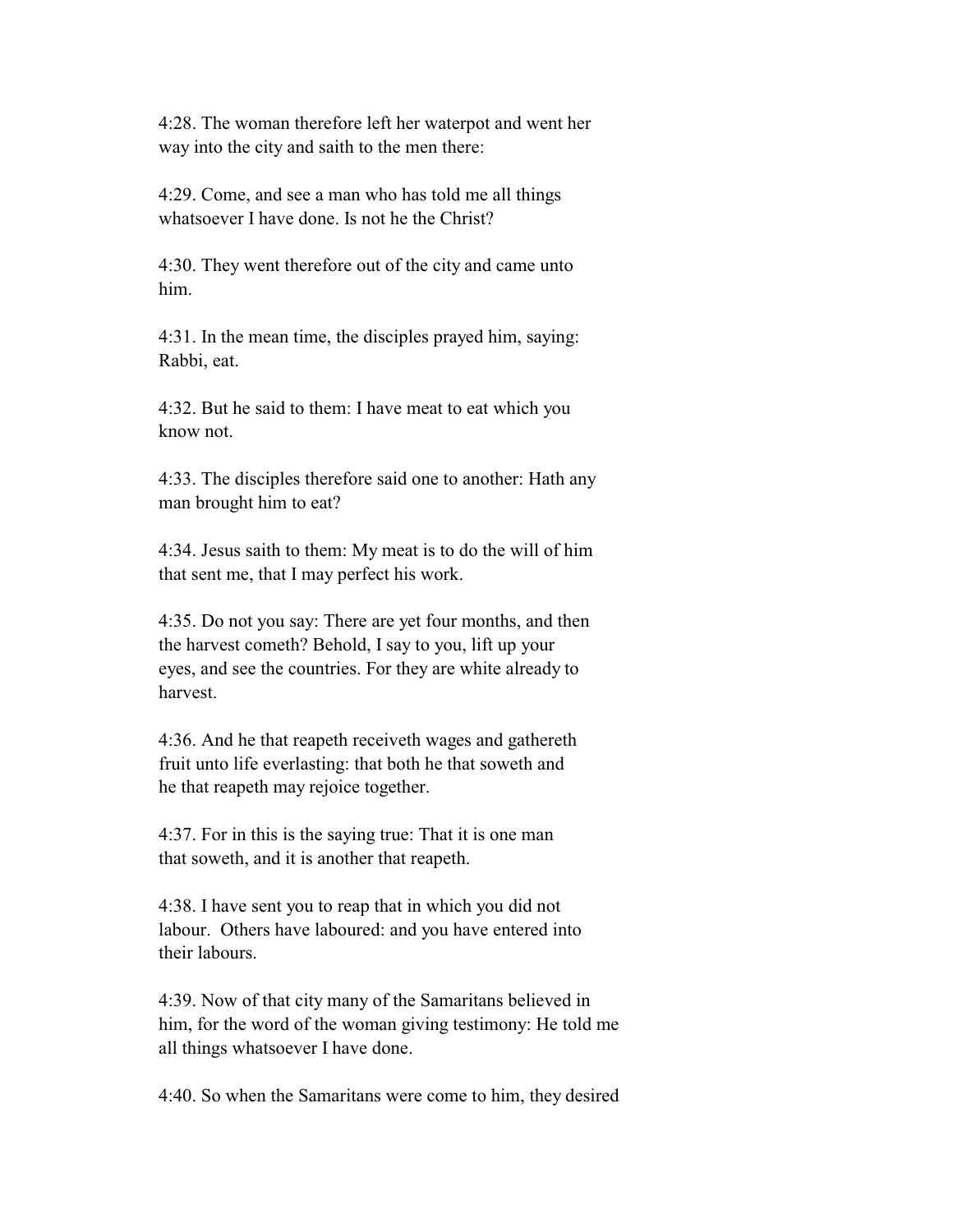4:28. The woman therefore left her waterpot and went her way into the city and saith to the men there:

4:29. Come, and see a man who has told me all things whatsoever I have done. Is not he the Christ?

4:30. They went therefore out of the city and came unto him.

4:31. In the mean time, the disciples prayed him, saying: Rabbi, eat.

4:32. But he said to them: I have meat to eat which you know not.

4:33. The disciples therefore said one to another: Hath any man brought him to eat?

4:34. Jesus saith to them: My meat is to do the will of him that sent me, that I may perfect his work.

4:35. Do not you say: There are yet four months, and then the harvest cometh? Behold, I say to you, lift up your eyes, and see the countries. For they are white already to harvest.

4:36. And he that reapeth receiveth wages and gathereth fruit unto life everlasting: that both he that soweth and he that reapeth may rejoice together.

4:37. For in this is the saying true: That it is one man that soweth, and it is another that reapeth.

4:38. I have sent you to reap that in which you did not labour. Others have laboured: and you have entered into their labours.

4:39. Now of that city many of the Samaritans believed in him, for the word of the woman giving testimony: He told me all things whatsoever I have done.

4:40. So when the Samaritans were come to him, they desired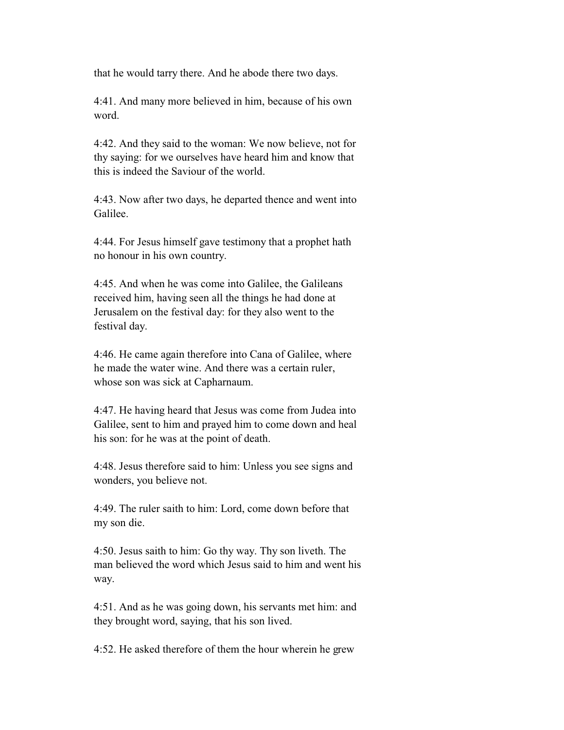that he would tarry there. And he abode there two days.

4:41. And many more believed in him, because of his own word.

4:42. And they said to the woman: We now believe, not for thy saying: for we ourselves have heard him and know that this is indeed the Saviour of the world.

4:43. Now after two days, he departed thence and went into Galilee.

4:44. For Jesus himself gave testimony that a prophet hath no honour in his own country.

4:45. And when he was come into Galilee, the Galileans received him, having seen all the things he had done at Jerusalem on the festival day: for they also went to the festival day.

4:46. He came again therefore into Cana of Galilee, where he made the water wine. And there was a certain ruler, whose son was sick at Capharnaum.

4:47. He having heard that Jesus was come from Judea into Galilee, sent to him and prayed him to come down and heal his son: for he was at the point of death.

4:48. Jesus therefore said to him: Unless you see signs and wonders, you believe not.

4:49. The ruler saith to him: Lord, come down before that my son die.

4:50. Jesus saith to him: Go thy way. Thy son liveth. The man believed the word which Jesus said to him and went his way.

4:51. And as he was going down, his servants met him: and they brought word, saying, that his son lived.

4:52. He asked therefore of them the hour wherein he grew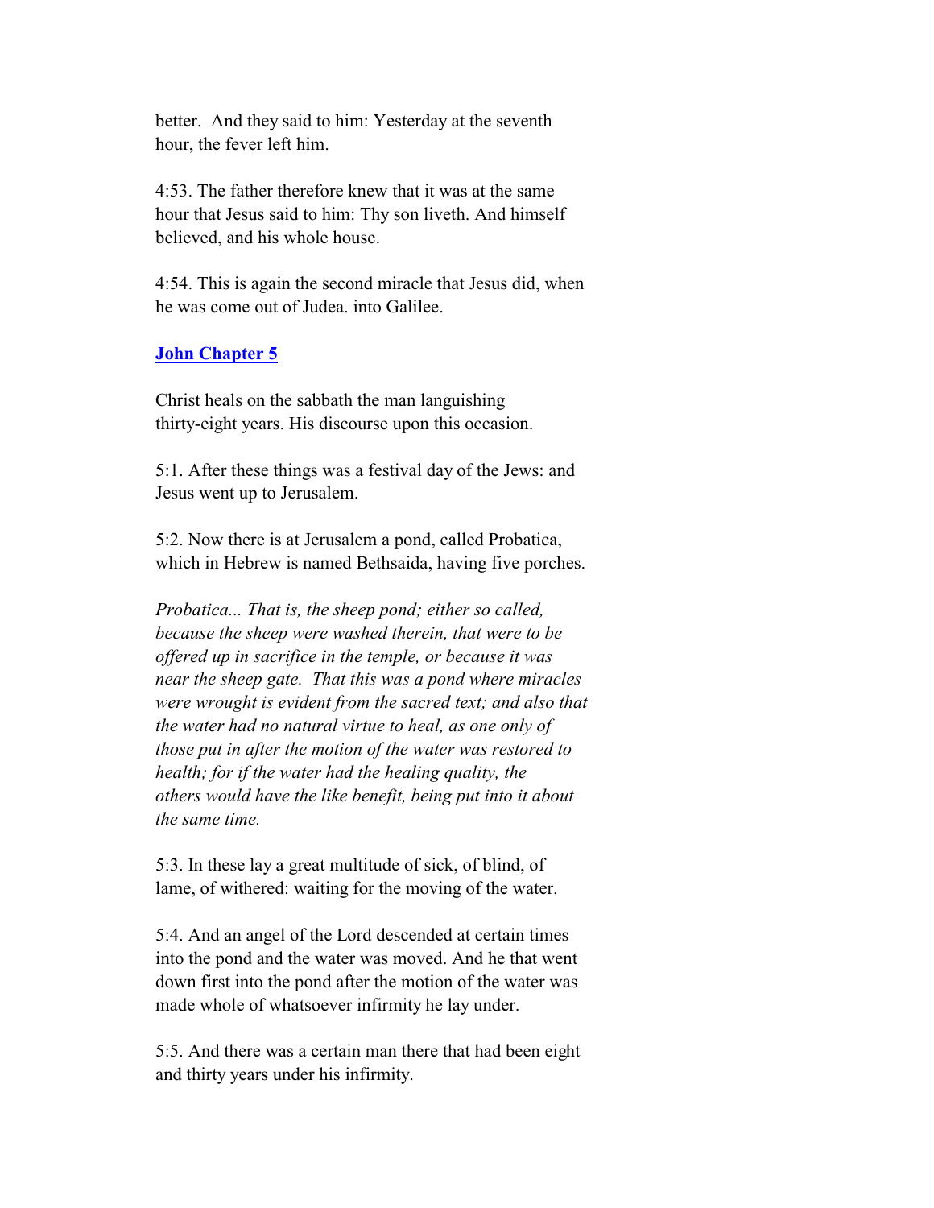better. And they said to him: Yesterday at the seventh hour, the fever left him.

4:53. The father therefore knew that it was at the same hour that Jesus said to him: Thy son liveth. And himself believed, and his whole house.

4:54. This is again the second miracle that Jesus did, when he was come out of Judea. into Galilee.

## John Chapter 5

Christ heals on the sabbath the man languishing thirty-eight years. His discourse upon this occasion.

5:1. After these things was a festival day of the Jews: and Jesus went up to Jerusalem.

5:2. Now there is at Jerusalem a pond, called Probatica, which in Hebrew is named Bethsaida, having five porches.

*Probatica... That is, the sheep pond; either so called, because the sheep were washed therein, that were to be offered up in sacrifice in the temple, or because it was near the sheep gate. That this was a pond where miracles were wrought is evident from the sacred text; and also that the water had no natural virtue to heal, as one only of those put in after the motion of the water was restored to health; for if the water had the healing quality, the others would have the like benefit, being put into it about the same time.*

5:3. In these lay a great multitude of sick, of blind, of lame, of withered: waiting for the moving of the water.

5:4. And an angel of the Lord descended at certain times into the pond and the water was moved. And he that went down first into the pond after the motion of the water was made whole of whatsoever infirmity he lay under.

5:5. And there was a certain man there that had been eight and thirty years under his infirmity.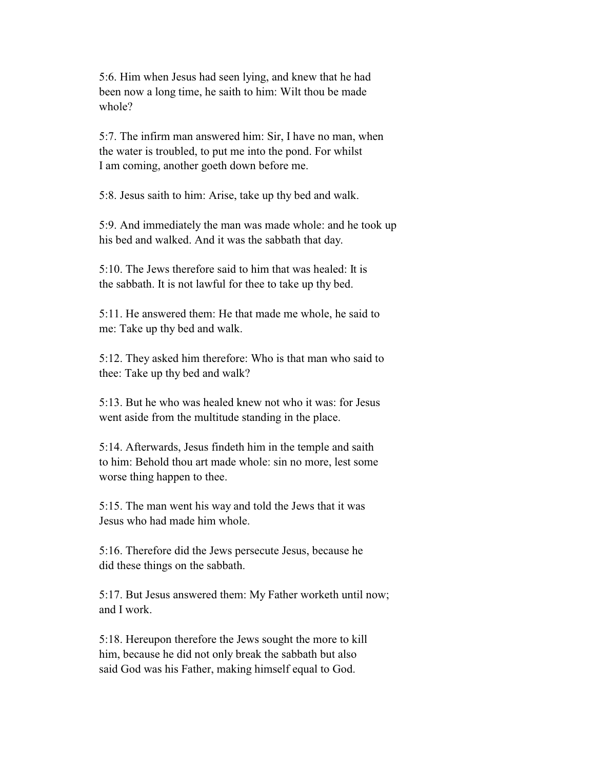5:6. Him when Jesus had seen lying, and knew that he had been now a long time, he saith to him: Wilt thou be made whole?

5:7. The infirm man answered him: Sir, I have no man, when the water is troubled, to put me into the pond. For whilst I am coming, another goeth down before me.

5:8. Jesus saith to him: Arise, take up thy bed and walk.

5:9. And immediately the man was made whole: and he took up his bed and walked. And it was the sabbath that day.

5:10. The Jews therefore said to him that was healed: It is the sabbath. It is not lawful for thee to take up thy bed.

5:11. He answered them: He that made me whole, he said to me: Take up thy bed and walk.

5:12. They asked him therefore: Who is that man who said to thee: Take up thy bed and walk?

5:13. But he who was healed knew not who it was: for Jesus went aside from the multitude standing in the place.

5:14. Afterwards, Jesus findeth him in the temple and saith to him: Behold thou art made whole: sin no more, lest some worse thing happen to thee.

5:15. The man went his way and told the Jews that it was Jesus who had made him whole.

5:16. Therefore did the Jews persecute Jesus, because he did these things on the sabbath.

5:17. But Jesus answered them: My Father worketh until now; and I work.

5:18. Hereupon therefore the Jews sought the more to kill him, because he did not only break the sabbath but also said God was his Father, making himself equal to God.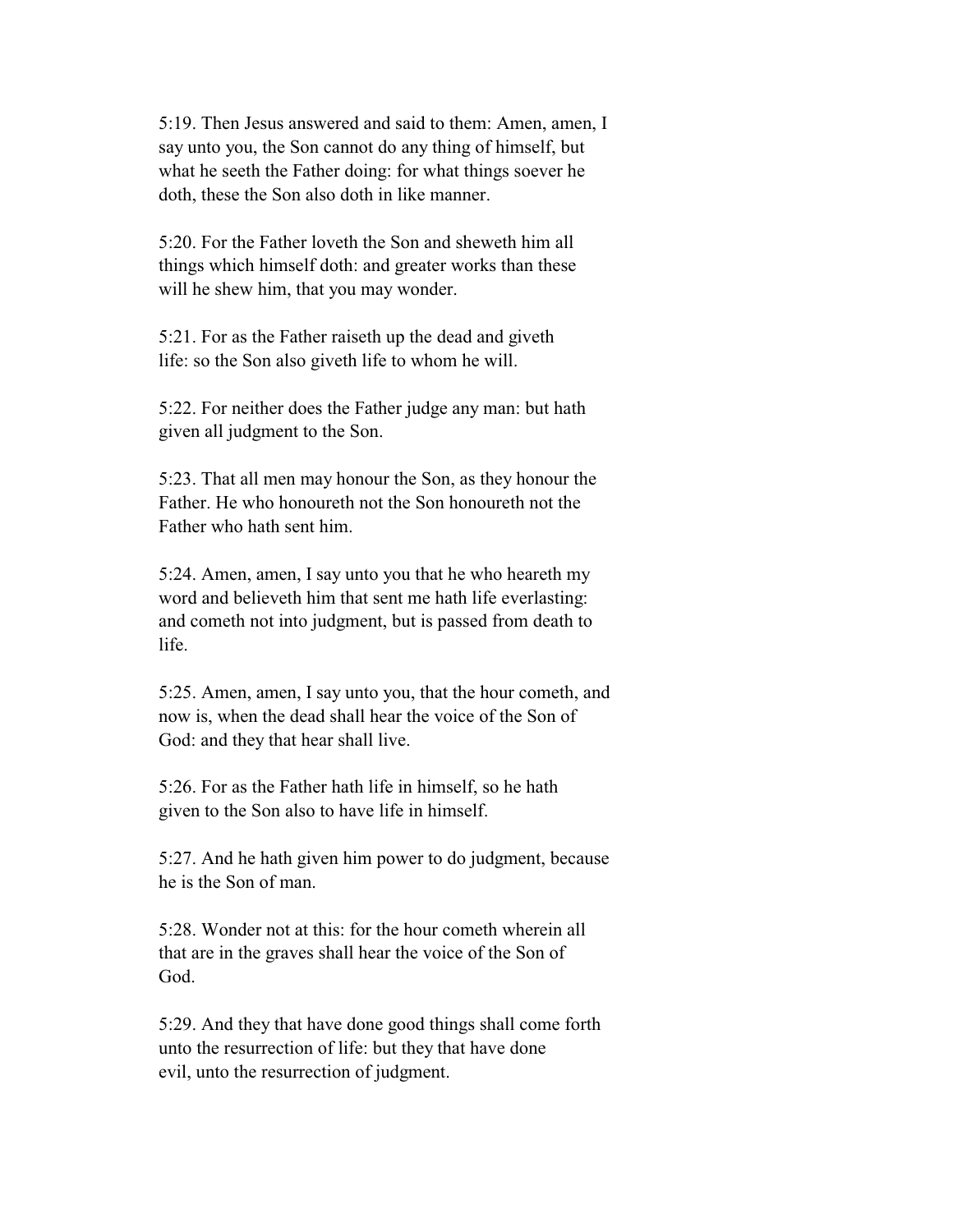5:19. Then Jesus answered and said to them: Amen, amen, I say unto you, the Son cannot do any thing of himself, but what he seeth the Father doing: for what things soever he doth, these the Son also doth in like manner.

5:20. For the Father loveth the Son and sheweth him all things which himself doth: and greater works than these will he shew him, that you may wonder.

5:21. For as the Father raiseth up the dead and giveth life: so the Son also giveth life to whom he will.

5:22. For neither does the Father judge any man: but hath given all judgment to the Son.

5:23. That all men may honour the Son, as they honour the Father. He who honoureth not the Son honoureth not the Father who hath sent him.

5:24. Amen, amen, I say unto you that he who heareth my word and believeth him that sent me hath life everlasting: and cometh not into judgment, but is passed from death to life.

5:25. Amen, amen, I say unto you, that the hour cometh, and now is, when the dead shall hear the voice of the Son of God: and they that hear shall live.

5:26. For as the Father hath life in himself, so he hath given to the Son also to have life in himself.

5:27. And he hath given him power to do judgment, because he is the Son of man.

5:28. Wonder not at this: for the hour cometh wherein all that are in the graves shall hear the voice of the Son of God.

5:29. And they that have done good things shall come forth unto the resurrection of life: but they that have done evil, unto the resurrection of judgment.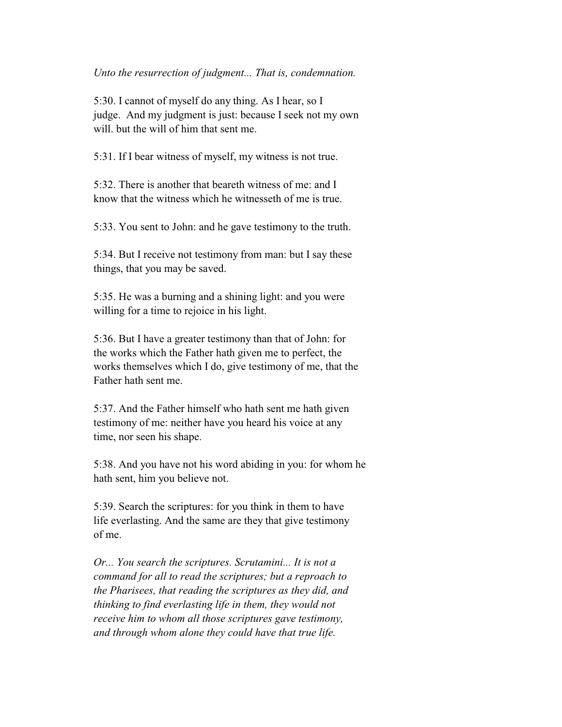*Unto the resurrection of judgment... That is, condemnation.*

5:30. I cannot of myself do any thing. As I hear, so I judge. And my judgment is just: because I seek not my own will. but the will of him that sent me.

5:31. If I bear witness of myself, my witness is not true.

5:32. There is another that beareth witness of me: and I know that the witness which he witnesseth of me is true.

5:33. You sent to John: and he gave testimony to the truth.

5:34. But I receive not testimony from man: but I say these things, that you may be saved.

5:35. He was a burning and a shining light: and you were willing for a time to rejoice in his light.

5:36. But I have a greater testimony than that of John: for the works which the Father hath given me to perfect, the works themselves which I do, give testimony of me, that the Father hath sent me.

5:37. And the Father himself who hath sent me hath given testimony of me: neither have you heard his voice at any time, nor seen his shape.

5:38. And you have not his word abiding in you: for whom he hath sent, him you believe not.

5:39. Search the scriptures: for you think in them to have life everlasting. And the same are they that give testimony of me.

*Or... You search the scriptures. Scrutamini... It is not a command for all to read the scriptures; but a reproach to the Pharisees, that reading the scriptures as they did, and thinking to find everlasting life in them, they would not receive him to whom all those scriptures gave testimony, and through whom alone they could have that true life.*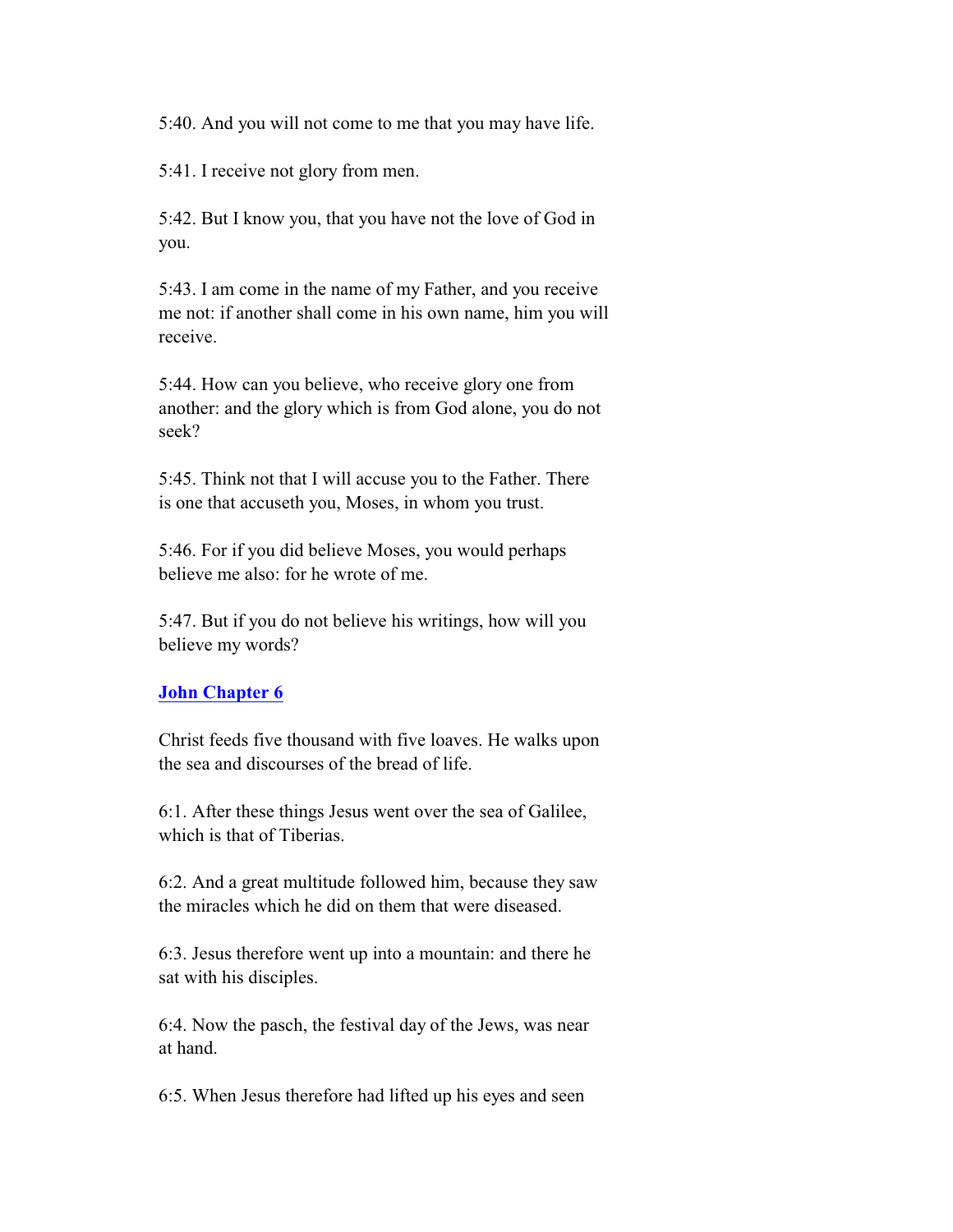5:40. And you will not come to me that you may have life.

5:41. I receive not glory from men.

5:42. But I know you, that you have not the love of God in you.

5:43. I am come in the name of my Father, and you receive me not: if another shall come in his own name, him you will receive.

5:44. How can you believe, who receive glory one from another: and the glory which is from God alone, you do not seek?

5:45. Think not that I will accuse you to the Father. There is one that accuseth you, Moses, in whom you trust.

5:46. For if you did believe Moses, you would perhaps believe me also: for he wrote of me.

5:47. But if you do not believe his writings, how will you believe my words?

## John Chapter 6

Christ feeds five thousand with five loaves. He walks upon the sea and discourses of the bread of life.

6:1. After these things Jesus went over the sea of Galilee, which is that of Tiberias.

6:2. And a great multitude followed him, because they saw the miracles which he did on them that were diseased.

6:3. Jesus therefore went up into a mountain: and there he sat with his disciples.

6:4. Now the pasch, the festival day of the Jews, was near at hand.

6:5. When Jesus therefore had lifted up his eyes and seen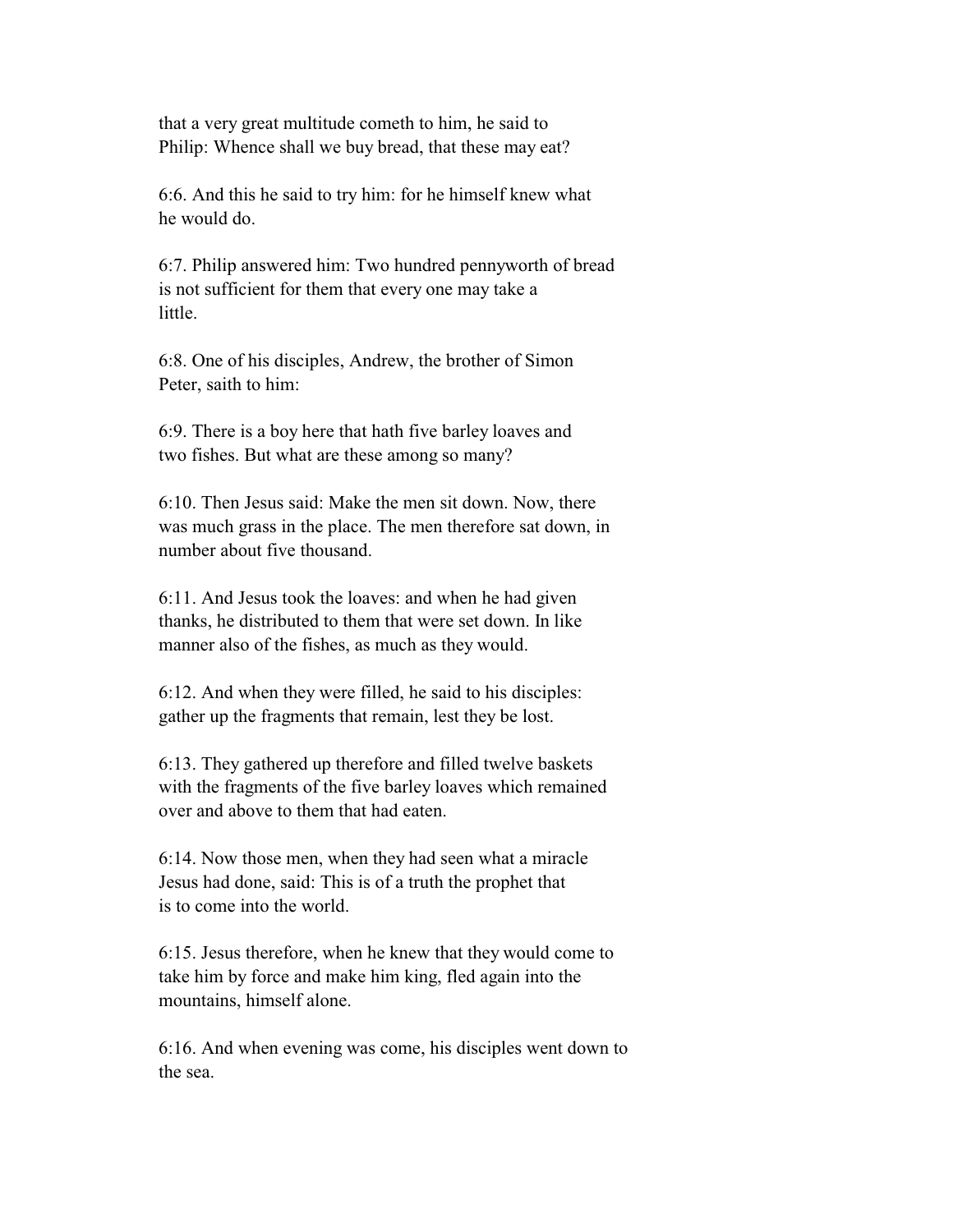that a very great multitude cometh to him, he said to Philip: Whence shall we buy bread, that these may eat?

6:6. And this he said to try him: for he himself knew what he would do.

6:7. Philip answered him: Two hundred pennyworth of bread is not sufficient for them that every one may take a little.

6:8. One of his disciples, Andrew, the brother of Simon Peter, saith to him:

6:9. There is a boy here that hath five barley loaves and two fishes. But what are these among so many?

6:10. Then Jesus said: Make the men sit down. Now, there was much grass in the place. The men therefore sat down, in number about five thousand.

6:11. And Jesus took the loaves: and when he had given thanks, he distributed to them that were set down. In like manner also of the fishes, as much as they would.

6:12. And when they were filled, he said to his disciples: gather up the fragments that remain, lest they be lost.

6:13. They gathered up therefore and filled twelve baskets with the fragments of the five barley loaves which remained over and above to them that had eaten.

6:14. Now those men, when they had seen what a miracle Jesus had done, said: This is of a truth the prophet that is to come into the world.

6:15. Jesus therefore, when he knew that they would come to take him by force and make him king, fled again into the mountains, himself alone.

6:16. And when evening was come, his disciples went down to the sea.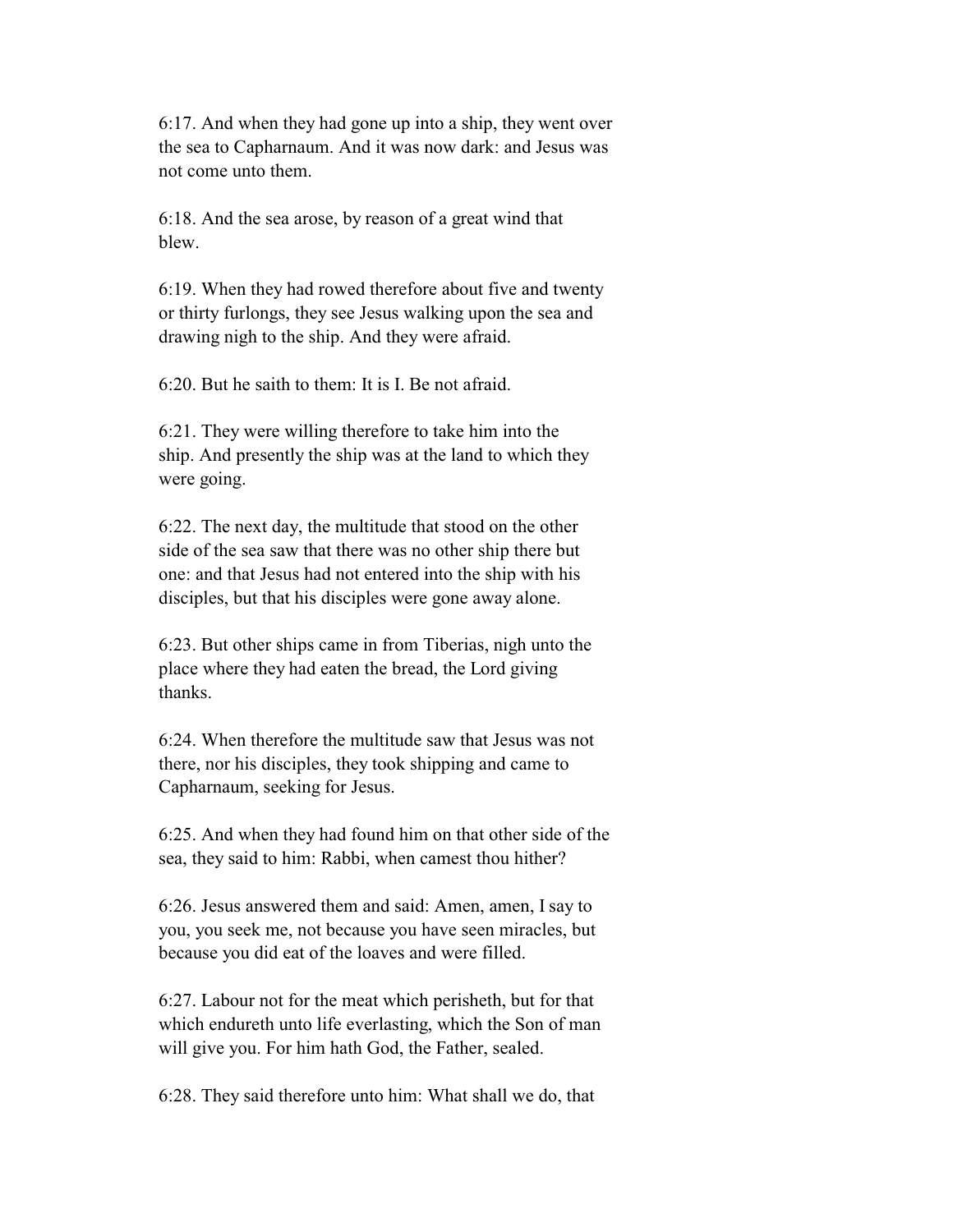6:17. And when they had gone up into a ship, they went over the sea to Capharnaum. And it was now dark: and Jesus was not come unto them.

6:18. And the sea arose, by reason of a great wind that blew.

6:19. When they had rowed therefore about five and twenty or thirty furlongs, they see Jesus walking upon the sea and drawing nigh to the ship. And they were afraid.

6:20. But he saith to them: It is I. Be not afraid.

6:21. They were willing therefore to take him into the ship. And presently the ship was at the land to which they were going.

6:22. The next day, the multitude that stood on the other side of the sea saw that there was no other ship there but one: and that Jesus had not entered into the ship with his disciples, but that his disciples were gone away alone.

6:23. But other ships came in from Tiberias, nigh unto the place where they had eaten the bread, the Lord giving thanks.

6:24. When therefore the multitude saw that Jesus was not there, nor his disciples, they took shipping and came to Capharnaum, seeking for Jesus.

6:25. And when they had found him on that other side of the sea, they said to him: Rabbi, when camest thou hither?

6:26. Jesus answered them and said: Amen, amen, I say to you, you seek me, not because you have seen miracles, but because you did eat of the loaves and were filled.

6:27. Labour not for the meat which perisheth, but for that which endureth unto life everlasting, which the Son of man will give you. For him hath God, the Father, sealed.

6:28. They said therefore unto him: What shall we do, that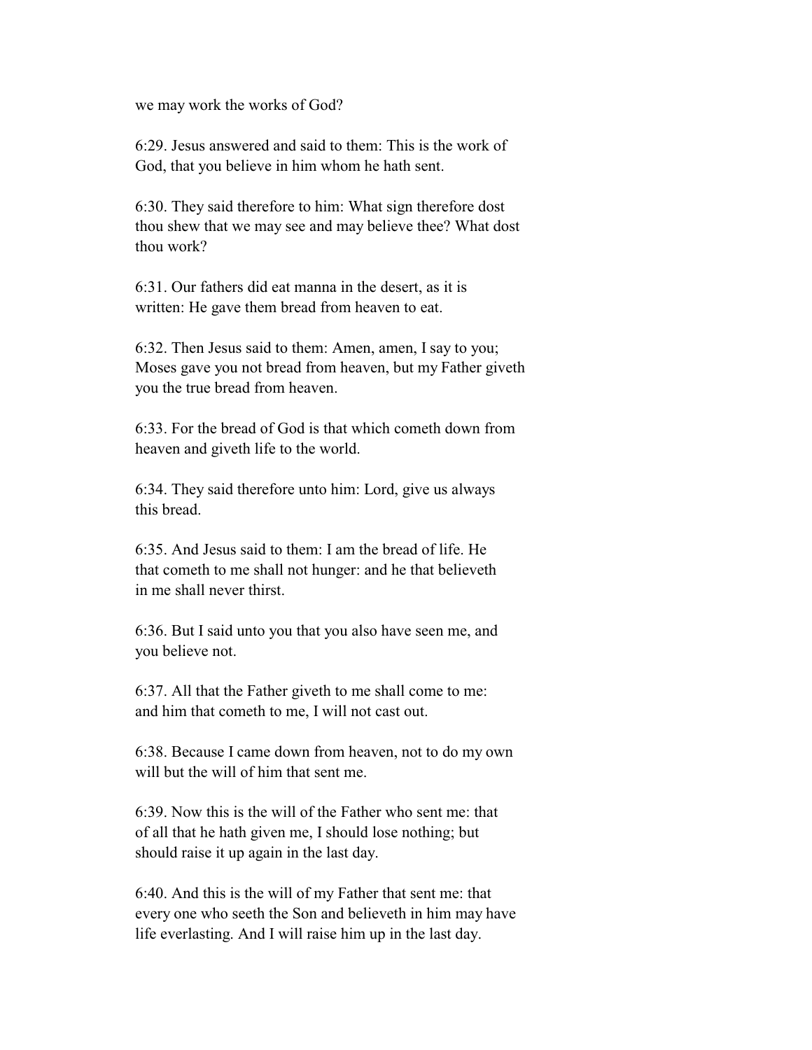we may work the works of God?

6:29. Jesus answered and said to them: This is the work of God, that you believe in him whom he hath sent.

6:30. They said therefore to him: What sign therefore dost thou shew that we may see and may believe thee? What dost thou work?

6:31. Our fathers did eat manna in the desert, as it is written: He gave them bread from heaven to eat.

6:32. Then Jesus said to them: Amen, amen, I say to you; Moses gave you not bread from heaven, but my Father giveth you the true bread from heaven.

6:33. For the bread of God is that which cometh down from heaven and giveth life to the world.

6:34. They said therefore unto him: Lord, give us always this bread.

6:35. And Jesus said to them: I am the bread of life. He that cometh to me shall not hunger: and he that believeth in me shall never thirst.

6:36. But I said unto you that you also have seen me, and you believe not.

6:37. All that the Father giveth to me shall come to me: and him that cometh to me, I will not cast out.

6:38. Because I came down from heaven, not to do my own will but the will of him that sent me.

6:39. Now this is the will of the Father who sent me: that of all that he hath given me, I should lose nothing; but should raise it up again in the last day.

6:40. And this is the will of my Father that sent me: that every one who seeth the Son and believeth in him may have life everlasting. And I will raise him up in the last day.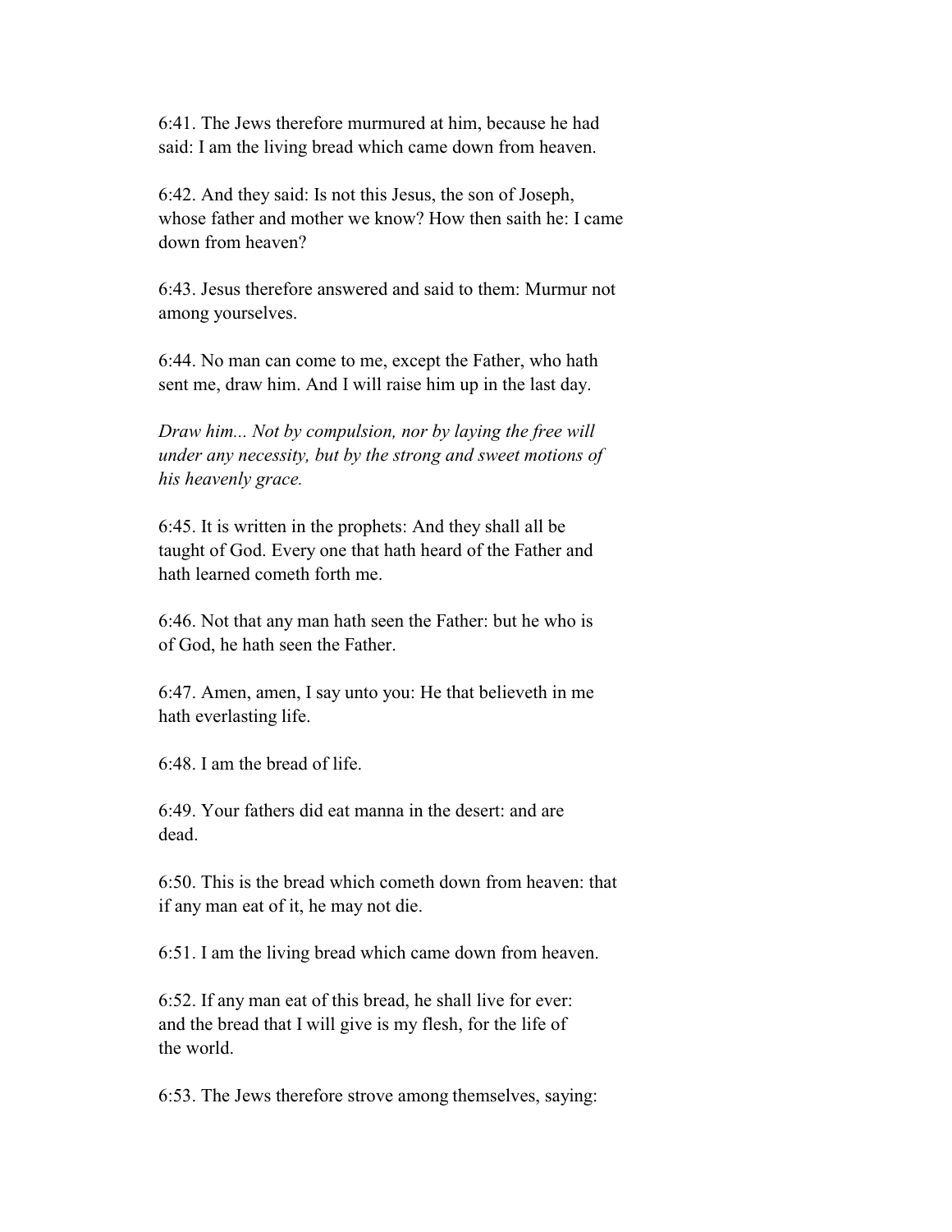6:41. The Jews therefore murmured at him, because he had said: I am the living bread which came down from heaven.

6:42. And they said: Is not this Jesus, the son of Joseph, whose father and mother we know? How then saith he: I came down from heaven?

6:43. Jesus therefore answered and said to them: Murmur not among yourselves.

6:44. No man can come to me, except the Father, who hath sent me, draw him. And I will raise him up in the last day.

*Draw him... Not by compulsion, nor by laying the free will under any necessity, but by the strong and sweet motions of his heavenly grace.*

6:45. It is written in the prophets: And they shall all be taught of God. Every one that hath heard of the Father and hath learned cometh forth me.

6:46. Not that any man hath seen the Father: but he who is of God, he hath seen the Father.

6:47. Amen, amen, I say unto you: He that believeth in me hath everlasting life.

6:48. I am the bread of life.

6:49. Your fathers did eat manna in the desert: and are dead.

6:50. This is the bread which cometh down from heaven: that if any man eat of it, he may not die.

6:51. I am the living bread which came down from heaven.

6:52. If any man eat of this bread, he shall live for ever: and the bread that I will give is my flesh, for the life of the world.

6:53. The Jews therefore strove among themselves, saying: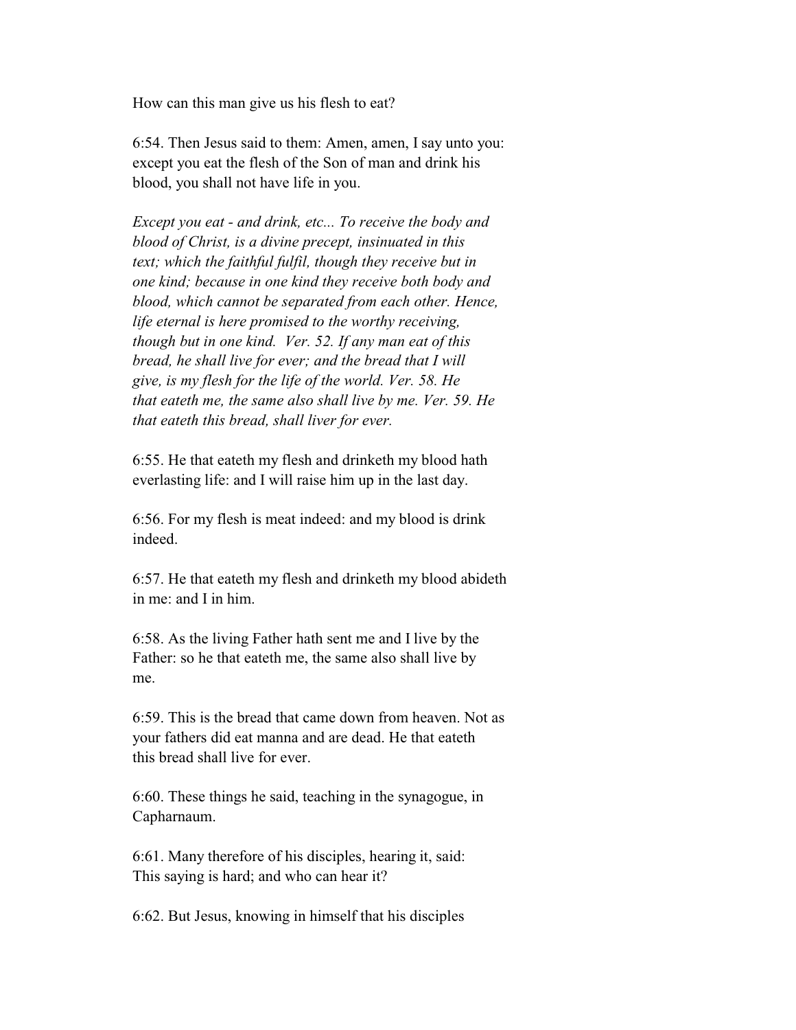How can this man give us his flesh to eat?

6:54. Then Jesus said to them: Amen, amen, I say unto you: except you eat the flesh of the Son of man and drink his blood, you shall not have life in you.

*Except you eat - and drink, etc... To receive the body and blood of Christ, is a divine precept, insinuated in this text; which the faithful fulfil, though they receive but in one kind; because in one kind they receive both body and blood, which cannot be separated from each other. Hence, life eternal is here promised to the worthy receiving, though but in one kind. Ver. 52. If any man eat of this bread, he shall live for ever; and the bread that I will give, is my flesh for the life of the world. Ver. 58. He that eateth me, the same also shall live by me. Ver. 59. He that eateth this bread, shall liver for ever.*

6:55. He that eateth my flesh and drinketh my blood hath everlasting life: and I will raise him up in the last day.

6:56. For my flesh is meat indeed: and my blood is drink indeed.

6:57. He that eateth my flesh and drinketh my blood abideth in me: and I in him.

6:58. As the living Father hath sent me and I live by the Father: so he that eateth me, the same also shall live by me.

6:59. This is the bread that came down from heaven. Not as your fathers did eat manna and are dead. He that eateth this bread shall live for ever.

6:60. These things he said, teaching in the synagogue, in Capharnaum.

6:61. Many therefore of his disciples, hearing it, said: This saying is hard; and who can hear it?

6:62. But Jesus, knowing in himself that his disciples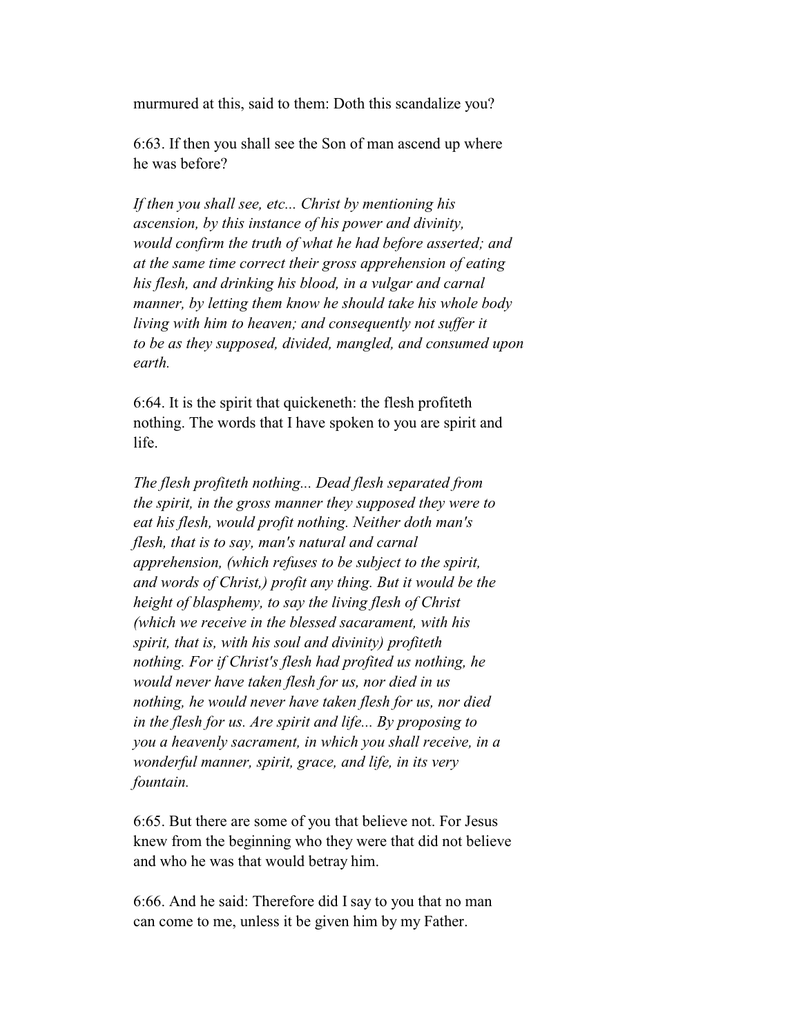murmured at this, said to them: Doth this scandalize you?

6:63. If then you shall see the Son of man ascend up where he was before?

*If then you shall see, etc... Christ by mentioning his ascension, by this instance of his power and divinity, would confirm the truth of what he had before asserted; and at the same time correct their gross apprehension of eating his flesh, and drinking his blood, in a vulgar and carnal manner, by letting them know he should take his whole body living with him to heaven; and consequently not suffer it to be as they supposed, divided, mangled, and consumed upon earth.*

6:64. It is the spirit that quickeneth: the flesh profiteth nothing. The words that I have spoken to you are spirit and life.

*The flesh profiteth nothing... Dead flesh separated from the spirit, in the gross manner they supposed they were to eat his flesh, would profit nothing. Neither doth man's flesh, that is to say, man's natural and carnal apprehension, (which refuses to be subject to the spirit, and words of Christ,) profit any thing. But it would be the height of blasphemy, to say the living flesh of Christ (which we receive in the blessed sacarament, with his spirit, that is, with his soul and divinity) profiteth nothing. For if Christ's flesh had profited us nothing, he would never have taken flesh for us, nor died in us nothing, he would never have taken flesh for us, nor died in the flesh for us. Are spirit and life... By proposing to you a heavenly sacrament, in which you shall receive, in a wonderful manner, spirit, grace, and life, in its very fountain.*

6:65. But there are some of you that believe not. For Jesus knew from the beginning who they were that did not believe and who he was that would betray him.

6:66. And he said: Therefore did I say to you that no man can come to me, unless it be given him by my Father.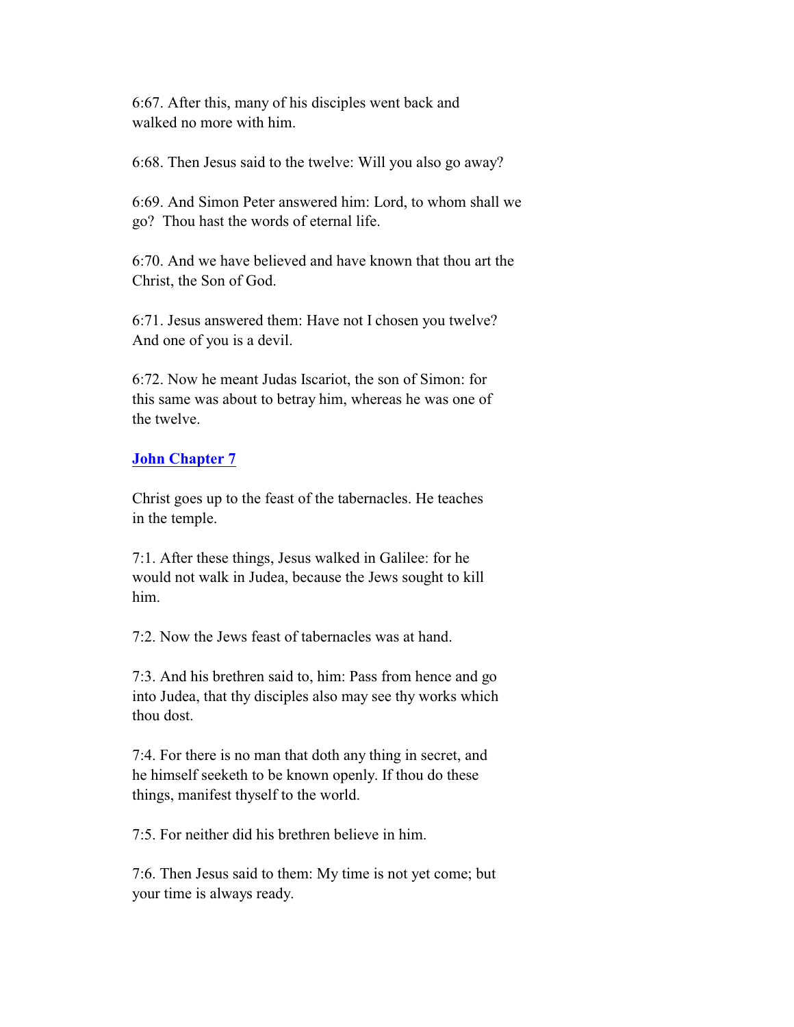6:67. After this, many of his disciples went back and walked no more with him.

6:68. Then Jesus said to the twelve: Will you also go away?

6:69. And Simon Peter answered him: Lord, to whom shall we go? Thou hast the words of eternal life.

6:70. And we have believed and have known that thou art the Christ, the Son of God.

6:71. Jesus answered them: Have not I chosen you twelve? And one of you is a devil.

6:72. Now he meant Judas Iscariot, the son of Simon: for this same was about to betray him, whereas he was one of the twelve.

## John Chapter 7

Christ goes up to the feast of the tabernacles. He teaches in the temple.

7:1. After these things, Jesus walked in Galilee: for he would not walk in Judea, because the Jews sought to kill him.

7:2. Now the Jews feast of tabernacles was at hand.

7:3. And his brethren said to, him: Pass from hence and go into Judea, that thy disciples also may see thy works which thou dost.

7:4. For there is no man that doth any thing in secret, and he himself seeketh to be known openly. If thou do these things, manifest thyself to the world.

7:5. For neither did his brethren believe in him.

7:6. Then Jesus said to them: My time is not yet come; but your time is always ready.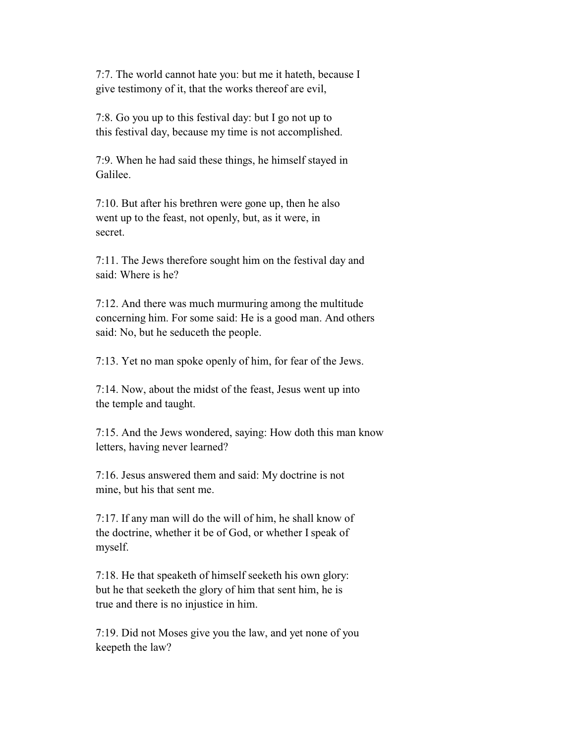7:7. The world cannot hate you: but me it hateth, because I give testimony of it, that the works thereof are evil,

7:8. Go you up to this festival day: but I go not up to this festival day, because my time is not accomplished.

7:9. When he had said these things, he himself stayed in Galilee.

7:10. But after his brethren were gone up, then he also went up to the feast, not openly, but, as it were, in secret.

7:11. The Jews therefore sought him on the festival day and said: Where is he?

7:12. And there was much murmuring among the multitude concerning him. For some said: He is a good man. And others said: No, but he seduceth the people.

7:13. Yet no man spoke openly of him, for fear of the Jews.

7:14. Now, about the midst of the feast, Jesus went up into the temple and taught.

7:15. And the Jews wondered, saying: How doth this man know letters, having never learned?

7:16. Jesus answered them and said: My doctrine is not mine, but his that sent me.

7:17. If any man will do the will of him, he shall know of the doctrine, whether it be of God, or whether I speak of myself.

7:18. He that speaketh of himself seeketh his own glory: but he that seeketh the glory of him that sent him, he is true and there is no injustice in him.

7:19. Did not Moses give you the law, and yet none of you keepeth the law?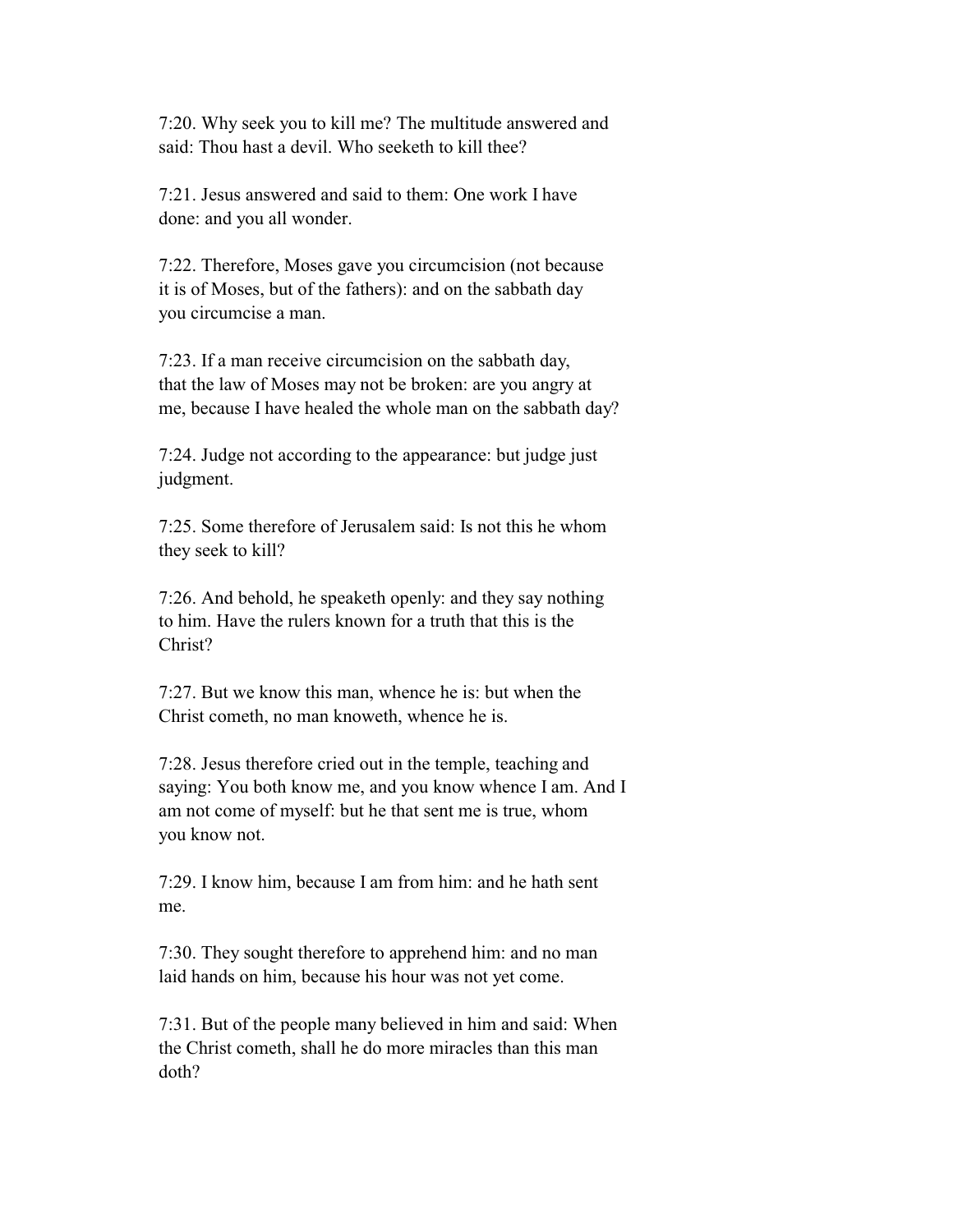7:20. Why seek you to kill me? The multitude answered and said: Thou hast a devil. Who seeketh to kill thee?

7:21. Jesus answered and said to them: One work I have done: and you all wonder.

7:22. Therefore, Moses gave you circumcision (not because it is of Moses, but of the fathers): and on the sabbath day you circumcise a man.

7:23. If a man receive circumcision on the sabbath day, that the law of Moses may not be broken: are you angry at me, because I have healed the whole man on the sabbath day?

7:24. Judge not according to the appearance: but judge just judgment.

7:25. Some therefore of Jerusalem said: Is not this he whom they seek to kill?

7:26. And behold, he speaketh openly: and they say nothing to him. Have the rulers known for a truth that this is the Christ?

7:27. But we know this man, whence he is: but when the Christ cometh, no man knoweth, whence he is.

7:28. Jesus therefore cried out in the temple, teaching and saying: You both know me, and you know whence I am. And I am not come of myself: but he that sent me is true, whom you know not.

7:29. I know him, because I am from him: and he hath sent me.

7:30. They sought therefore to apprehend him: and no man laid hands on him, because his hour was not yet come.

7:31. But of the people many believed in him and said: When the Christ cometh, shall he do more miracles than this man doth?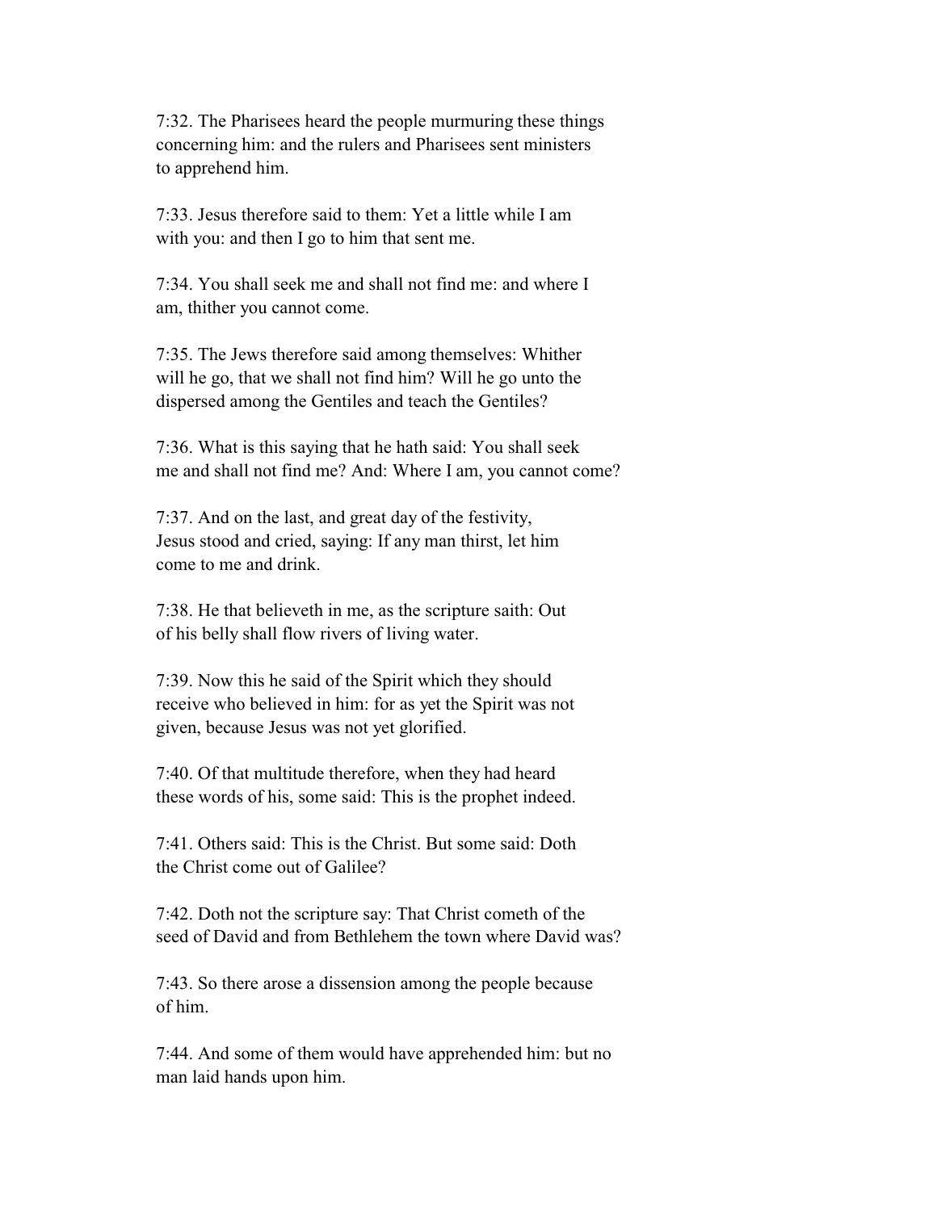7:32. The Pharisees heard the people murmuring these things concerning him: and the rulers and Pharisees sent ministers to apprehend him.

7:33. Jesus therefore said to them: Yet a little while I am with you: and then I go to him that sent me.

7:34. You shall seek me and shall not find me: and where I am, thither you cannot come.

7:35. The Jews therefore said among themselves: Whither will he go, that we shall not find him? Will he go unto the dispersed among the Gentiles and teach the Gentiles?

7:36. What is this saying that he hath said: You shall seek me and shall not find me? And: Where I am, you cannot come?

7:37. And on the last, and great day of the festivity, Jesus stood and cried, saying: If any man thirst, let him come to me and drink.

7:38. He that believeth in me, as the scripture saith: Out of his belly shall flow rivers of living water.

7:39. Now this he said of the Spirit which they should receive who believed in him: for as yet the Spirit was not given, because Jesus was not yet glorified.

7:40. Of that multitude therefore, when they had heard these words of his, some said: This is the prophet indeed.

7:41. Others said: This is the Christ. But some said: Doth the Christ come out of Galilee?

7:42. Doth not the scripture say: That Christ cometh of the seed of David and from Bethlehem the town where David was?

7:43. So there arose a dissension among the people because of him.

7:44. And some of them would have apprehended him: but no man laid hands upon him.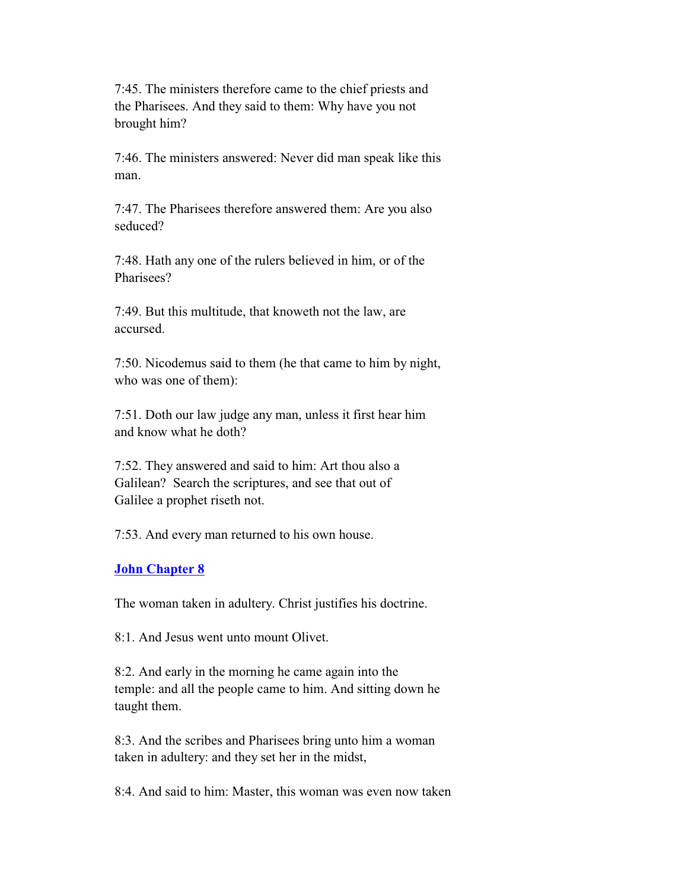7:45. The ministers therefore came to the chief priests and the Pharisees. And they said to them: Why have you not brought him?

7:46. The ministers answered: Never did man speak like this man.

7:47. The Pharisees therefore answered them: Are you also seduced?

7:48. Hath any one of the rulers believed in him, or of the Pharisees?

7:49. But this multitude, that knoweth not the law, are accursed.

7:50. Nicodemus said to them (he that came to him by night, who was one of them):

7:51. Doth our law judge any man, unless it first hear him and know what he doth?

7:52. They answered and said to him: Art thou also a Galilean? Search the scriptures, and see that out of Galilee a prophet riseth not.

7:53. And every man returned to his own house.

## John Chapter 8

The woman taken in adultery. Christ justifies his doctrine.

8:1. And Jesus went unto mount Olivet.

8:2. And early in the morning he came again into the temple: and all the people came to him. And sitting down he taught them.

8:3. And the scribes and Pharisees bring unto him a woman taken in adultery: and they set her in the midst,

8:4. And said to him: Master, this woman was even now taken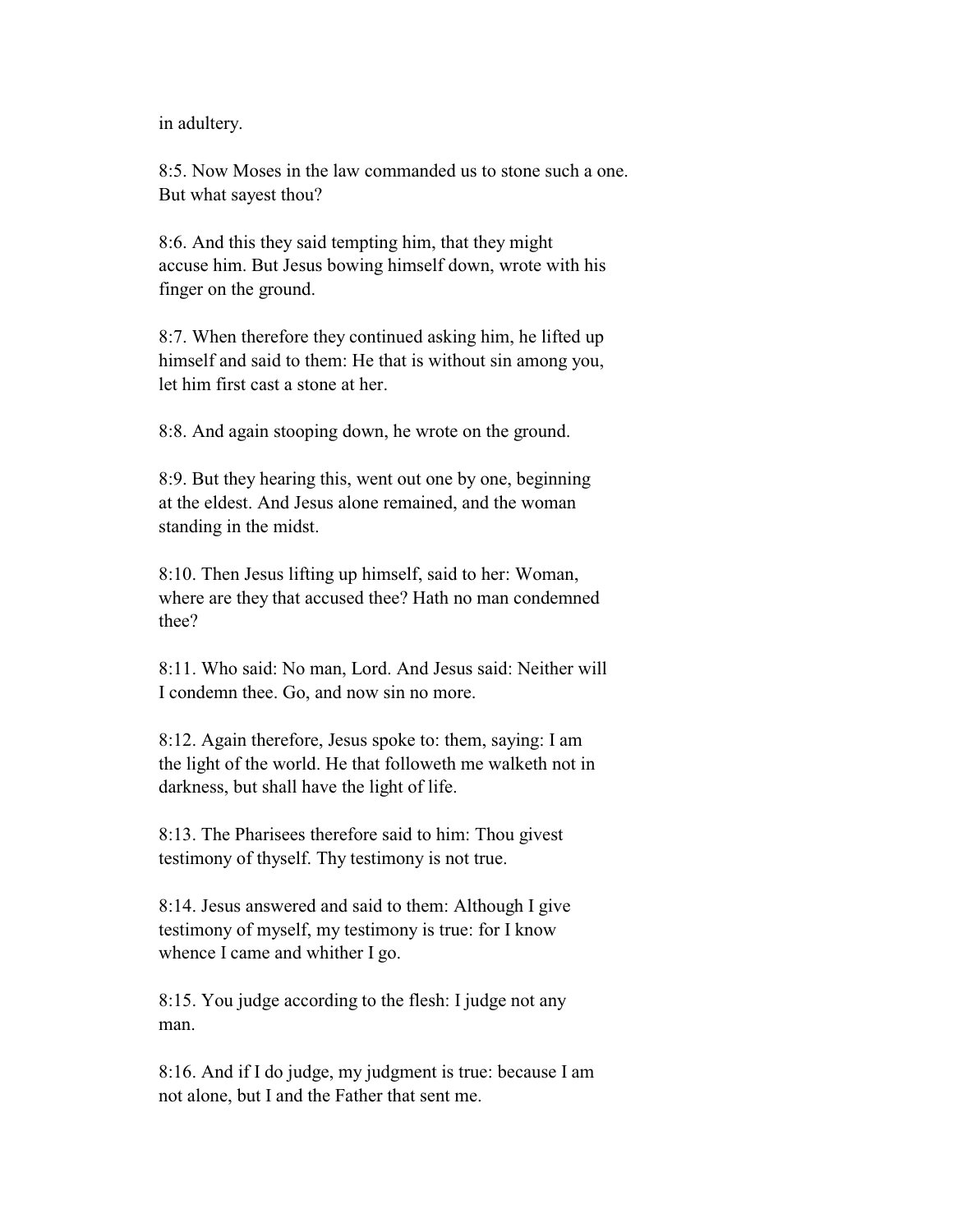in adultery.

8:5. Now Moses in the law commanded us to stone such a one. But what sayest thou?

8:6. And this they said tempting him, that they might accuse him. But Jesus bowing himself down, wrote with his finger on the ground.

8:7. When therefore they continued asking him, he lifted up himself and said to them: He that is without sin among you, let him first cast a stone at her.

8:8. And again stooping down, he wrote on the ground.

8:9. But they hearing this, went out one by one, beginning at the eldest. And Jesus alone remained, and the woman standing in the midst.

8:10. Then Jesus lifting up himself, said to her: Woman, where are they that accused thee? Hath no man condemned thee?

8:11. Who said: No man, Lord. And Jesus said: Neither will I condemn thee. Go, and now sin no more.

8:12. Again therefore, Jesus spoke to: them, saying: I am the light of the world. He that followeth me walketh not in darkness, but shall have the light of life.

8:13. The Pharisees therefore said to him: Thou givest testimony of thyself. Thy testimony is not true.

8:14. Jesus answered and said to them: Although I give testimony of myself, my testimony is true: for I know whence I came and whither I go.

8:15. You judge according to the flesh: I judge not any man.

8:16. And if I do judge, my judgment is true: because I am not alone, but I and the Father that sent me.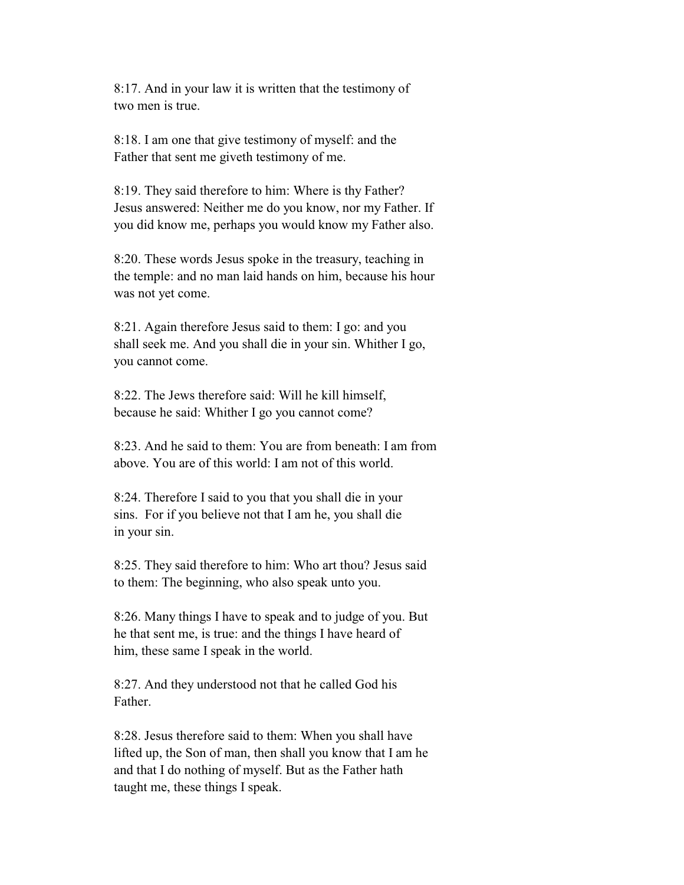8:17. And in your law it is written that the testimony of two men is true.

8:18. I am one that give testimony of myself: and the Father that sent me giveth testimony of me.

8:19. They said therefore to him: Where is thy Father? Jesus answered: Neither me do you know, nor my Father. If you did know me, perhaps you would know my Father also.

8:20. These words Jesus spoke in the treasury, teaching in the temple: and no man laid hands on him, because his hour was not yet come.

8:21. Again therefore Jesus said to them: I go: and you shall seek me. And you shall die in your sin. Whither I go, you cannot come.

8:22. The Jews therefore said: Will he kill himself, because he said: Whither I go you cannot come?

8:23. And he said to them: You are from beneath: I am from above. You are of this world: I am not of this world.

8:24. Therefore I said to you that you shall die in your sins. For if you believe not that I am he, you shall die in your sin.

8:25. They said therefore to him: Who art thou? Jesus said to them: The beginning, who also speak unto you.

8:26. Many things I have to speak and to judge of you. But he that sent me, is true: and the things I have heard of him, these same I speak in the world.

8:27. And they understood not that he called God his Father.

8:28. Jesus therefore said to them: When you shall have lifted up, the Son of man, then shall you know that I am he and that I do nothing of myself. But as the Father hath taught me, these things I speak.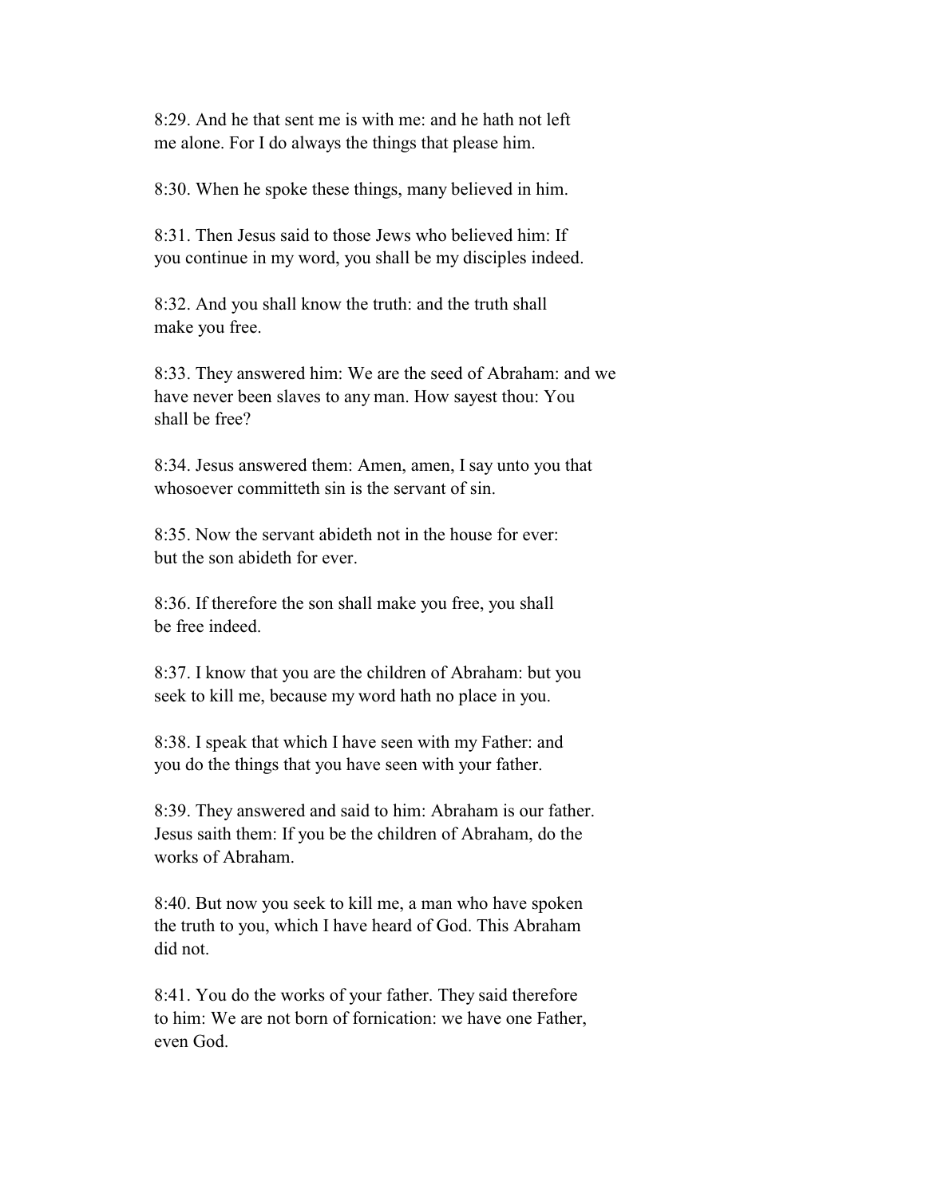8:29. And he that sent me is with me: and he hath not left me alone. For I do always the things that please him.

8:30. When he spoke these things, many believed in him.

8:31. Then Jesus said to those Jews who believed him: If you continue in my word, you shall be my disciples indeed.

8:32. And you shall know the truth: and the truth shall make you free.

8:33. They answered him: We are the seed of Abraham: and we have never been slaves to any man. How sayest thou: You shall be free?

8:34. Jesus answered them: Amen, amen, I say unto you that whosoever committeth sin is the servant of sin.

8:35. Now the servant abideth not in the house for ever: but the son abideth for ever.

8:36. If therefore the son shall make you free, you shall be free indeed.

8:37. I know that you are the children of Abraham: but you seek to kill me, because my word hath no place in you.

8:38. I speak that which I have seen with my Father: and you do the things that you have seen with your father.

8:39. They answered and said to him: Abraham is our father. Jesus saith them: If you be the children of Abraham, do the works of Abraham.

8:40. But now you seek to kill me, a man who have spoken the truth to you, which I have heard of God. This Abraham did not.

8:41. You do the works of your father. They said therefore to him: We are not born of fornication: we have one Father, even God.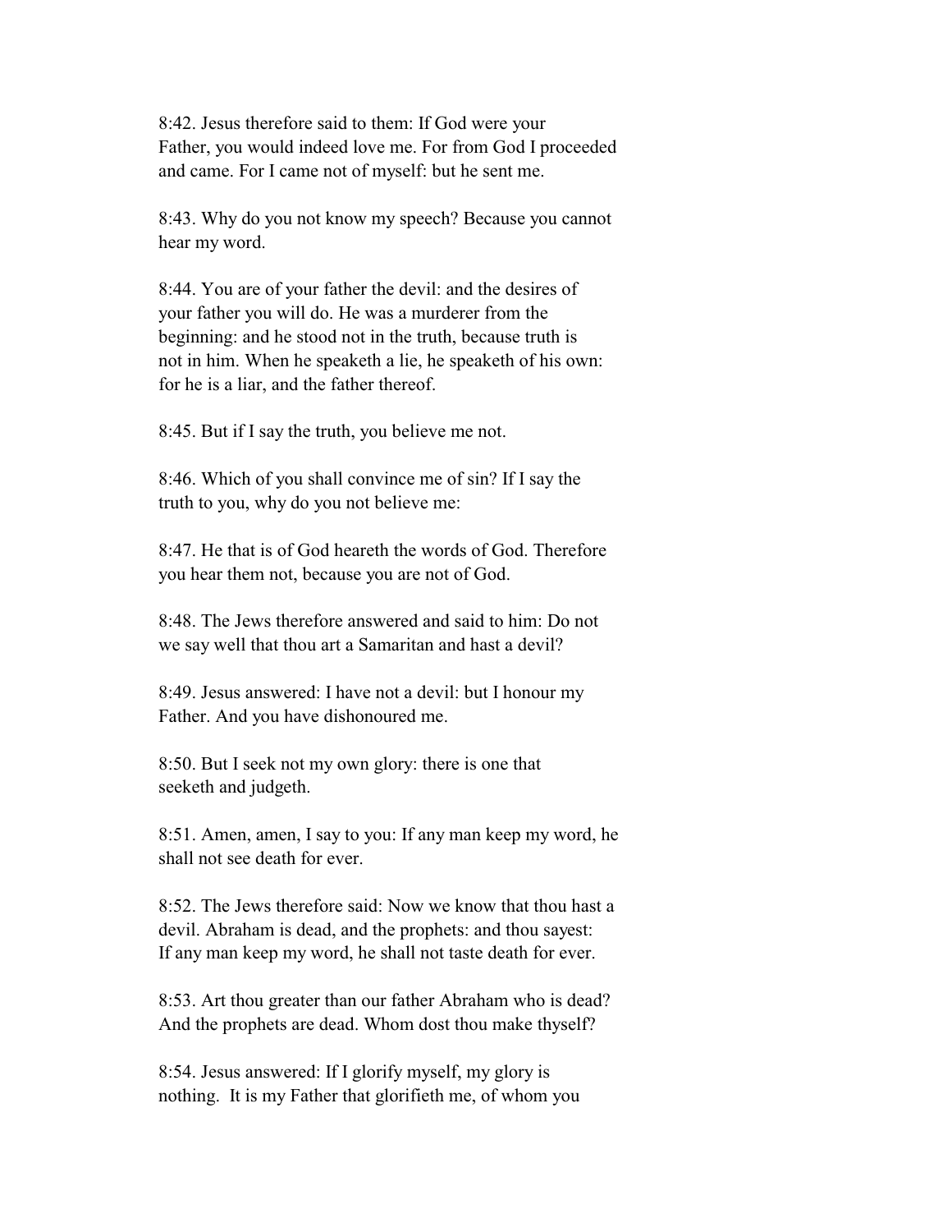8:42. Jesus therefore said to them: If God were your Father, you would indeed love me. For from God I proceeded and came. For I came not of myself: but he sent me.

8:43. Why do you not know my speech? Because you cannot hear my word.

8:44. You are of your father the devil: and the desires of your father you will do. He was a murderer from the beginning: and he stood not in the truth, because truth is not in him. When he speaketh a lie, he speaketh of his own: for he is a liar, and the father thereof.

8:45. But if I say the truth, you believe me not.

8:46. Which of you shall convince me of sin? If I say the truth to you, why do you not believe me:

8:47. He that is of God heareth the words of God. Therefore you hear them not, because you are not of God.

8:48. The Jews therefore answered and said to him: Do not we say well that thou art a Samaritan and hast a devil?

8:49. Jesus answered: I have not a devil: but I honour my Father. And you have dishonoured me.

8:50. But I seek not my own glory: there is one that seeketh and judgeth.

8:51. Amen, amen, I say to you: If any man keep my word, he shall not see death for ever.

8:52. The Jews therefore said: Now we know that thou hast a devil. Abraham is dead, and the prophets: and thou sayest: If any man keep my word, he shall not taste death for ever.

8:53. Art thou greater than our father Abraham who is dead? And the prophets are dead. Whom dost thou make thyself?

8:54. Jesus answered: If I glorify myself, my glory is nothing. It is my Father that glorifieth me, of whom you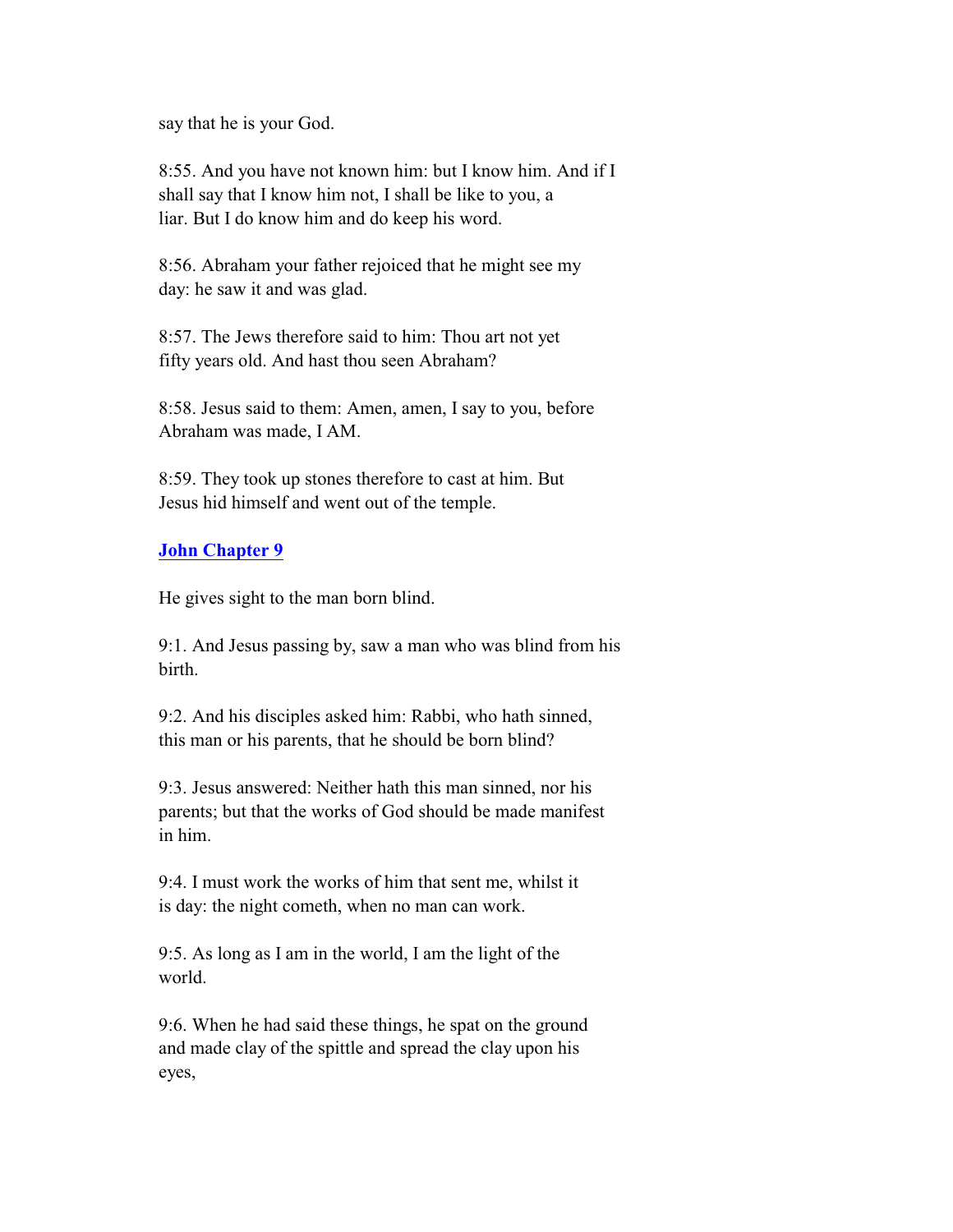say that he is your God.

8:55. And you have not known him: but I know him. And if I shall say that I know him not, I shall be like to you, a liar. But I do know him and do keep his word.

8:56. Abraham your father rejoiced that he might see my day: he saw it and was glad.

8:57. The Jews therefore said to him: Thou art not yet fifty years old. And hast thou seen Abraham?

8:58. Jesus said to them: Amen, amen, I say to you, before Abraham was made, I AM.

8:59. They took up stones therefore to cast at him. But Jesus hid himself and went out of the temple.

## John Chapter 9

He gives sight to the man born blind.

9:1. And Jesus passing by, saw a man who was blind from his birth.

9:2. And his disciples asked him: Rabbi, who hath sinned, this man or his parents, that he should be born blind?

9:3. Jesus answered: Neither hath this man sinned, nor his parents; but that the works of God should be made manifest in him.

9:4. I must work the works of him that sent me, whilst it is day: the night cometh, when no man can work.

9:5. As long as I am in the world, I am the light of the world.

9:6. When he had said these things, he spat on the ground and made clay of the spittle and spread the clay upon his eyes,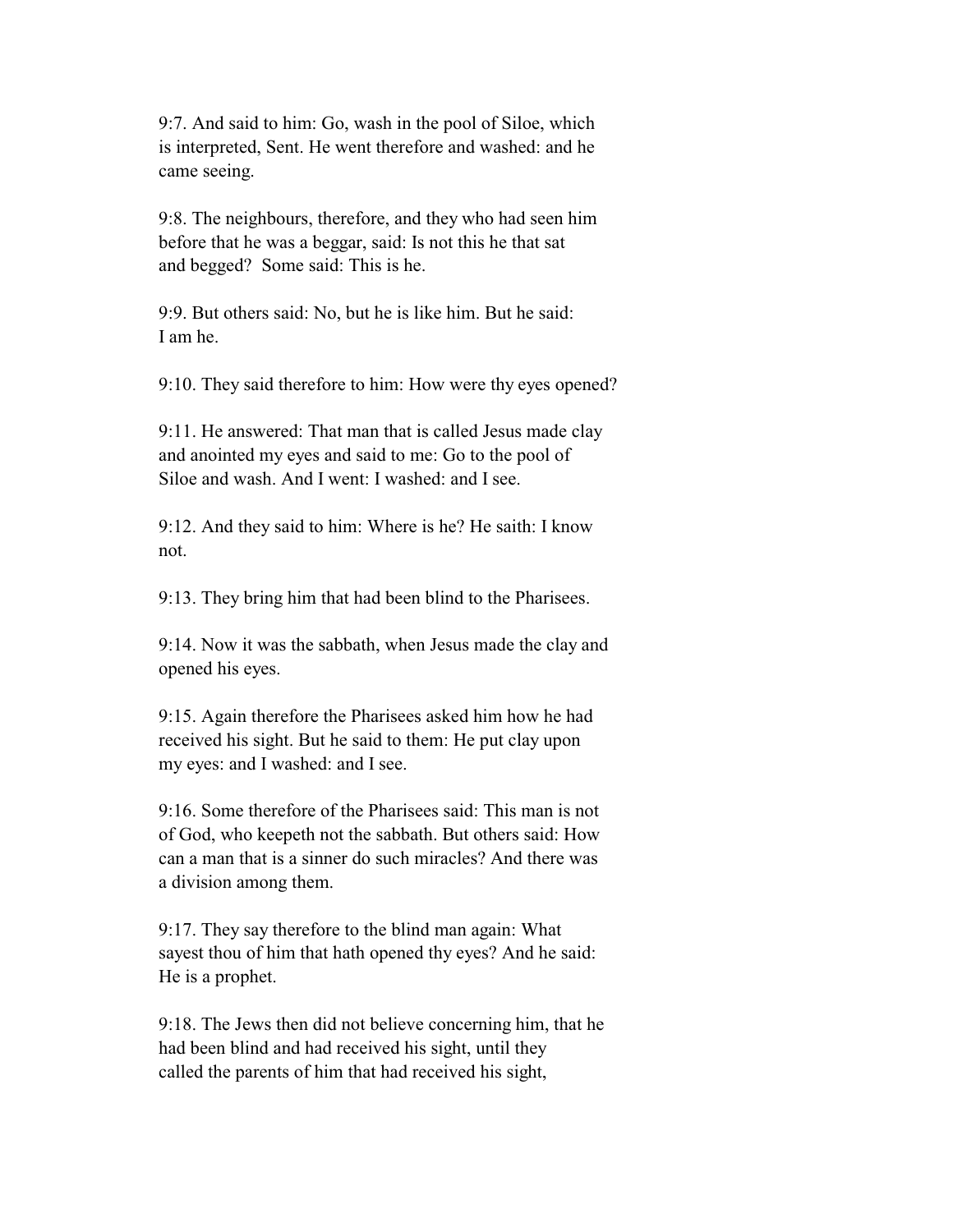9:7. And said to him: Go, wash in the pool of Siloe, which is interpreted, Sent. He went therefore and washed: and he came seeing.

9:8. The neighbours, therefore, and they who had seen him before that he was a beggar, said: Is not this he that sat and begged? Some said: This is he.

9:9. But others said: No, but he is like him. But he said: I am he.

9:10. They said therefore to him: How were thy eyes opened?

9:11. He answered: That man that is called Jesus made clay and anointed my eyes and said to me: Go to the pool of Siloe and wash. And I went: I washed: and I see.

9:12. And they said to him: Where is he? He saith: I know not.

9:13. They bring him that had been blind to the Pharisees.

9:14. Now it was the sabbath, when Jesus made the clay and opened his eyes.

9:15. Again therefore the Pharisees asked him how he had received his sight. But he said to them: He put clay upon my eyes: and I washed: and I see.

9:16. Some therefore of the Pharisees said: This man is not of God, who keepeth not the sabbath. But others said: How can a man that is a sinner do such miracles? And there was a division among them.

9:17. They say therefore to the blind man again: What sayest thou of him that hath opened thy eyes? And he said: He is a prophet.

9:18. The Jews then did not believe concerning him, that he had been blind and had received his sight, until they called the parents of him that had received his sight,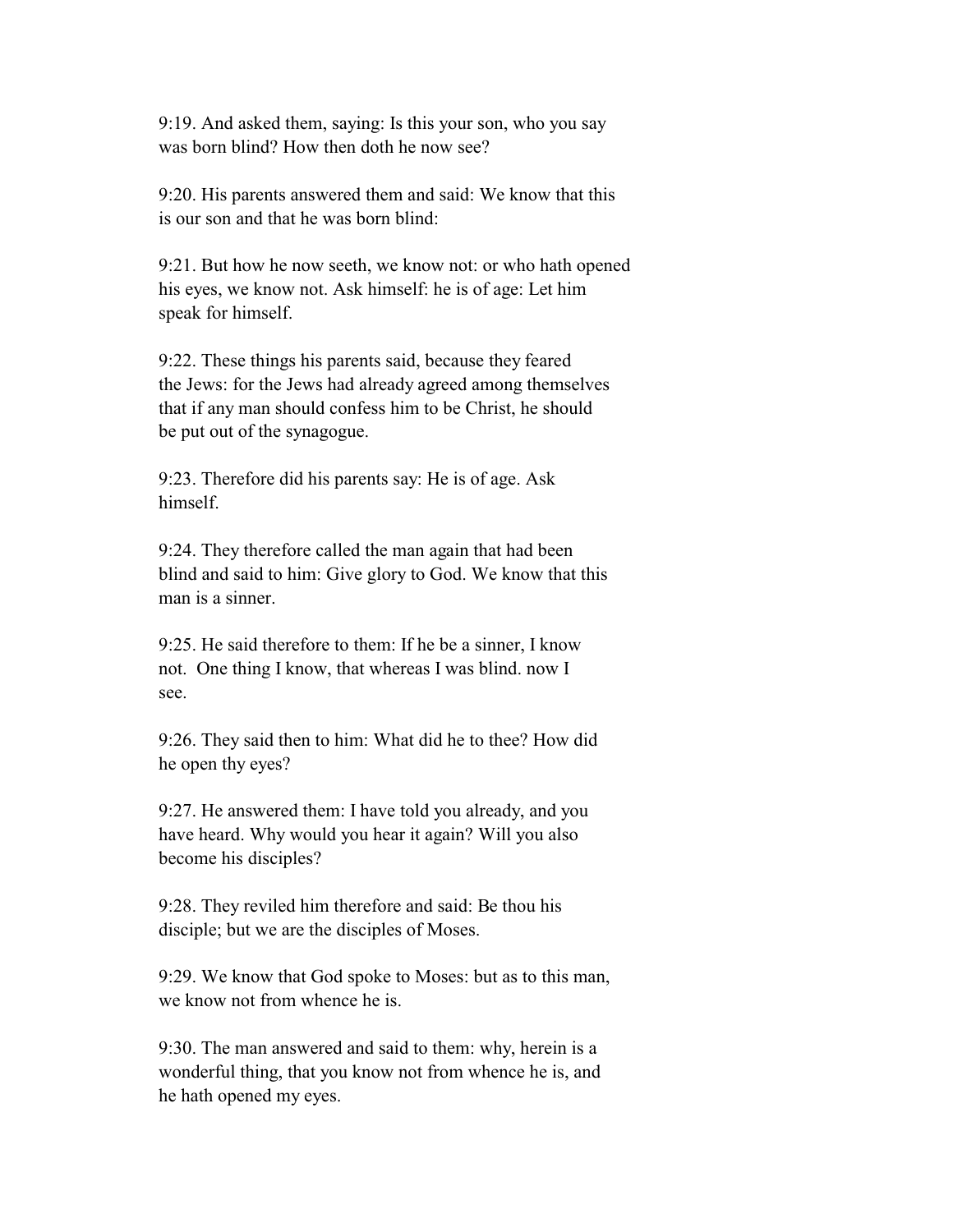9:19. And asked them, saying: Is this your son, who you say was born blind? How then doth he now see?

9:20. His parents answered them and said: We know that this is our son and that he was born blind:

9:21. But how he now seeth, we know not: or who hath opened his eyes, we know not. Ask himself: he is of age: Let him speak for himself.

9:22. These things his parents said, because they feared the Jews: for the Jews had already agreed among themselves that if any man should confess him to be Christ, he should be put out of the synagogue.

9:23. Therefore did his parents say: He is of age. Ask himself.

9:24. They therefore called the man again that had been blind and said to him: Give glory to God. We know that this man is a sinner.

9:25. He said therefore to them: If he be a sinner, I know not. One thing I know, that whereas I was blind. now I see.

9:26. They said then to him: What did he to thee? How did he open thy eyes?

9:27. He answered them: I have told you already, and you have heard. Why would you hear it again? Will you also become his disciples?

9:28. They reviled him therefore and said: Be thou his disciple; but we are the disciples of Moses.

9:29. We know that God spoke to Moses: but as to this man, we know not from whence he is.

9:30. The man answered and said to them: why, herein is a wonderful thing, that you know not from whence he is, and he hath opened my eyes.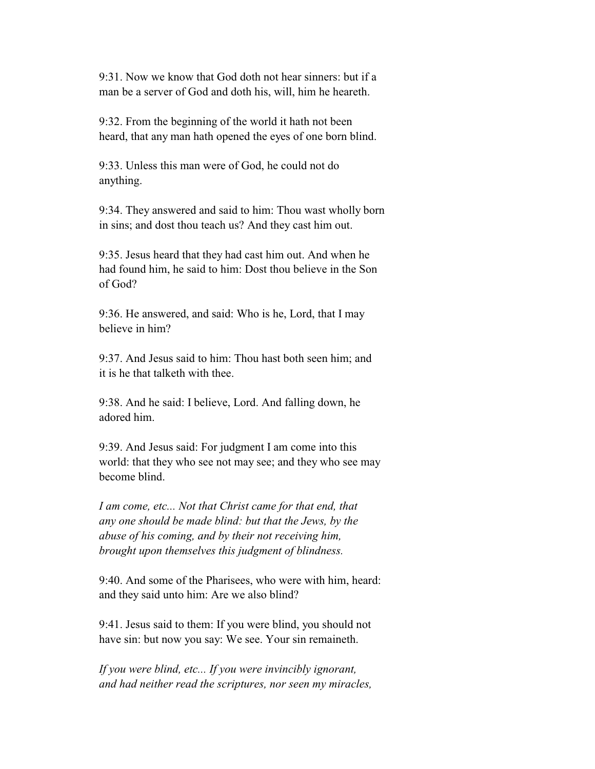9:31. Now we know that God doth not hear sinners: but if a man be a server of God and doth his, will, him he heareth.

9:32. From the beginning of the world it hath not been heard, that any man hath opened the eyes of one born blind.

9:33. Unless this man were of God, he could not do anything.

9:34. They answered and said to him: Thou wast wholly born in sins; and dost thou teach us? And they cast him out.

9:35. Jesus heard that they had cast him out. And when he had found him, he said to him: Dost thou believe in the Son of God?

9:36. He answered, and said: Who is he, Lord, that I may believe in him?

9:37. And Jesus said to him: Thou hast both seen him; and it is he that talketh with thee.

9:38. And he said: I believe, Lord. And falling down, he adored him.

9:39. And Jesus said: For judgment I am come into this world: that they who see not may see; and they who see may become blind.

*I am come, etc... Not that Christ came for that end, that any one should be made blind: but that the Jews, by the abuse of his coming, and by their not receiving him, brought upon themselves this judgment of blindness.*

9:40. And some of the Pharisees, who were with him, heard: and they said unto him: Are we also blind?

9:41. Jesus said to them: If you were blind, you should not have sin: but now you say: We see. Your sin remaineth.

*If you were blind, etc... If you were invincibly ignorant, and had neither read the scriptures, nor seen my miracles,*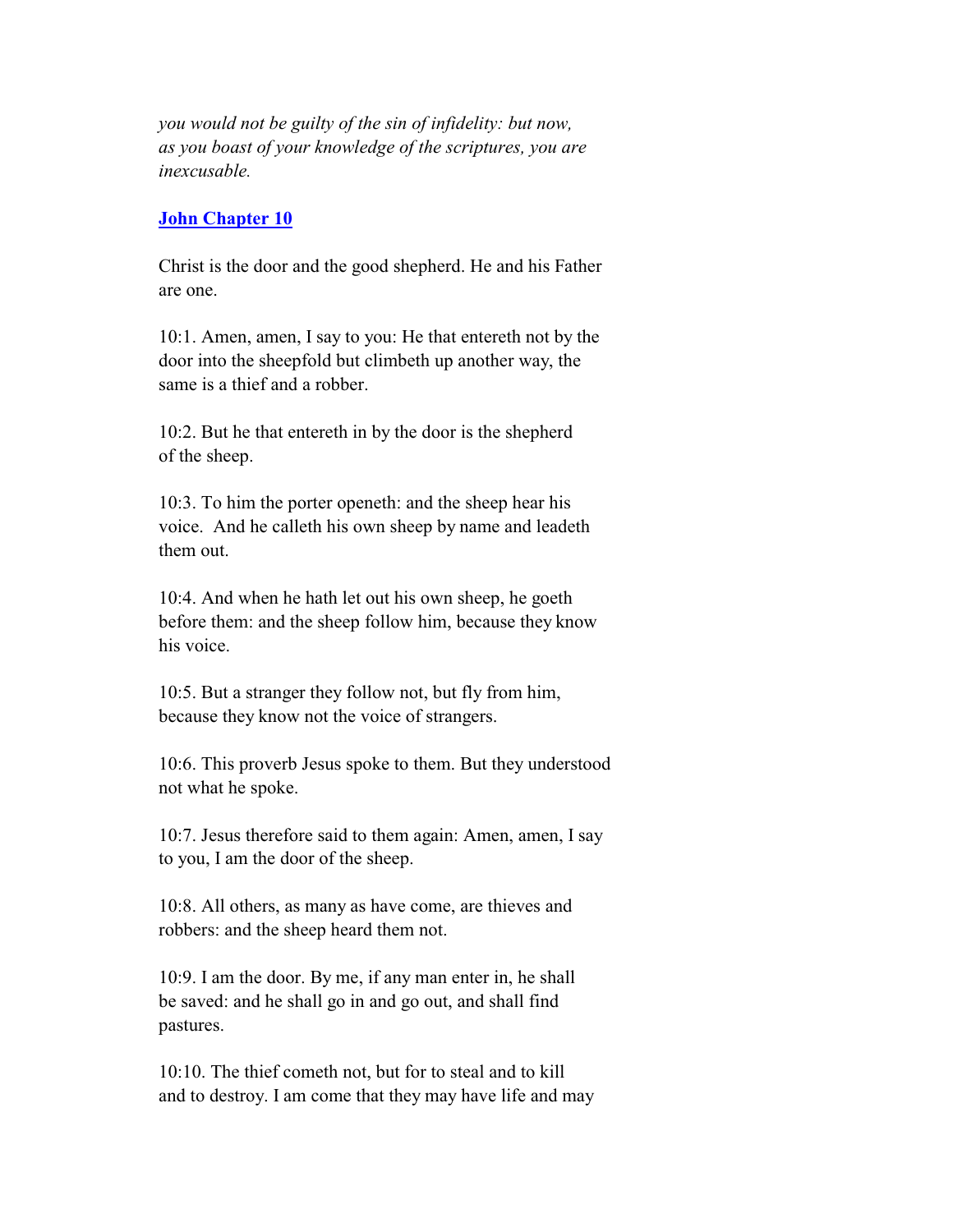*you would not be guilty of the sin of infidelity: but now, as you boast of your knowledge of the scriptures, you are inexcusable.*

## John Chapter 10

Christ is the door and the good shepherd. He and his Father are one.

10:1. Amen, amen, I say to you: He that entereth not by the door into the sheepfold but climbeth up another way, the same is a thief and a robber.

10:2. But he that entereth in by the door is the shepherd of the sheep.

10:3. To him the porter openeth: and the sheep hear his voice. And he calleth his own sheep by name and leadeth them out.

10:4. And when he hath let out his own sheep, he goeth before them: and the sheep follow him, because they know his voice.

10:5. But a stranger they follow not, but fly from him, because they know not the voice of strangers.

10:6. This proverb Jesus spoke to them. But they understood not what he spoke.

10:7. Jesus therefore said to them again: Amen, amen, I say to you, I am the door of the sheep.

10:8. All others, as many as have come, are thieves and robbers: and the sheep heard them not.

10:9. I am the door. By me, if any man enter in, he shall be saved: and he shall go in and go out, and shall find pastures.

10:10. The thief cometh not, but for to steal and to kill and to destroy. I am come that they may have life and may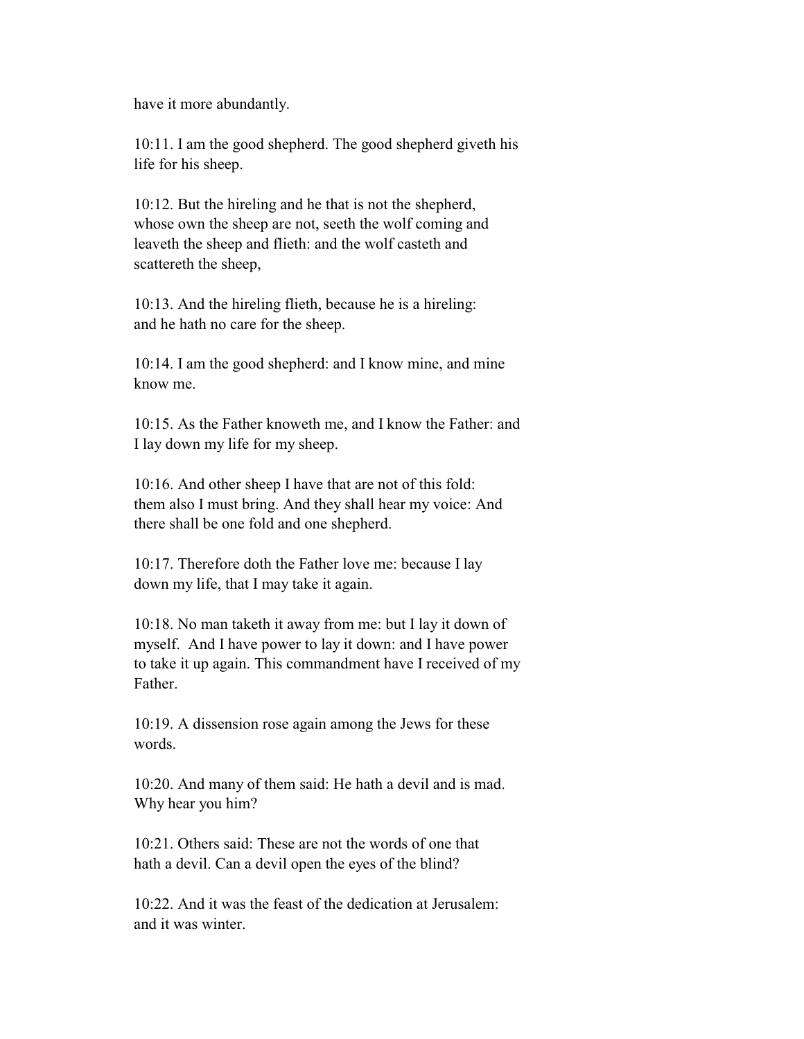have it more abundantly.

10:11. I am the good shepherd. The good shepherd giveth his life for his sheep.

10:12. But the hireling and he that is not the shepherd, whose own the sheep are not, seeth the wolf coming and leaveth the sheep and flieth: and the wolf casteth and scattereth the sheep,

10:13. And the hireling flieth, because he is a hireling: and he hath no care for the sheep.

10:14. I am the good shepherd: and I know mine, and mine know me.

10:15. As the Father knoweth me, and I know the Father: and I lay down my life for my sheep.

10:16. And other sheep I have that are not of this fold: them also I must bring. And they shall hear my voice: And there shall be one fold and one shepherd.

10:17. Therefore doth the Father love me: because I lay down my life, that I may take it again.

10:18. No man taketh it away from me: but I lay it down of myself. And I have power to lay it down: and I have power to take it up again. This commandment have I received of my Father.

10:19. A dissension rose again among the Jews for these words.

10:20. And many of them said: He hath a devil and is mad. Why hear you him?

10:21. Others said: These are not the words of one that hath a devil. Can a devil open the eyes of the blind?

10:22. And it was the feast of the dedication at Jerusalem: and it was winter.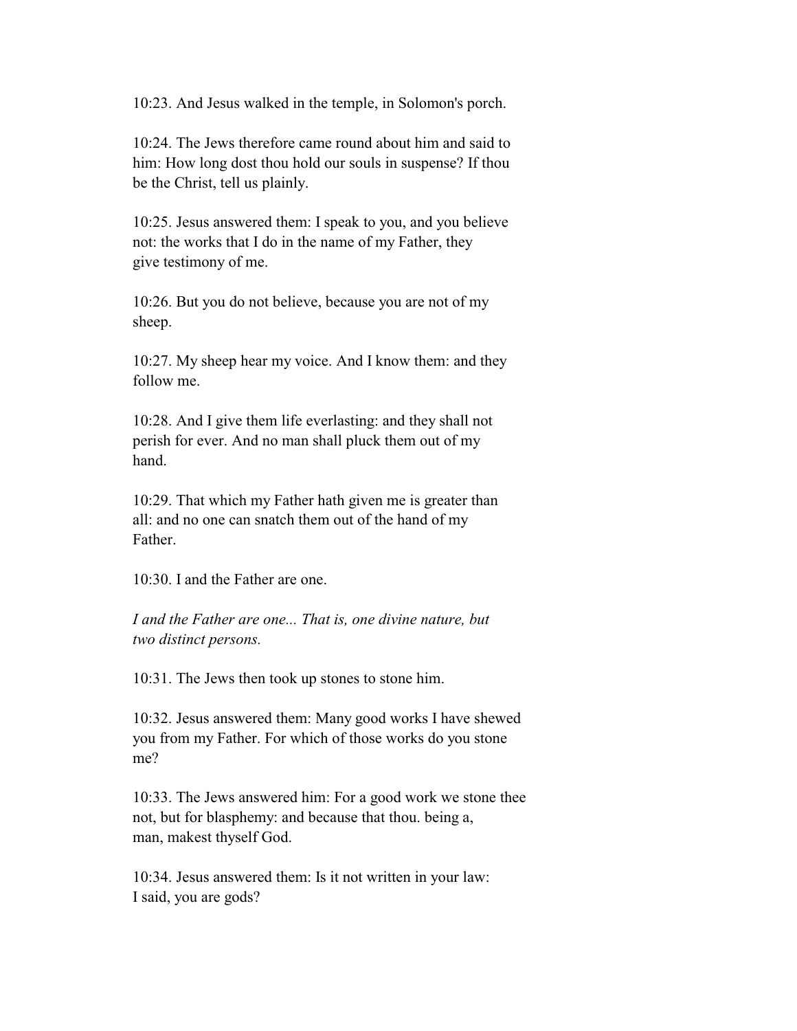10:23. And Jesus walked in the temple, in Solomon's porch.

10:24. The Jews therefore came round about him and said to him: How long dost thou hold our souls in suspense? If thou be the Christ, tell us plainly.

10:25. Jesus answered them: I speak to you, and you believe not: the works that I do in the name of my Father, they give testimony of me.

10:26. But you do not believe, because you are not of my sheep.

10:27. My sheep hear my voice. And I know them: and they follow me.

10:28. And I give them life everlasting: and they shall not perish for ever. And no man shall pluck them out of my hand.

10:29. That which my Father hath given me is greater than all: and no one can snatch them out of the hand of my Father.

10:30. I and the Father are one.

*I and the Father are one... That is, one divine nature, but two distinct persons.*

10:31. The Jews then took up stones to stone him.

10:32. Jesus answered them: Many good works I have shewed you from my Father. For which of those works do you stone me?

10:33. The Jews answered him: For a good work we stone thee not, but for blasphemy: and because that thou. being a, man, makest thyself God.

10:34. Jesus answered them: Is it not written in your law: I said, you are gods?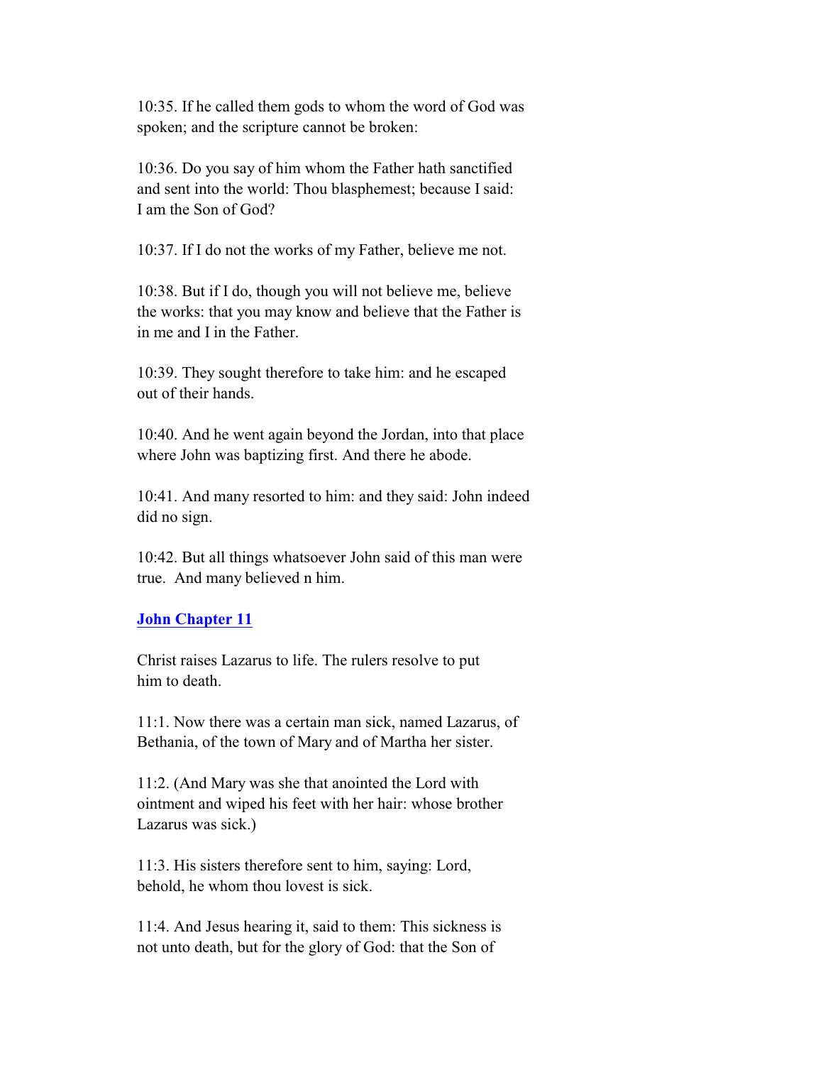10:35. If he called them gods to whom the word of God was spoken; and the scripture cannot be broken:

10:36. Do you say of him whom the Father hath sanctified and sent into the world: Thou blasphemest; because I said: I am the Son of God?

10:37. If I do not the works of my Father, believe me not.

10:38. But if I do, though you will not believe me, believe the works: that you may know and believe that the Father is in me and I in the Father.

10:39. They sought therefore to take him: and he escaped out of their hands.

10:40. And he went again beyond the Jordan, into that place where John was baptizing first. And there he abode.

10:41. And many resorted to him: and they said: John indeed did no sign.

10:42. But all things whatsoever John said of this man were true. And many believed n him.

## John Chapter 11

Christ raises Lazarus to life. The rulers resolve to put him to death.

11:1. Now there was a certain man sick, named Lazarus, of Bethania, of the town of Mary and of Martha her sister.

11:2. (And Mary was she that anointed the Lord with ointment and wiped his feet with her hair: whose brother Lazarus was sick.)

11:3. His sisters therefore sent to him, saying: Lord, behold, he whom thou lovest is sick.

11:4. And Jesus hearing it, said to them: This sickness is not unto death, but for the glory of God: that the Son of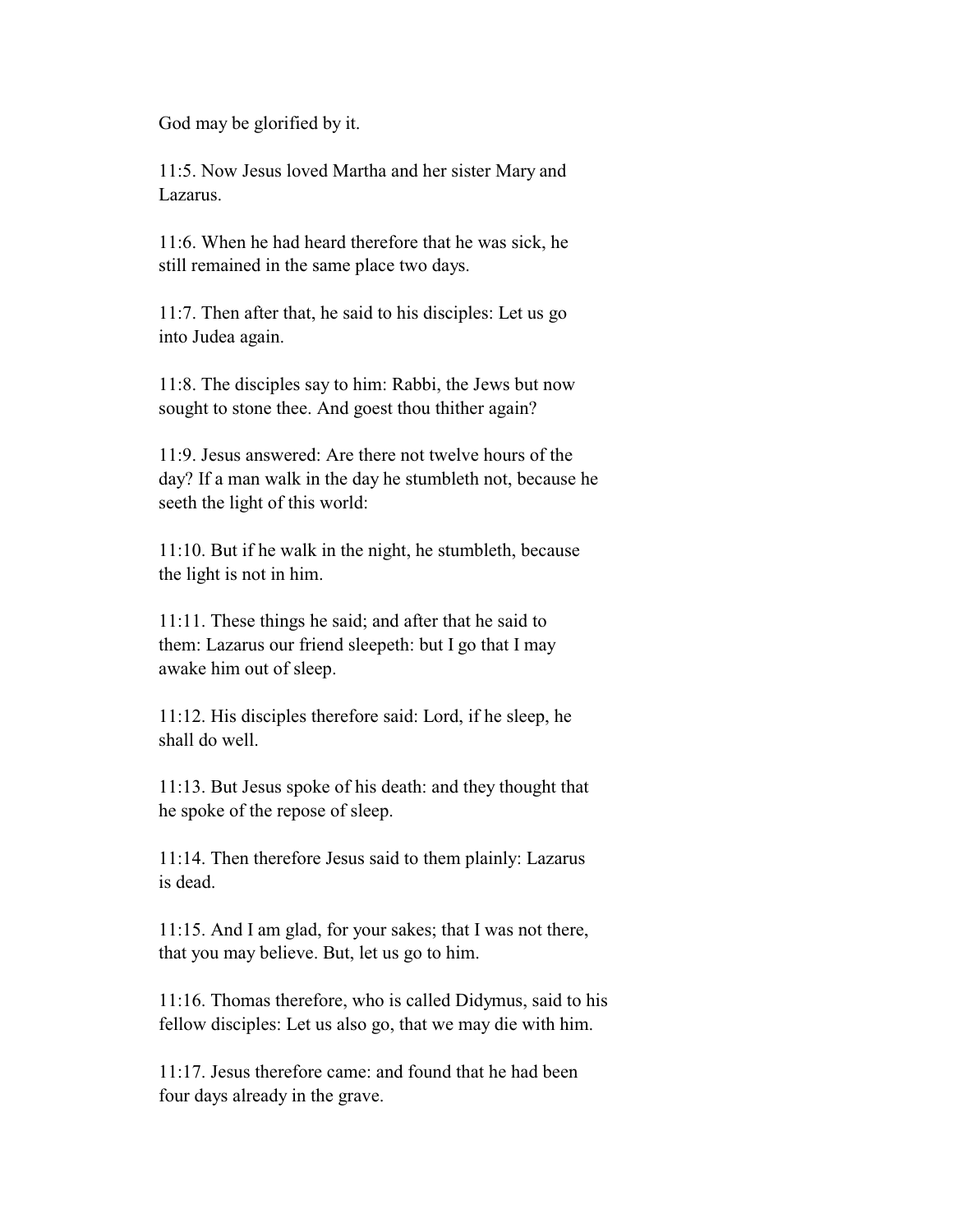God may be glorified by it.

11:5. Now Jesus loved Martha and her sister Mary and Lazarus.

11:6. When he had heard therefore that he was sick, he still remained in the same place two days.

11:7. Then after that, he said to his disciples: Let us go into Judea again.

11:8. The disciples say to him: Rabbi, the Jews but now sought to stone thee. And goest thou thither again?

11:9. Jesus answered: Are there not twelve hours of the day? If a man walk in the day he stumbleth not, because he seeth the light of this world:

11:10. But if he walk in the night, he stumbleth, because the light is not in him.

11:11. These things he said; and after that he said to them: Lazarus our friend sleepeth: but I go that I may awake him out of sleep.

11:12. His disciples therefore said: Lord, if he sleep, he shall do well.

11:13. But Jesus spoke of his death: and they thought that he spoke of the repose of sleep.

11:14. Then therefore Jesus said to them plainly: Lazarus is dead.

11:15. And I am glad, for your sakes; that I was not there, that you may believe. But, let us go to him.

11:16. Thomas therefore, who is called Didymus, said to his fellow disciples: Let us also go, that we may die with him.

11:17. Jesus therefore came: and found that he had been four days already in the grave.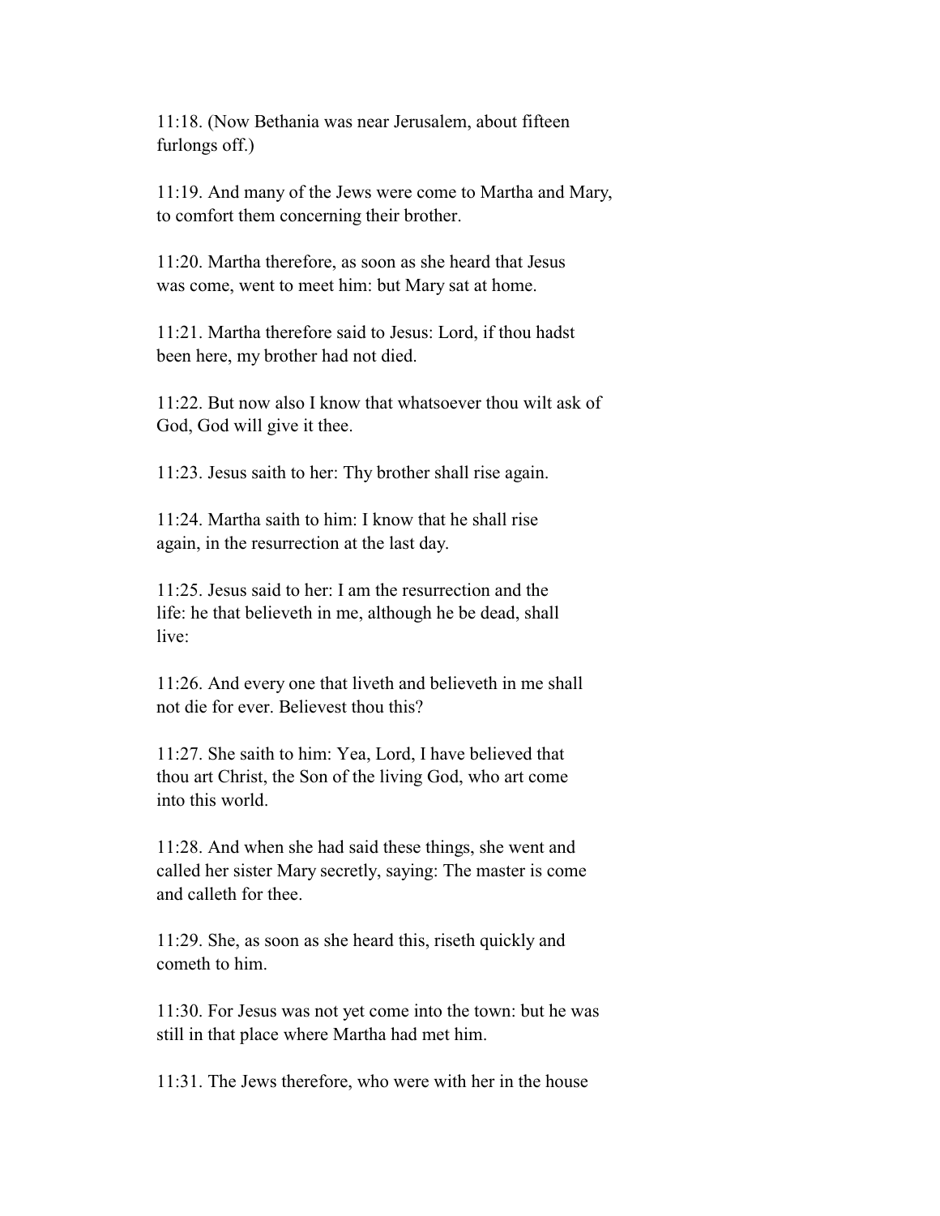11:18. (Now Bethania was near Jerusalem, about fifteen furlongs off.)

11:19. And many of the Jews were come to Martha and Mary, to comfort them concerning their brother.

11:20. Martha therefore, as soon as she heard that Jesus was come, went to meet him: but Mary sat at home.

11:21. Martha therefore said to Jesus: Lord, if thou hadst been here, my brother had not died.

11:22. But now also I know that whatsoever thou wilt ask of God, God will give it thee.

11:23. Jesus saith to her: Thy brother shall rise again.

11:24. Martha saith to him: I know that he shall rise again, in the resurrection at the last day.

11:25. Jesus said to her: I am the resurrection and the life: he that believeth in me, although he be dead, shall live:

11:26. And every one that liveth and believeth in me shall not die for ever. Believest thou this?

11:27. She saith to him: Yea, Lord, I have believed that thou art Christ, the Son of the living God, who art come into this world.

11:28. And when she had said these things, she went and called her sister Mary secretly, saying: The master is come and calleth for thee.

11:29. She, as soon as she heard this, riseth quickly and cometh to him.

11:30. For Jesus was not yet come into the town: but he was still in that place where Martha had met him.

11:31. The Jews therefore, who were with her in the house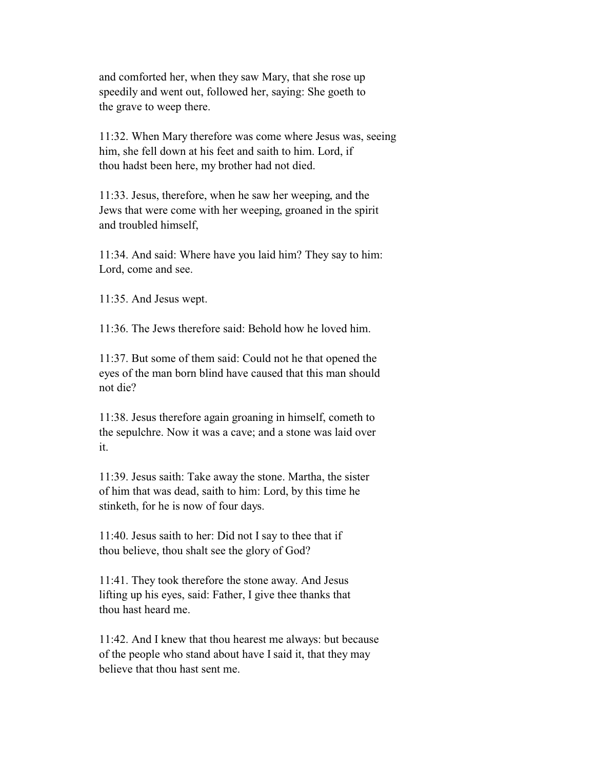and comforted her, when they saw Mary, that she rose up speedily and went out, followed her, saying: She goeth to the grave to weep there.

11:32. When Mary therefore was come where Jesus was, seeing him, she fell down at his feet and saith to him. Lord, if thou hadst been here, my brother had not died.

11:33. Jesus, therefore, when he saw her weeping, and the Jews that were come with her weeping, groaned in the spirit and troubled himself,

11:34. And said: Where have you laid him? They say to him: Lord, come and see.

11:35. And Jesus wept.

11:36. The Jews therefore said: Behold how he loved him.

11:37. But some of them said: Could not he that opened the eyes of the man born blind have caused that this man should not die?

11:38. Jesus therefore again groaning in himself, cometh to the sepulchre. Now it was a cave; and a stone was laid over it.

11:39. Jesus saith: Take away the stone. Martha, the sister of him that was dead, saith to him: Lord, by this time he stinketh, for he is now of four days.

11:40. Jesus saith to her: Did not I say to thee that if thou believe, thou shalt see the glory of God?

11:41. They took therefore the stone away. And Jesus lifting up his eyes, said: Father, I give thee thanks that thou hast heard me.

11:42. And I knew that thou hearest me always: but because of the people who stand about have I said it, that they may believe that thou hast sent me.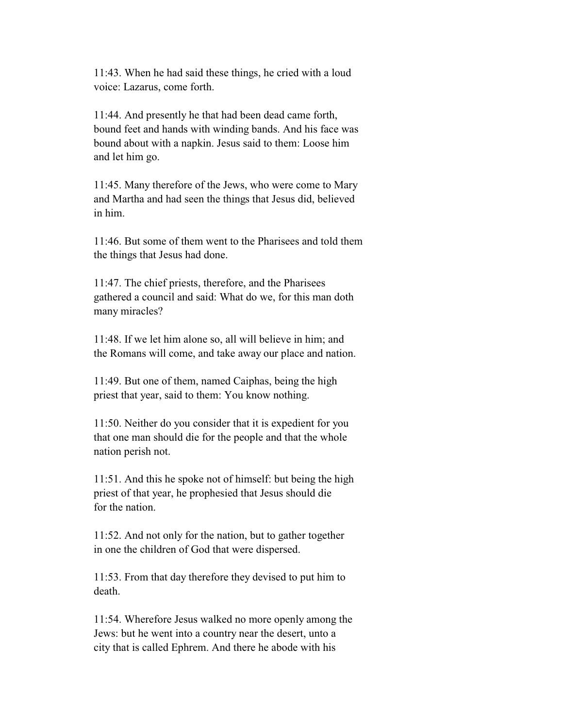11:43. When he had said these things, he cried with a loud voice: Lazarus, come forth.

11:44. And presently he that had been dead came forth, bound feet and hands with winding bands. And his face was bound about with a napkin. Jesus said to them: Loose him and let him go.

11:45. Many therefore of the Jews, who were come to Mary and Martha and had seen the things that Jesus did, believed in him.

11:46. But some of them went to the Pharisees and told them the things that Jesus had done.

11:47. The chief priests, therefore, and the Pharisees gathered a council and said: What do we, for this man doth many miracles?

11:48. If we let him alone so, all will believe in him; and the Romans will come, and take away our place and nation.

11:49. But one of them, named Caiphas, being the high priest that year, said to them: You know nothing.

11:50. Neither do you consider that it is expedient for you that one man should die for the people and that the whole nation perish not.

11:51. And this he spoke not of himself: but being the high priest of that year, he prophesied that Jesus should die for the nation.

11:52. And not only for the nation, but to gather together in one the children of God that were dispersed.

11:53. From that day therefore they devised to put him to death.

11:54. Wherefore Jesus walked no more openly among the Jews: but he went into a country near the desert, unto a city that is called Ephrem. And there he abode with his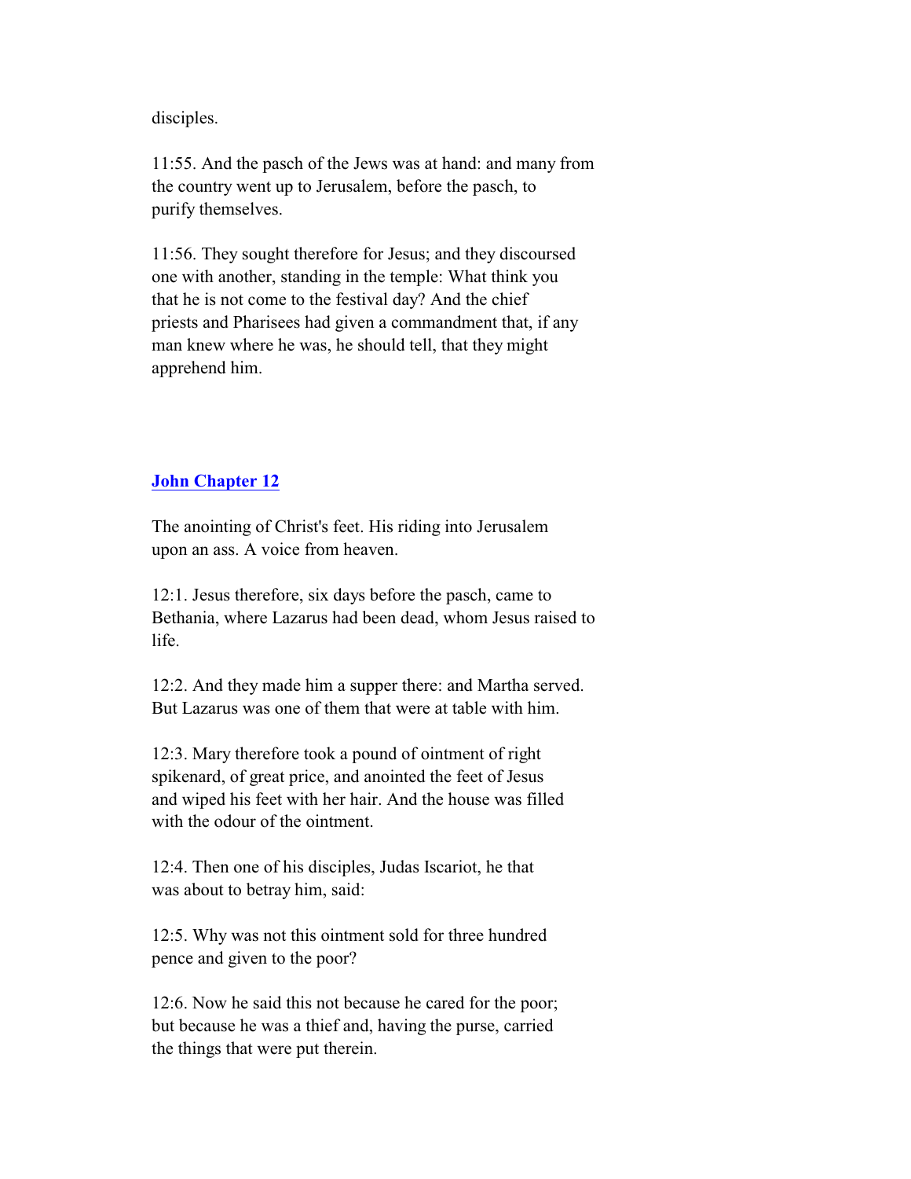disciples.

11:55. And the pasch of the Jews was at hand: and many from the country went up to Jerusalem, before the pasch, to purify themselves.

11:56. They sought therefore for Jesus; and they discoursed one with another, standing in the temple: What think you that he is not come to the festival day? And the chief priests and Pharisees had given a commandment that, if any man knew where he was, he should tell, that they might apprehend him.

## John Chapter 12

The anointing of Christ's feet. His riding into Jerusalem upon an ass. A voice from heaven.

12:1. Jesus therefore, six days before the pasch, came to Bethania, where Lazarus had been dead, whom Jesus raised to life.

12:2. And they made him a supper there: and Martha served. But Lazarus was one of them that were at table with him.

12:3. Mary therefore took a pound of ointment of right spikenard, of great price, and anointed the feet of Jesus and wiped his feet with her hair. And the house was filled with the odour of the ointment.

12:4. Then one of his disciples, Judas Iscariot, he that was about to betray him, said:

12:5. Why was not this ointment sold for three hundred pence and given to the poor?

12:6. Now he said this not because he cared for the poor; but because he was a thief and, having the purse, carried the things that were put therein.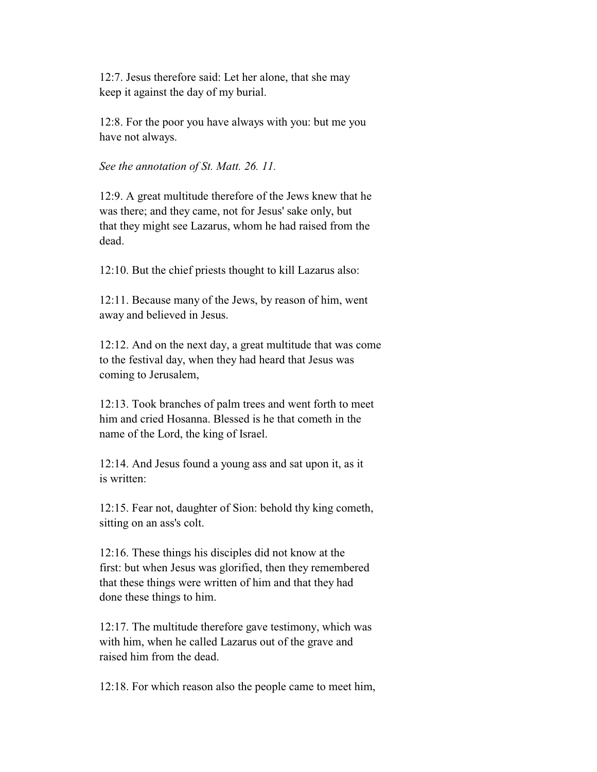12:7. Jesus therefore said: Let her alone, that she may keep it against the day of my burial.

12:8. For the poor you have always with you: but me you have not always.

*See the annotation of St. Matt. 26. 11.*

12:9. A great multitude therefore of the Jews knew that he was there; and they came, not for Jesus' sake only, but that they might see Lazarus, whom he had raised from the dead.

12:10. But the chief priests thought to kill Lazarus also:

12:11. Because many of the Jews, by reason of him, went away and believed in Jesus.

12:12. And on the next day, a great multitude that was come to the festival day, when they had heard that Jesus was coming to Jerusalem,

12:13. Took branches of palm trees and went forth to meet him and cried Hosanna. Blessed is he that cometh in the name of the Lord, the king of Israel.

12:14. And Jesus found a young ass and sat upon it, as it is written:

12:15. Fear not, daughter of Sion: behold thy king cometh, sitting on an ass's colt.

12:16. These things his disciples did not know at the first: but when Jesus was glorified, then they remembered that these things were written of him and that they had done these things to him.

12:17. The multitude therefore gave testimony, which was with him, when he called Lazarus out of the grave and raised him from the dead.

12:18. For which reason also the people came to meet him,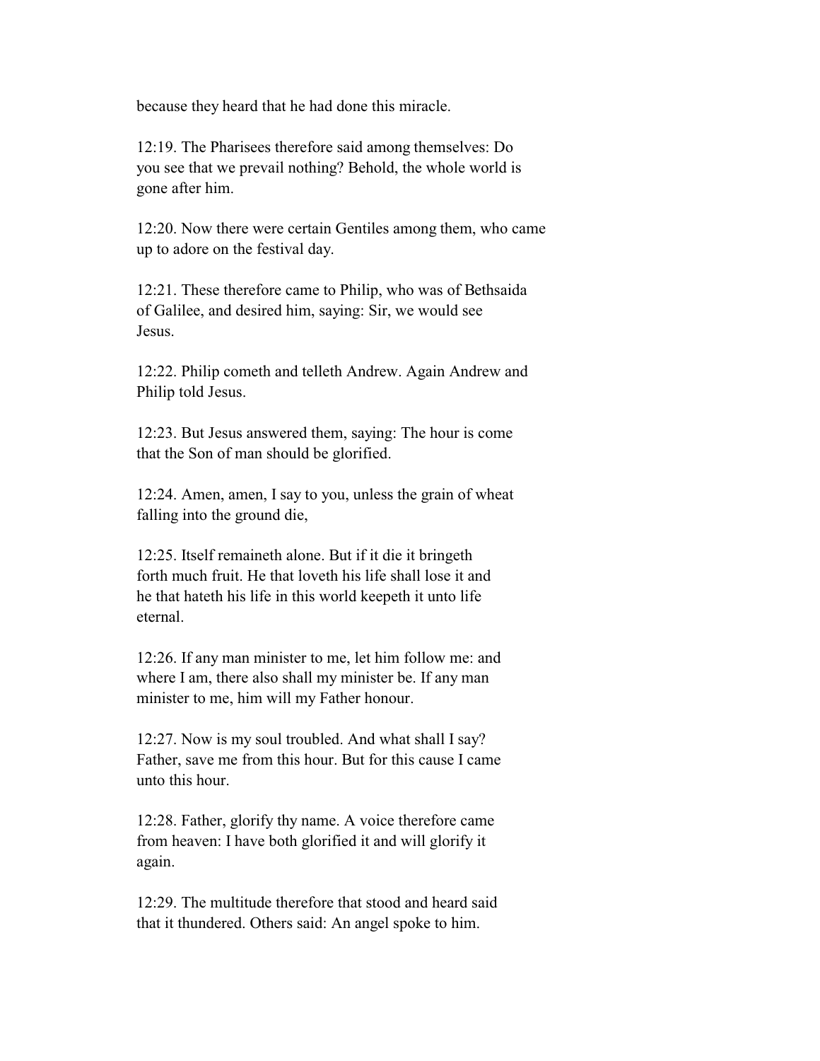because they heard that he had done this miracle.

12:19. The Pharisees therefore said among themselves: Do you see that we prevail nothing? Behold, the whole world is gone after him.

12:20. Now there were certain Gentiles among them, who came up to adore on the festival day.

12:21. These therefore came to Philip, who was of Bethsaida of Galilee, and desired him, saying: Sir, we would see Jesus.

12:22. Philip cometh and telleth Andrew. Again Andrew and Philip told Jesus.

12:23. But Jesus answered them, saying: The hour is come that the Son of man should be glorified.

12:24. Amen, amen, I say to you, unless the grain of wheat falling into the ground die,

12:25. Itself remaineth alone. But if it die it bringeth forth much fruit. He that loveth his life shall lose it and he that hateth his life in this world keepeth it unto life eternal.

12:26. If any man minister to me, let him follow me: and where I am, there also shall my minister be. If any man minister to me, him will my Father honour.

12:27. Now is my soul troubled. And what shall I say? Father, save me from this hour. But for this cause I came unto this hour.

12:28. Father, glorify thy name. A voice therefore came from heaven: I have both glorified it and will glorify it again.

12:29. The multitude therefore that stood and heard said that it thundered. Others said: An angel spoke to him.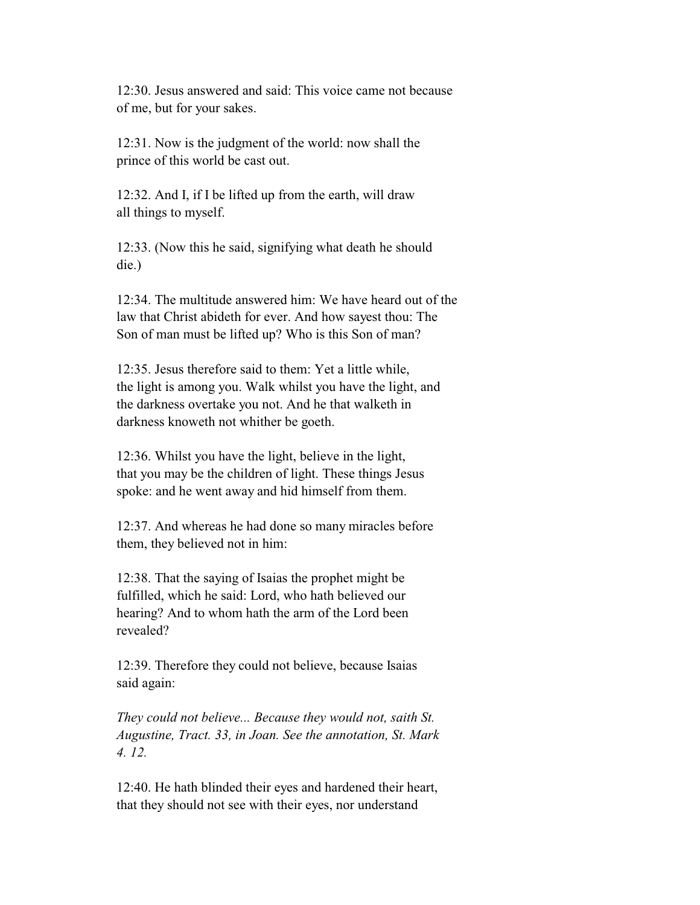12:30. Jesus answered and said: This voice came not because of me, but for your sakes.

12:31. Now is the judgment of the world: now shall the prince of this world be cast out.

12:32. And I, if I be lifted up from the earth, will draw all things to myself.

12:33. (Now this he said, signifying what death he should die.)

12:34. The multitude answered him: We have heard out of the law that Christ abideth for ever. And how sayest thou: The Son of man must be lifted up? Who is this Son of man?

12:35. Jesus therefore said to them: Yet a little while, the light is among you. Walk whilst you have the light, and the darkness overtake you not. And he that walketh in darkness knoweth not whither be goeth.

12:36. Whilst you have the light, believe in the light, that you may be the children of light. These things Jesus spoke: and he went away and hid himself from them.

12:37. And whereas he had done so many miracles before them, they believed not in him:

12:38. That the saying of Isaias the prophet might be fulfilled, which he said: Lord, who hath believed our hearing? And to whom hath the arm of the Lord been revealed?

12:39. Therefore they could not believe, because Isaias said again:

*They could not believe... Because they would not, saith St. Augustine, Tract. 33, in Joan. See the annotation, St. Mark 4. 12.*

12:40. He hath blinded their eyes and hardened their heart, that they should not see with their eyes, nor understand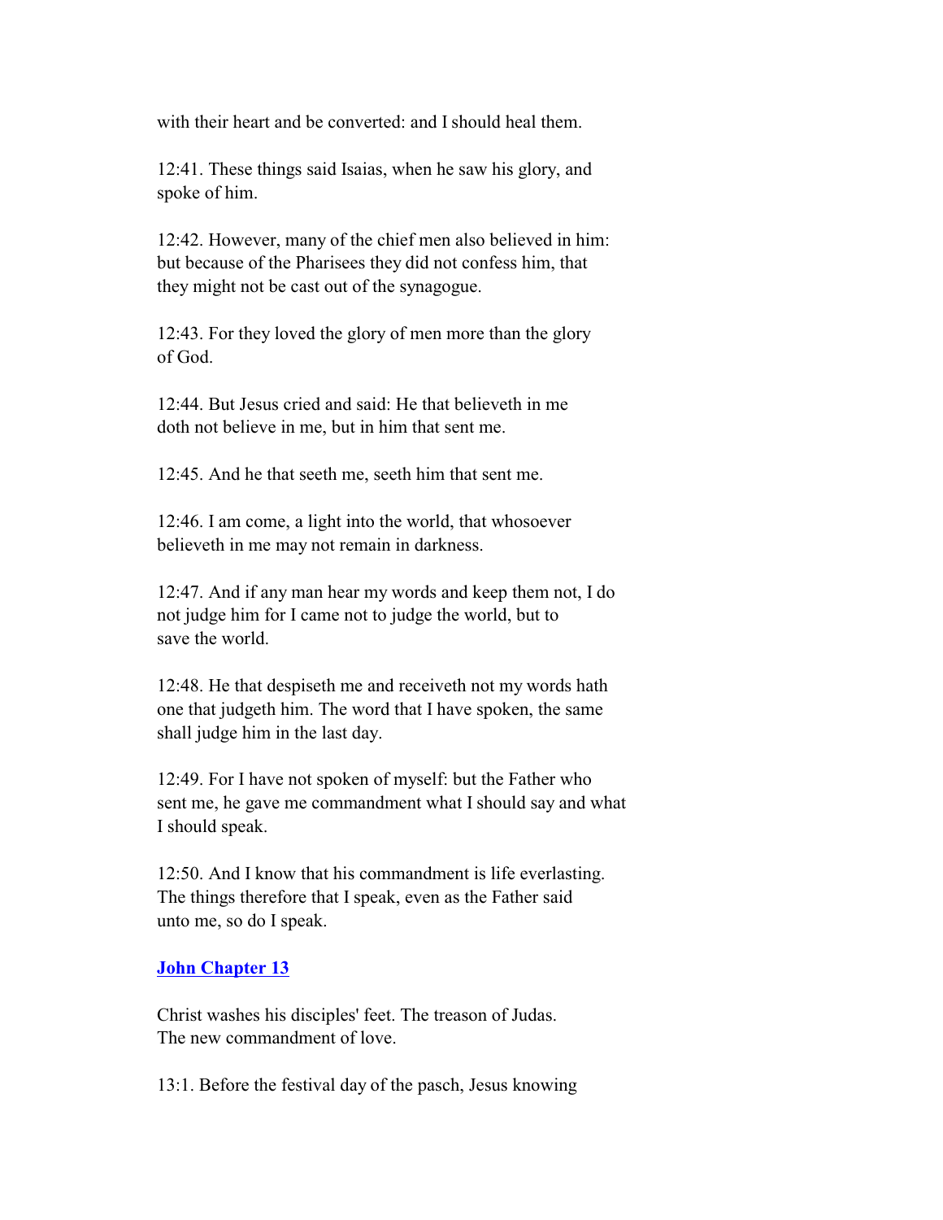with their heart and be converted: and I should heal them.

12:41. These things said Isaias, when he saw his glory, and spoke of him.

12:42. However, many of the chief men also believed in him: but because of the Pharisees they did not confess him, that they might not be cast out of the synagogue.

12:43. For they loved the glory of men more than the glory of God.

12:44. But Jesus cried and said: He that believeth in me doth not believe in me, but in him that sent me.

12:45. And he that seeth me, seeth him that sent me.

12:46. I am come, a light into the world, that whosoever believeth in me may not remain in darkness.

12:47. And if any man hear my words and keep them not, I do not judge him for I came not to judge the world, but to save the world.

12:48. He that despiseth me and receiveth not my words hath one that judgeth him. The word that I have spoken, the same shall judge him in the last day.

12:49. For I have not spoken of myself: but the Father who sent me, he gave me commandment what I should say and what I should speak.

12:50. And I know that his commandment is life everlasting. The things therefore that I speak, even as the Father said unto me, so do I speak.

## John Chapter 13

Christ washes his disciples' feet. The treason of Judas. The new commandment of love.

13:1. Before the festival day of the pasch, Jesus knowing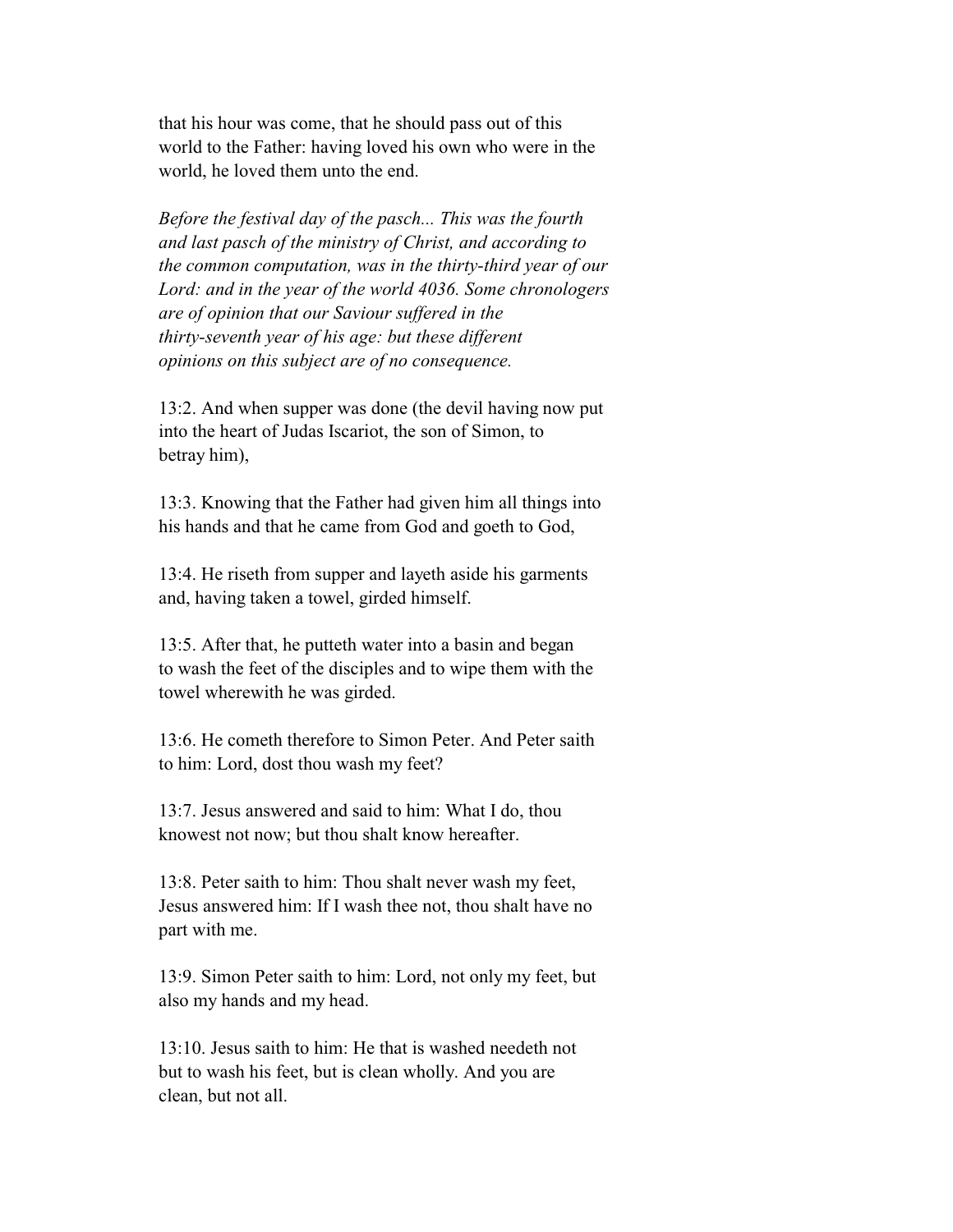that his hour was come, that he should pass out of this world to the Father: having loved his own who were in the world, he loved them unto the end.

*Before the festival day of the pasch... This was the fourth and last pasch of the ministry of Christ, and according to the common computation, was in the thirty-third year of our Lord: and in the year of the world 4036. Some chronologers are of opinion that our Saviour suffered in the thirty-seventh year of his age: but these different opinions on this subject are of no consequence.*

13:2. And when supper was done (the devil having now put into the heart of Judas Iscariot, the son of Simon, to betray him),

13:3. Knowing that the Father had given him all things into his hands and that he came from God and goeth to God,

13:4. He riseth from supper and layeth aside his garments and, having taken a towel, girded himself.

13:5. After that, he putteth water into a basin and began to wash the feet of the disciples and to wipe them with the towel wherewith he was girded.

13:6. He cometh therefore to Simon Peter. And Peter saith to him: Lord, dost thou wash my feet?

13:7. Jesus answered and said to him: What I do, thou knowest not now; but thou shalt know hereafter.

13:8. Peter saith to him: Thou shalt never wash my feet, Jesus answered him: If I wash thee not, thou shalt have no part with me.

13:9. Simon Peter saith to him: Lord, not only my feet, but also my hands and my head.

13:10. Jesus saith to him: He that is washed needeth not but to wash his feet, but is clean wholly. And you are clean, but not all.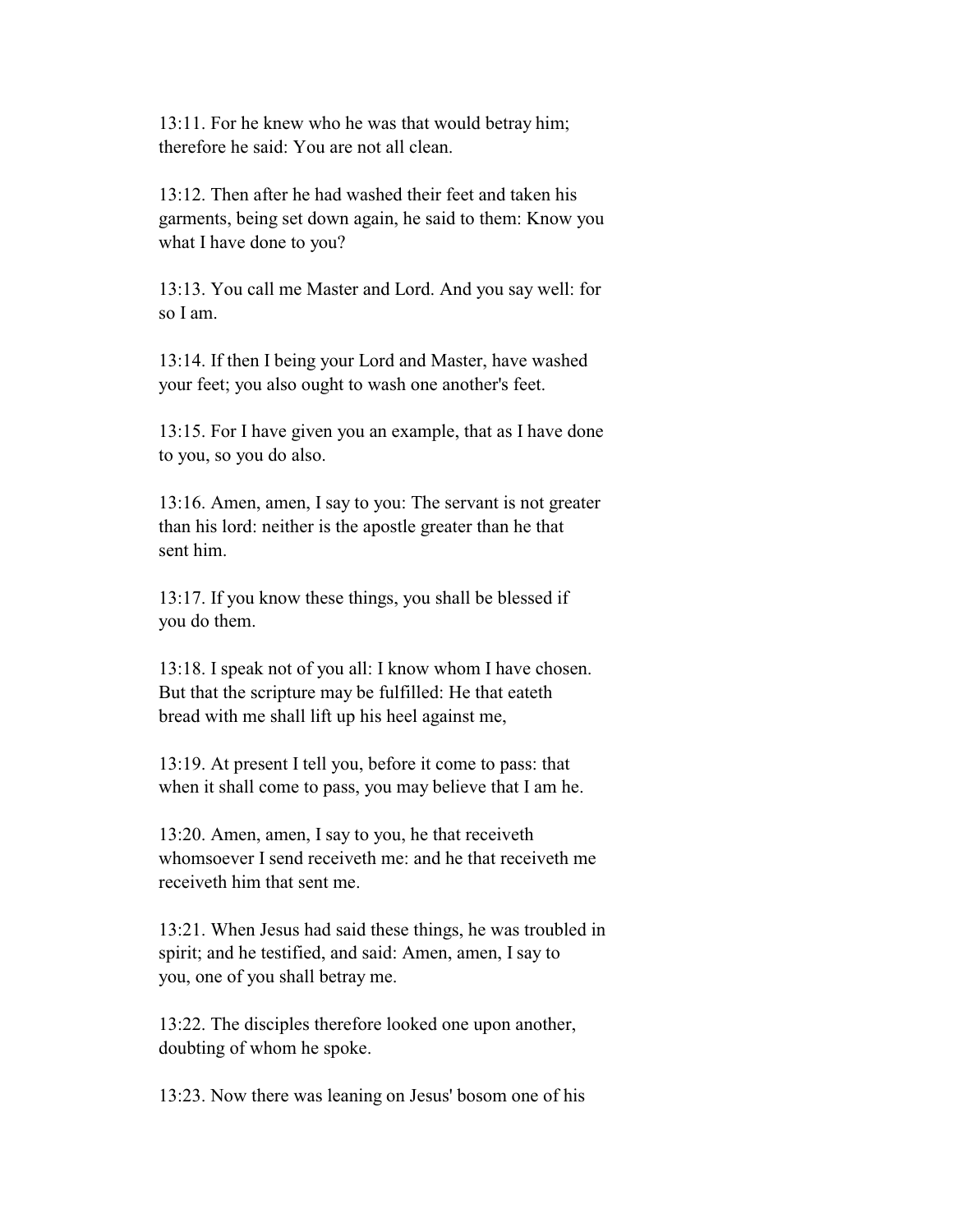13:11. For he knew who he was that would betray him; therefore he said: You are not all clean.

13:12. Then after he had washed their feet and taken his garments, being set down again, he said to them: Know you what I have done to you?

13:13. You call me Master and Lord. And you say well: for so I am.

13:14. If then I being your Lord and Master, have washed your feet; you also ought to wash one another's feet.

13:15. For I have given you an example, that as I have done to you, so you do also.

13:16. Amen, amen, I say to you: The servant is not greater than his lord: neither is the apostle greater than he that sent him.

13:17. If you know these things, you shall be blessed if you do them.

13:18. I speak not of you all: I know whom I have chosen. But that the scripture may be fulfilled: He that eateth bread with me shall lift up his heel against me,

13:19. At present I tell you, before it come to pass: that when it shall come to pass, you may believe that I am he.

13:20. Amen, amen, I say to you, he that receiveth whomsoever I send receiveth me: and he that receiveth me receiveth him that sent me.

13:21. When Jesus had said these things, he was troubled in spirit; and he testified, and said: Amen, amen, I say to you, one of you shall betray me.

13:22. The disciples therefore looked one upon another, doubting of whom he spoke.

13:23. Now there was leaning on Jesus' bosom one of his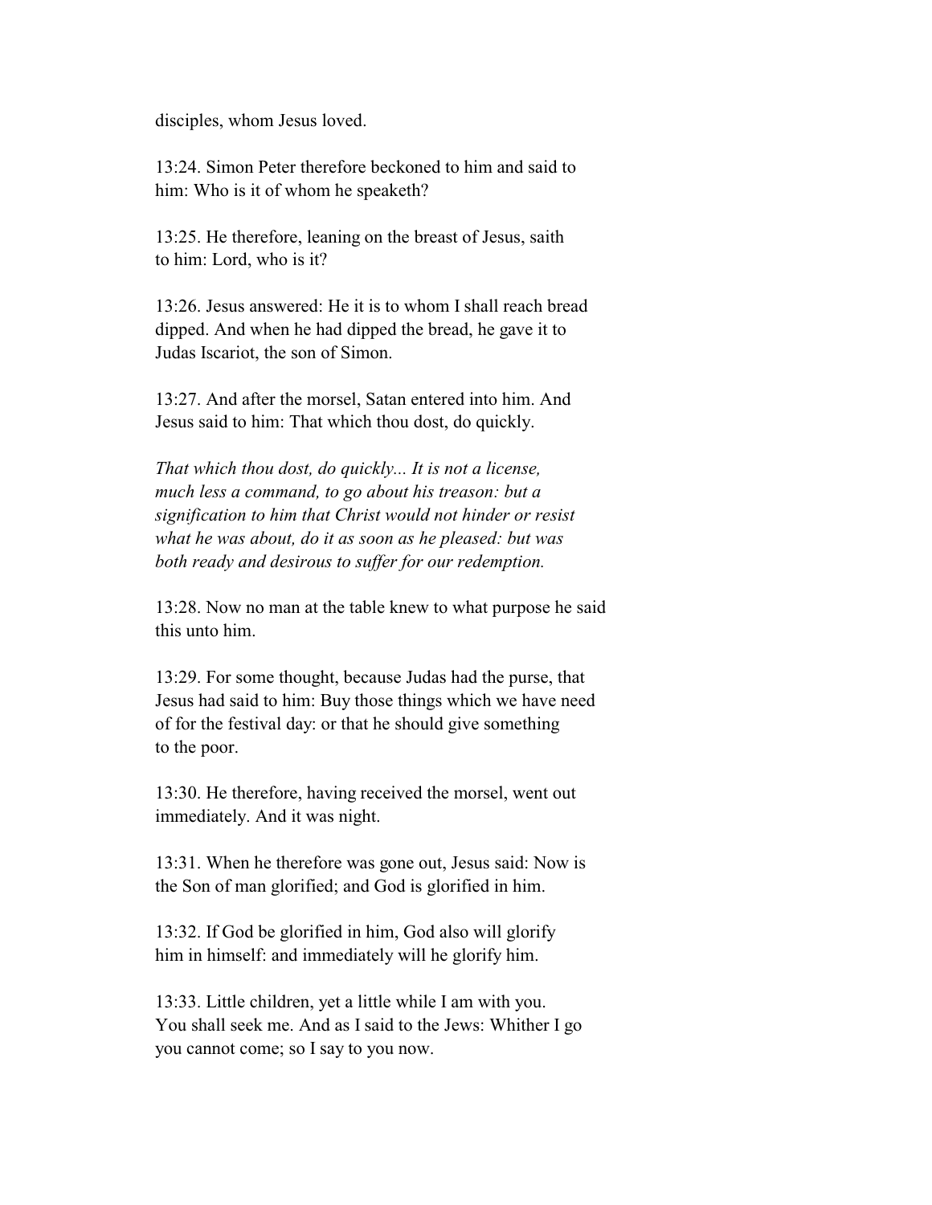disciples, whom Jesus loved.

13:24. Simon Peter therefore beckoned to him and said to him: Who is it of whom he speaketh?

13:25. He therefore, leaning on the breast of Jesus, saith to him: Lord, who is it?

13:26. Jesus answered: He it is to whom I shall reach bread dipped. And when he had dipped the bread, he gave it to Judas Iscariot, the son of Simon.

13:27. And after the morsel, Satan entered into him. And Jesus said to him: That which thou dost, do quickly.

*That which thou dost, do quickly... It is not a license, much less a command, to go about his treason: but a signification to him that Christ would not hinder or resist what he was about, do it as soon as he pleased: but was both ready and desirous to suffer for our redemption.*

13:28. Now no man at the table knew to what purpose he said this unto him.

13:29. For some thought, because Judas had the purse, that Jesus had said to him: Buy those things which we have need of for the festival day: or that he should give something to the poor.

13:30. He therefore, having received the morsel, went out immediately. And it was night.

13:31. When he therefore was gone out, Jesus said: Now is the Son of man glorified; and God is glorified in him.

13:32. If God be glorified in him, God also will glorify him in himself: and immediately will he glorify him.

13:33. Little children, yet a little while I am with you. You shall seek me. And as I said to the Jews: Whither I go you cannot come; so I say to you now.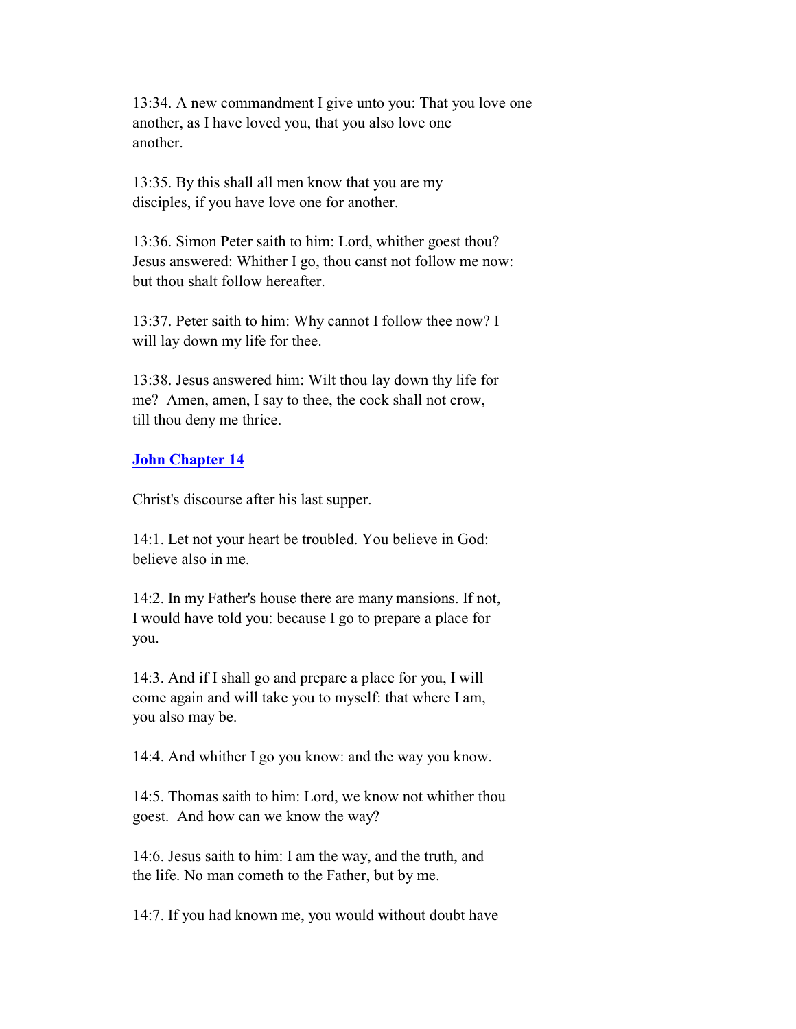13:34. A new commandment I give unto you: That you love one another, as I have loved you, that you also love one another.

13:35. By this shall all men know that you are my disciples, if you have love one for another.

13:36. Simon Peter saith to him: Lord, whither goest thou? Jesus answered: Whither I go, thou canst not follow me now: but thou shalt follow hereafter.

13:37. Peter saith to him: Why cannot I follow thee now? I will lay down my life for thee.

13:38. Jesus answered him: Wilt thou lay down thy life for me? Amen, amen, I say to thee, the cock shall not crow, till thou deny me thrice.

## John Chapter 14

Christ's discourse after his last supper.

14:1. Let not your heart be troubled. You believe in God: believe also in me.

14:2. In my Father's house there are many mansions. If not, I would have told you: because I go to prepare a place for you.

14:3. And if I shall go and prepare a place for you, I will come again and will take you to myself: that where I am, you also may be.

14:4. And whither I go you know: and the way you know.

14:5. Thomas saith to him: Lord, we know not whither thou goest. And how can we know the way?

14:6. Jesus saith to him: I am the way, and the truth, and the life. No man cometh to the Father, but by me.

14:7. If you had known me, you would without doubt have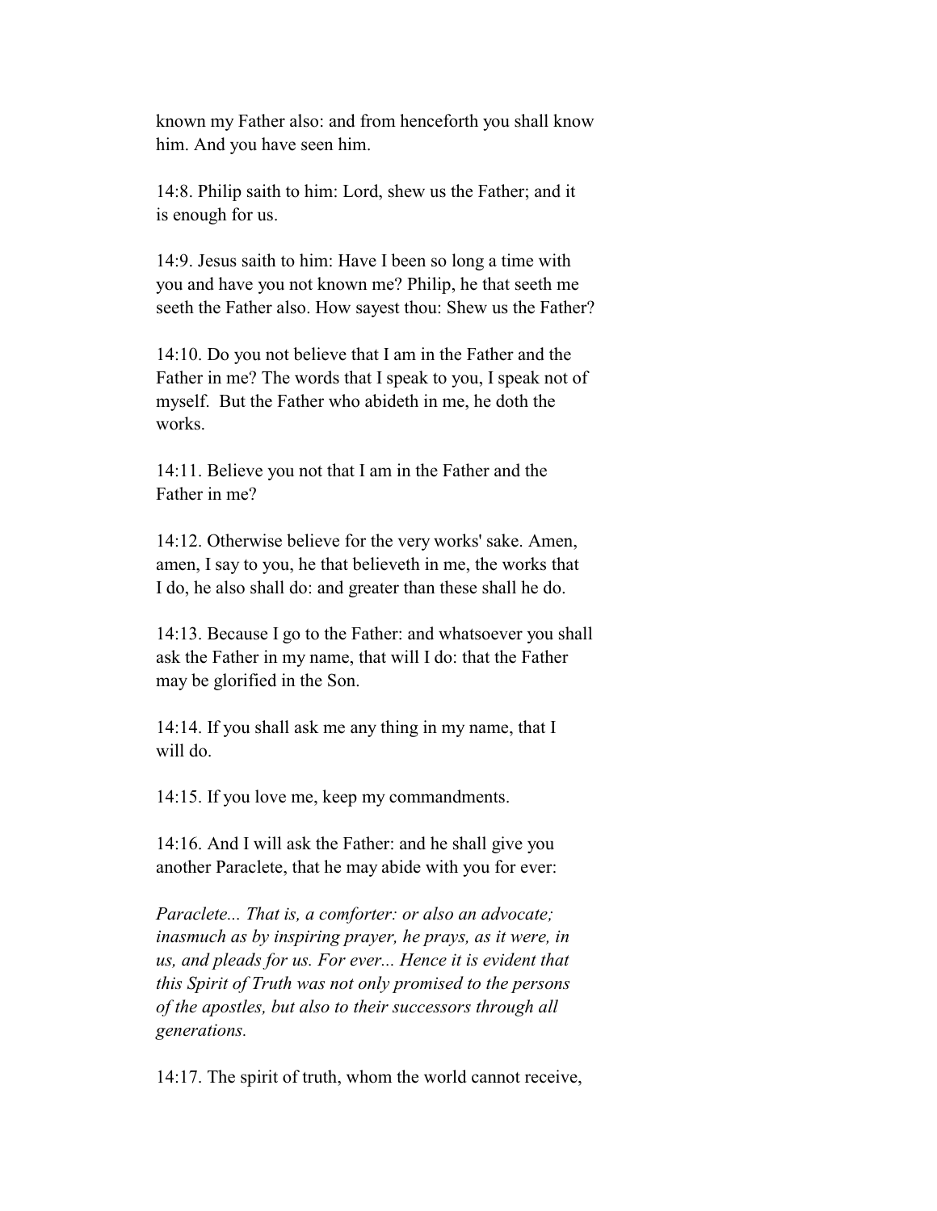known my Father also: and from henceforth you shall know him. And you have seen him.

14:8. Philip saith to him: Lord, shew us the Father; and it is enough for us.

14:9. Jesus saith to him: Have I been so long a time with you and have you not known me? Philip, he that seeth me seeth the Father also. How sayest thou: Shew us the Father?

14:10. Do you not believe that I am in the Father and the Father in me? The words that I speak to you, I speak not of myself. But the Father who abideth in me, he doth the works.

14:11. Believe you not that I am in the Father and the Father in me?

14:12. Otherwise believe for the very works' sake. Amen, amen, I say to you, he that believeth in me, the works that I do, he also shall do: and greater than these shall he do.

14:13. Because I go to the Father: and whatsoever you shall ask the Father in my name, that will I do: that the Father may be glorified in the Son.

14:14. If you shall ask me any thing in my name, that I will do.

14:15. If you love me, keep my commandments.

14:16. And I will ask the Father: and he shall give you another Paraclete, that he may abide with you for ever:

*Paraclete... That is, a comforter: or also an advocate; inasmuch as by inspiring prayer, he prays, as it were, in us, and pleads for us. For ever... Hence it is evident that this Spirit of Truth was not only promised to the persons of the apostles, but also to their successors through all generations.*

14:17. The spirit of truth, whom the world cannot receive,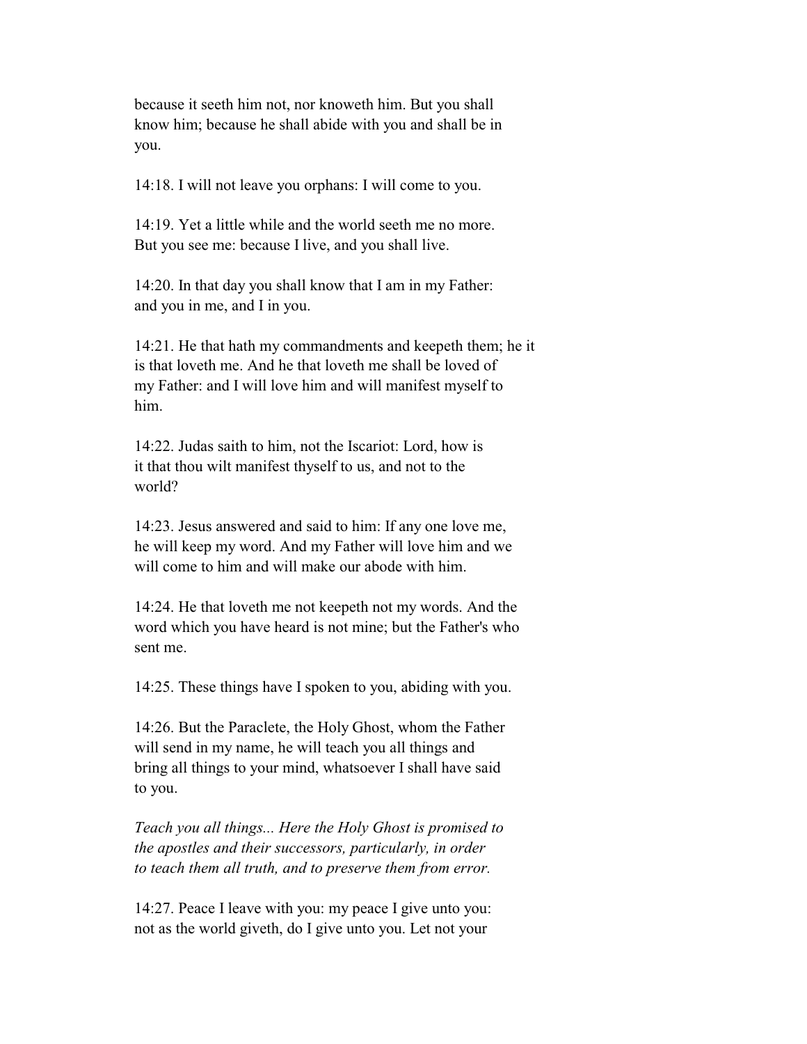because it seeth him not, nor knoweth him. But you shall know him; because he shall abide with you and shall be in you.

14:18. I will not leave you orphans: I will come to you.

14:19. Yet a little while and the world seeth me no more. But you see me: because I live, and you shall live.

14:20. In that day you shall know that I am in my Father: and you in me, and I in you.

14:21. He that hath my commandments and keepeth them; he it is that loveth me. And he that loveth me shall be loved of my Father: and I will love him and will manifest myself to him.

14:22. Judas saith to him, not the Iscariot: Lord, how is it that thou wilt manifest thyself to us, and not to the world?

14:23. Jesus answered and said to him: If any one love me, he will keep my word. And my Father will love him and we will come to him and will make our abode with him.

14:24. He that loveth me not keepeth not my words. And the word which you have heard is not mine; but the Father's who sent me.

14:25. These things have I spoken to you, abiding with you.

14:26. But the Paraclete, the Holy Ghost, whom the Father will send in my name, he will teach you all things and bring all things to your mind, whatsoever I shall have said to you.

*Teach you all things... Here the Holy Ghost is promised to the apostles and their successors, particularly, in order to teach them all truth, and to preserve them from error.*

14:27. Peace I leave with you: my peace I give unto you: not as the world giveth, do I give unto you. Let not your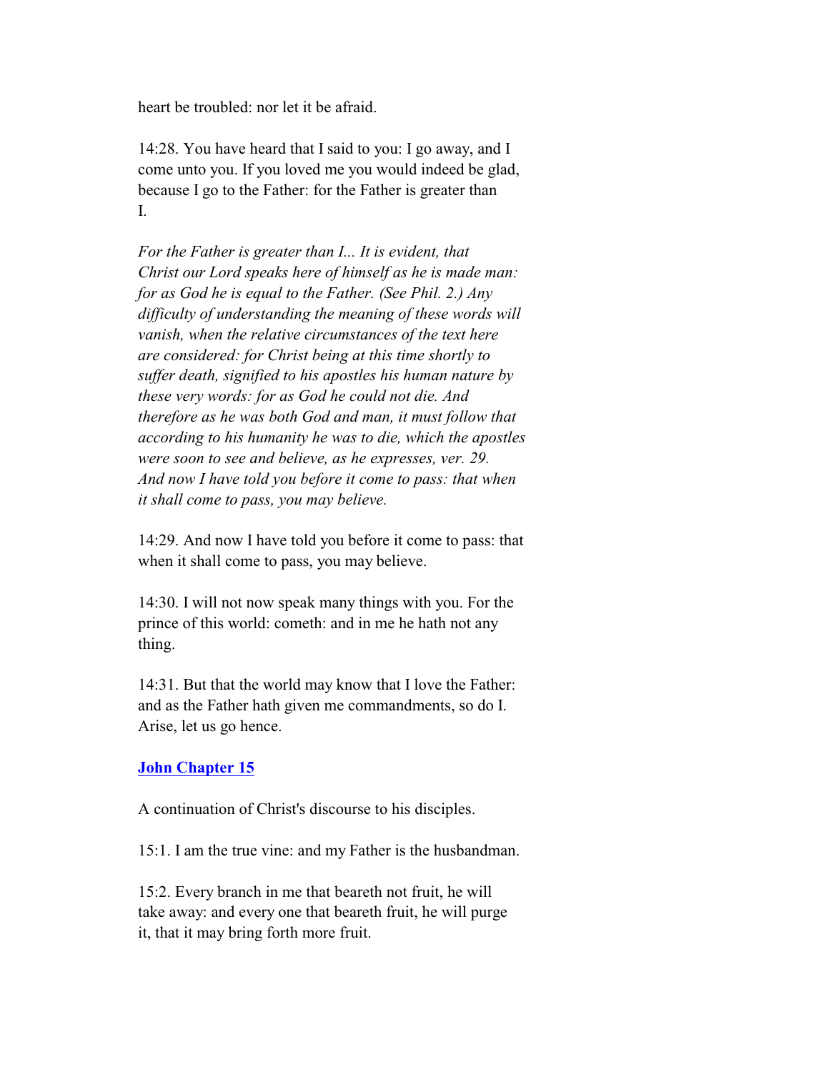heart be troubled: nor let it be afraid.

14:28. You have heard that I said to you: I go away, and I come unto you. If you loved me you would indeed be glad, because I go to the Father: for the Father is greater than I.

*For the Father is greater than I... It is evident, that Christ our Lord speaks here of himself as he is made man: for as God he is equal to the Father. (See Phil. 2.) Any difficulty of understanding the meaning of these words will vanish, when the relative circumstances of the text here are considered: for Christ being at this time shortly to suffer death, signified to his apostles his human nature by these very words: for as God he could not die. And therefore as he was both God and man, it must follow that according to his humanity he was to die, which the apostles were soon to see and believe, as he expresses, ver. 29. And now I have told you before it come to pass: that when it shall come to pass, you may believe.*

14:29. And now I have told you before it come to pass: that when it shall come to pass, you may believe.

14:30. I will not now speak many things with you. For the prince of this world: cometh: and in me he hath not any thing.

14:31. But that the world may know that I love the Father: and as the Father hath given me commandments, so do I. Arise, let us go hence.

## John Chapter 15

A continuation of Christ's discourse to his disciples.

15:1. I am the true vine: and my Father is the husbandman.

15:2. Every branch in me that beareth not fruit, he will take away: and every one that beareth fruit, he will purge it, that it may bring forth more fruit.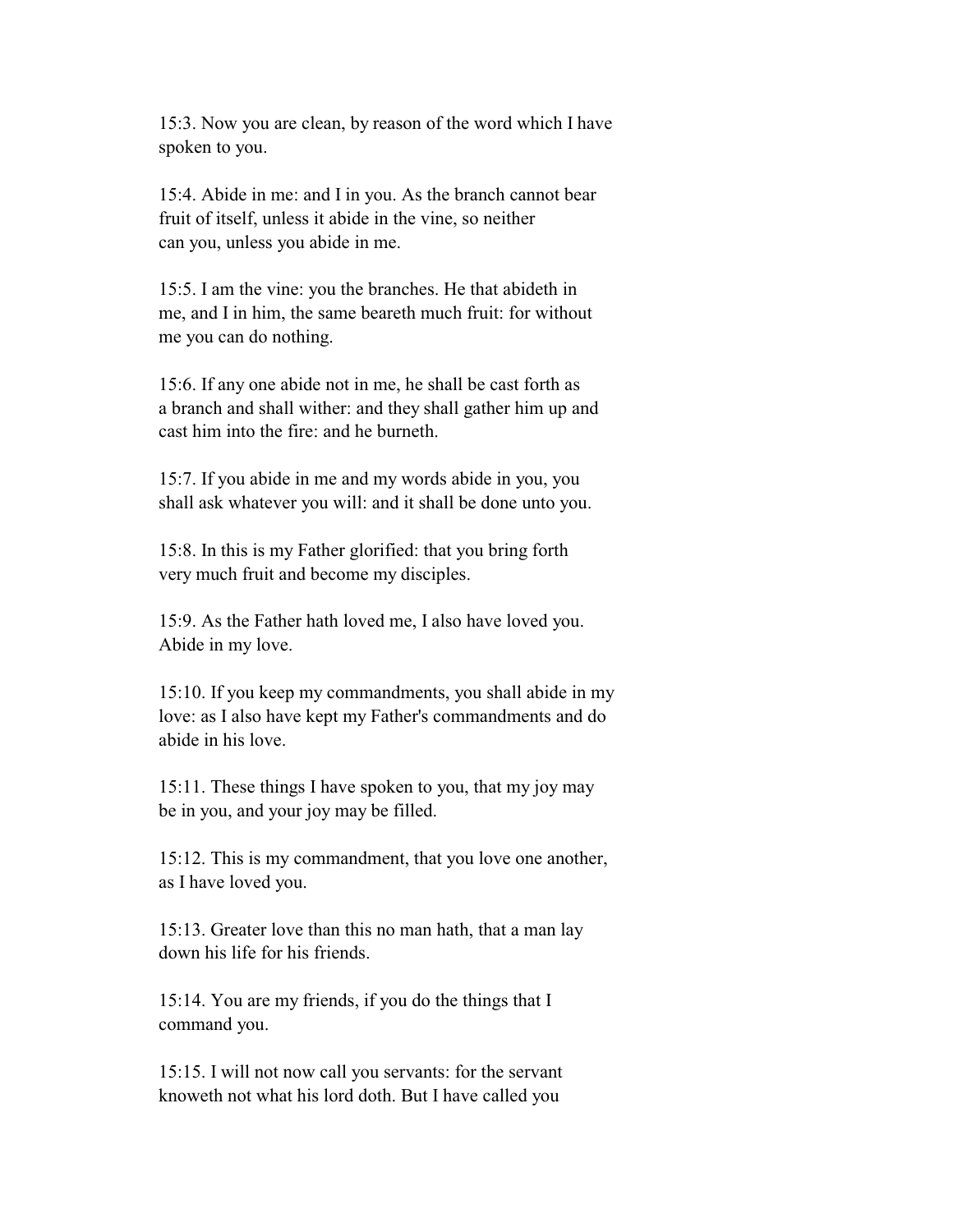15:3. Now you are clean, by reason of the word which I have spoken to you.

15:4. Abide in me: and I in you. As the branch cannot bear fruit of itself, unless it abide in the vine, so neither can you, unless you abide in me.

15:5. I am the vine: you the branches. He that abideth in me, and I in him, the same beareth much fruit: for without me you can do nothing.

15:6. If any one abide not in me, he shall be cast forth as a branch and shall wither: and they shall gather him up and cast him into the fire: and he burneth.

15:7. If you abide in me and my words abide in you, you shall ask whatever you will: and it shall be done unto you.

15:8. In this is my Father glorified: that you bring forth very much fruit and become my disciples.

15:9. As the Father hath loved me, I also have loved you. Abide in my love.

15:10. If you keep my commandments, you shall abide in my love: as I also have kept my Father's commandments and do abide in his love.

15:11. These things I have spoken to you, that my joy may be in you, and your joy may be filled.

15:12. This is my commandment, that you love one another, as I have loved you.

15:13. Greater love than this no man hath, that a man lay down his life for his friends.

15:14. You are my friends, if you do the things that I command you.

15:15. I will not now call you servants: for the servant knoweth not what his lord doth. But I have called you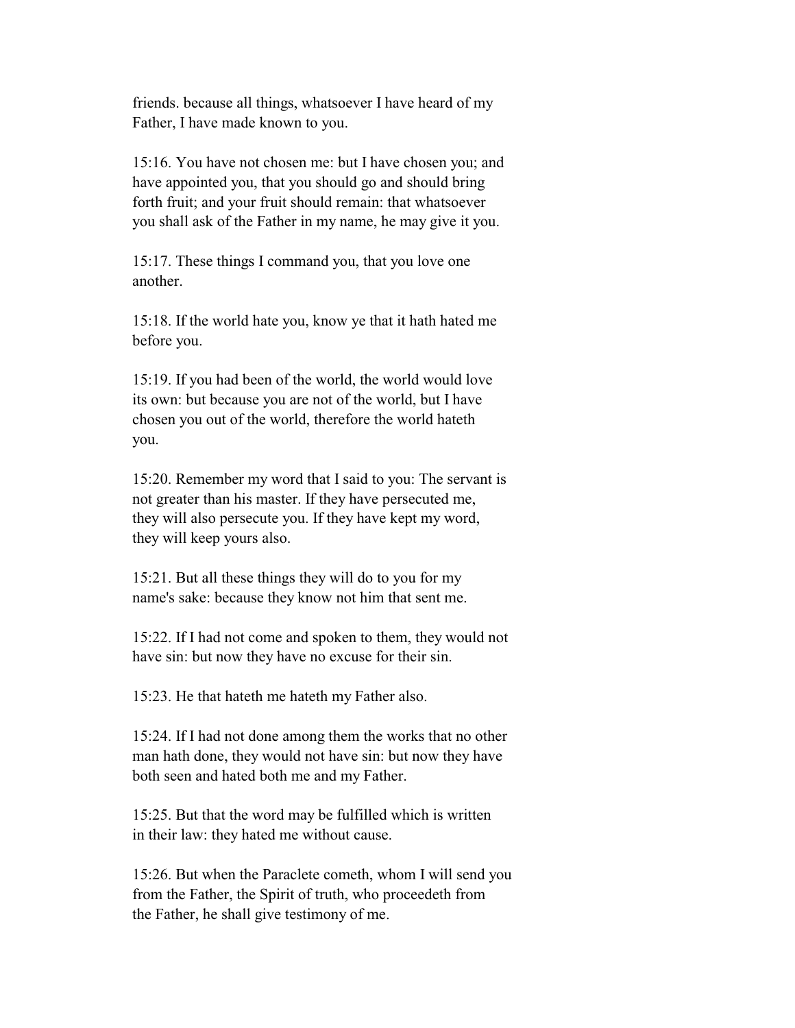friends. because all things, whatsoever I have heard of my Father, I have made known to you.

15:16. You have not chosen me: but I have chosen you; and have appointed you, that you should go and should bring forth fruit; and your fruit should remain: that whatsoever you shall ask of the Father in my name, he may give it you.

15:17. These things I command you, that you love one another.

15:18. If the world hate you, know ye that it hath hated me before you.

15:19. If you had been of the world, the world would love its own: but because you are not of the world, but I have chosen you out of the world, therefore the world hateth you.

15:20. Remember my word that I said to you: The servant is not greater than his master. If they have persecuted me, they will also persecute you. If they have kept my word, they will keep yours also.

15:21. But all these things they will do to you for my name's sake: because they know not him that sent me.

15:22. If I had not come and spoken to them, they would not have sin: but now they have no excuse for their sin.

15:23. He that hateth me hateth my Father also.

15:24. If I had not done among them the works that no other man hath done, they would not have sin: but now they have both seen and hated both me and my Father.

15:25. But that the word may be fulfilled which is written in their law: they hated me without cause.

15:26. But when the Paraclete cometh, whom I will send you from the Father, the Spirit of truth, who proceedeth from the Father, he shall give testimony of me.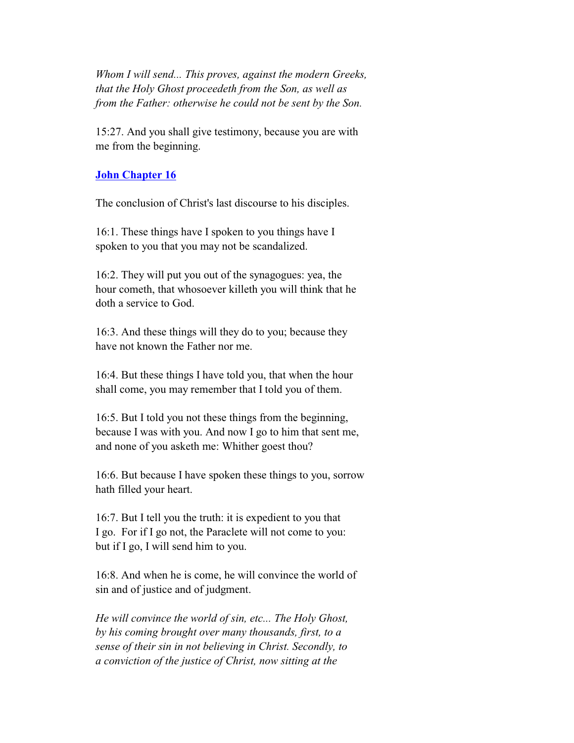*Whom I will send... This proves, against the modern Greeks, that the Holy Ghost proceedeth from the Son, as well as from the Father: otherwise he could not be sent by the Son.*

15:27. And you shall give testimony, because you are with me from the beginning.

## John Chapter 16

The conclusion of Christ's last discourse to his disciples.

16:1. These things have I spoken to you things have I spoken to you that you may not be scandalized.

16:2. They will put you out of the synagogues: yea, the hour cometh, that whosoever killeth you will think that he doth a service to God.

16:3. And these things will they do to you; because they have not known the Father nor me.

16:4. But these things I have told you, that when the hour shall come, you may remember that I told you of them.

16:5. But I told you not these things from the beginning, because I was with you. And now I go to him that sent me, and none of you asketh me: Whither goest thou?

16:6. But because I have spoken these things to you, sorrow hath filled your heart.

16:7. But I tell you the truth: it is expedient to you that I go. For if I go not, the Paraclete will not come to you: but if I go, I will send him to you.

16:8. And when he is come, he will convince the world of sin and of justice and of judgment.

*He will convince the world of sin, etc... The Holy Ghost, by his coming brought over many thousands, first, to a sense of their sin in not believing in Christ. Secondly, to a conviction of the justice of Christ, now sitting at the*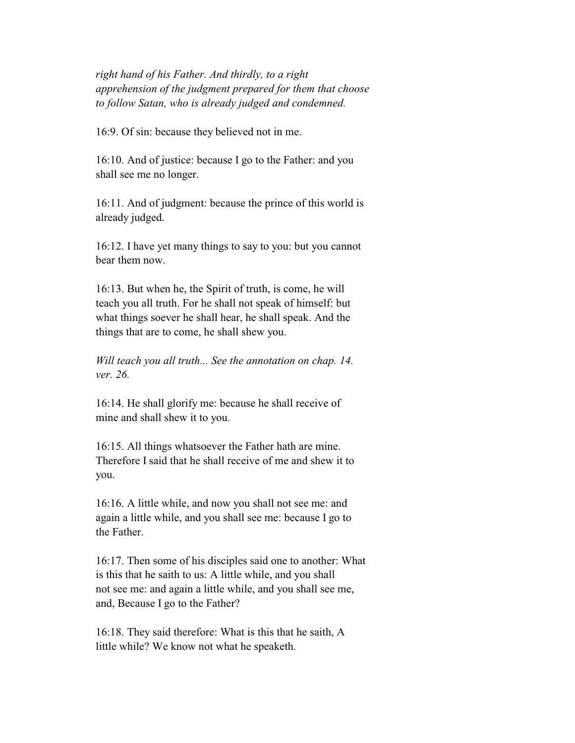*right hand of his Father. And thirdly, to a right apprehension of the judgment prepared for them that choose to follow Satan, who is already judged and condemned.*

16:9. Of sin: because they believed not in me.

16:10. And of justice: because I go to the Father: and you shall see me no longer.

16:11. And of judgment: because the prince of this world is already judged.

16:12. I have yet many things to say to you: but you cannot bear them now.

16:13. But when he, the Spirit of truth, is come, he will teach you all truth. For he shall not speak of himself: but what things soever he shall hear, he shall speak. And the things that are to come, he shall shew you.

*Will teach you all truth... See the annotation on chap. 14. ver. 26.*

16:14. He shall glorify me: because he shall receive of mine and shall shew it to you.

16:15. All things whatsoever the Father hath are mine. Therefore I said that he shall receive of me and shew it to you.

16:16. A little while, and now you shall not see me: and again a little while, and you shall see me: because I go to the Father.

16:17. Then some of his disciples said one to another: What is this that he saith to us: A little while, and you shall not see me: and again a little while, and you shall see me, and, Because I go to the Father?

16:18. They said therefore: What is this that he saith, A little while? We know not what he speaketh.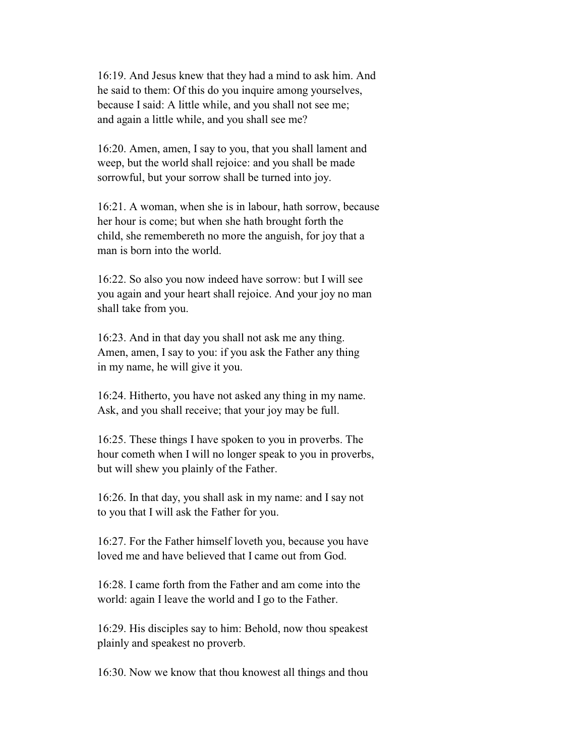16:19. And Jesus knew that they had a mind to ask him. And he said to them: Of this do you inquire among yourselves, because I said: A little while, and you shall not see me; and again a little while, and you shall see me?

16:20. Amen, amen, I say to you, that you shall lament and weep, but the world shall rejoice: and you shall be made sorrowful, but your sorrow shall be turned into joy.

16:21. A woman, when she is in labour, hath sorrow, because her hour is come; but when she hath brought forth the child, she remembereth no more the anguish, for joy that a man is born into the world.

16:22. So also you now indeed have sorrow: but I will see you again and your heart shall rejoice. And your joy no man shall take from you.

16:23. And in that day you shall not ask me any thing. Amen, amen, I say to you: if you ask the Father any thing in my name, he will give it you.

16:24. Hitherto, you have not asked any thing in my name. Ask, and you shall receive; that your joy may be full.

16:25. These things I have spoken to you in proverbs. The hour cometh when I will no longer speak to you in proverbs, but will shew you plainly of the Father.

16:26. In that day, you shall ask in my name: and I say not to you that I will ask the Father for you.

16:27. For the Father himself loveth you, because you have loved me and have believed that I came out from God.

16:28. I came forth from the Father and am come into the world: again I leave the world and I go to the Father.

16:29. His disciples say to him: Behold, now thou speakest plainly and speakest no proverb.

16:30. Now we know that thou knowest all things and thou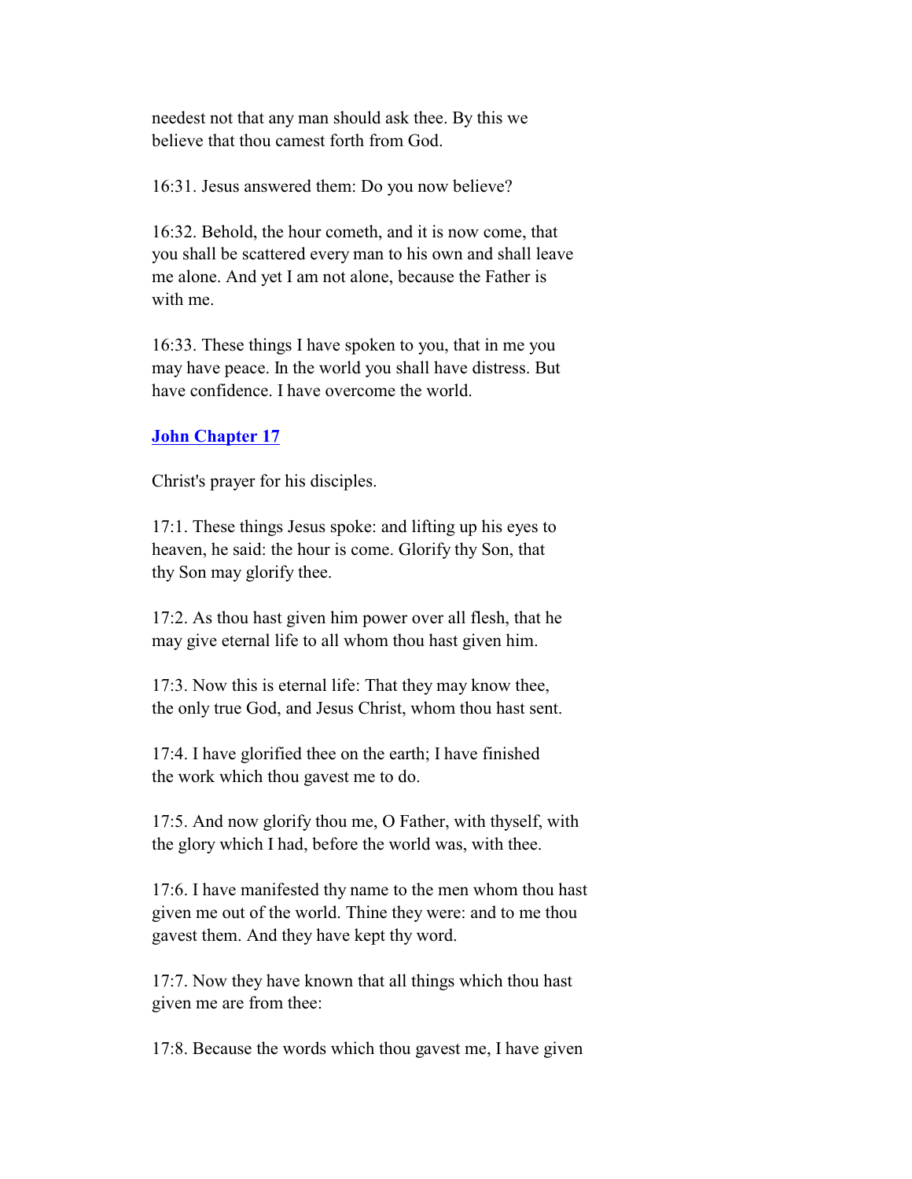needest not that any man should ask thee. By this we believe that thou camest forth from God.

16:31. Jesus answered them: Do you now believe?

16:32. Behold, the hour cometh, and it is now come, that you shall be scattered every man to his own and shall leave me alone. And yet I am not alone, because the Father is with me.

16:33. These things I have spoken to you, that in me you may have peace. In the world you shall have distress. But have confidence. I have overcome the world.

## John Chapter 17

Christ's prayer for his disciples.

17:1. These things Jesus spoke: and lifting up his eyes to heaven, he said: the hour is come. Glorify thy Son, that thy Son may glorify thee.

17:2. As thou hast given him power over all flesh, that he may give eternal life to all whom thou hast given him.

17:3. Now this is eternal life: That they may know thee, the only true God, and Jesus Christ, whom thou hast sent.

17:4. I have glorified thee on the earth; I have finished the work which thou gavest me to do.

17:5. And now glorify thou me, O Father, with thyself, with the glory which I had, before the world was, with thee.

17:6. I have manifested thy name to the men whom thou hast given me out of the world. Thine they were: and to me thou gavest them. And they have kept thy word.

17:7. Now they have known that all things which thou hast given me are from thee:

17:8. Because the words which thou gavest me, I have given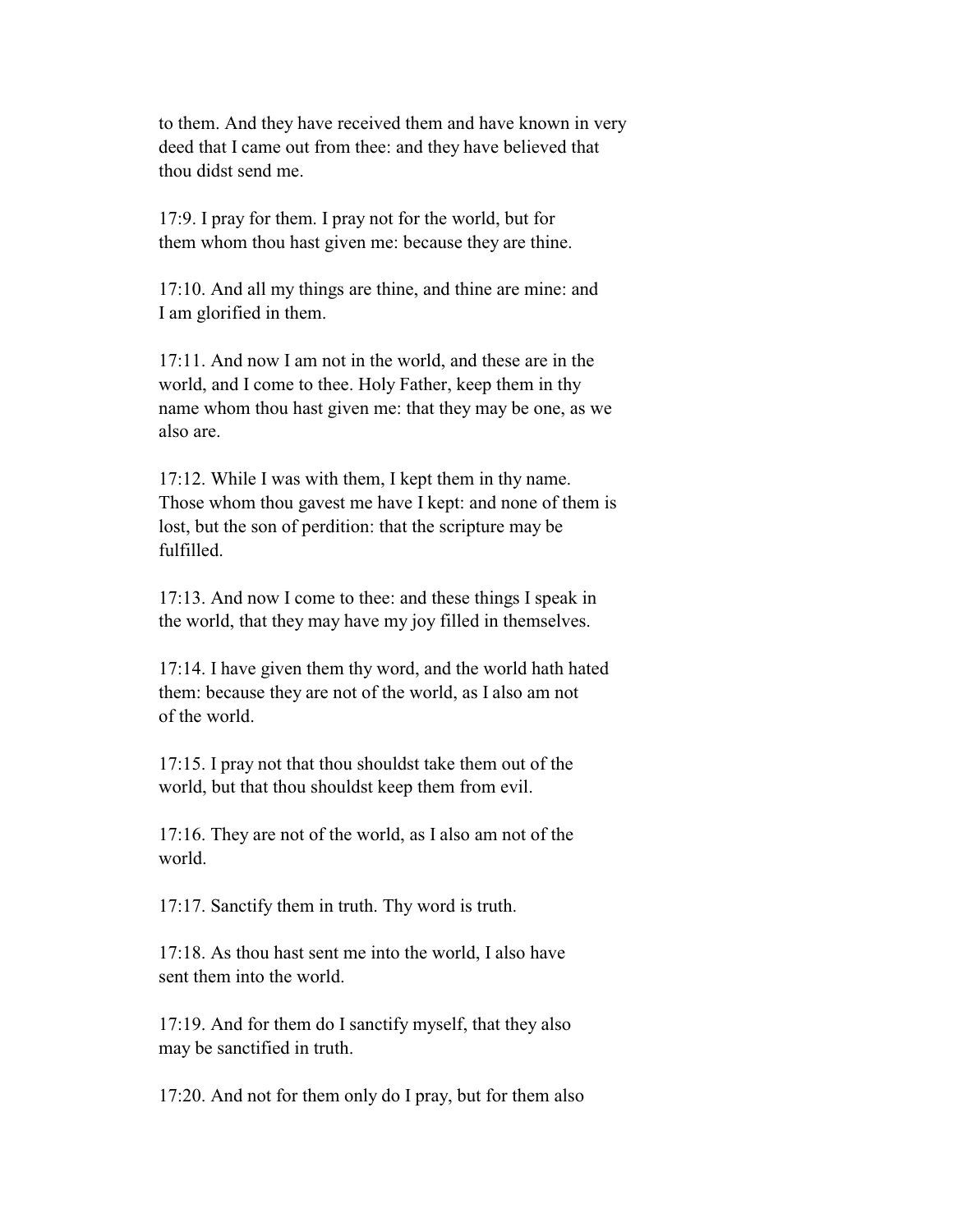to them. And they have received them and have known in very deed that I came out from thee: and they have believed that thou didst send me.

17:9. I pray for them. I pray not for the world, but for them whom thou hast given me: because they are thine.

17:10. And all my things are thine, and thine are mine: and I am glorified in them.

17:11. And now I am not in the world, and these are in the world, and I come to thee. Holy Father, keep them in thy name whom thou hast given me: that they may be one, as we also are.

17:12. While I was with them, I kept them in thy name. Those whom thou gavest me have I kept: and none of them is lost, but the son of perdition: that the scripture may be fulfilled.

17:13. And now I come to thee: and these things I speak in the world, that they may have my joy filled in themselves.

17:14. I have given them thy word, and the world hath hated them: because they are not of the world, as I also am not of the world.

17:15. I pray not that thou shouldst take them out of the world, but that thou shouldst keep them from evil.

17:16. They are not of the world, as I also am not of the world.

17:17. Sanctify them in truth. Thy word is truth.

17:18. As thou hast sent me into the world, I also have sent them into the world.

17:19. And for them do I sanctify myself, that they also may be sanctified in truth.

17:20. And not for them only do I pray, but for them also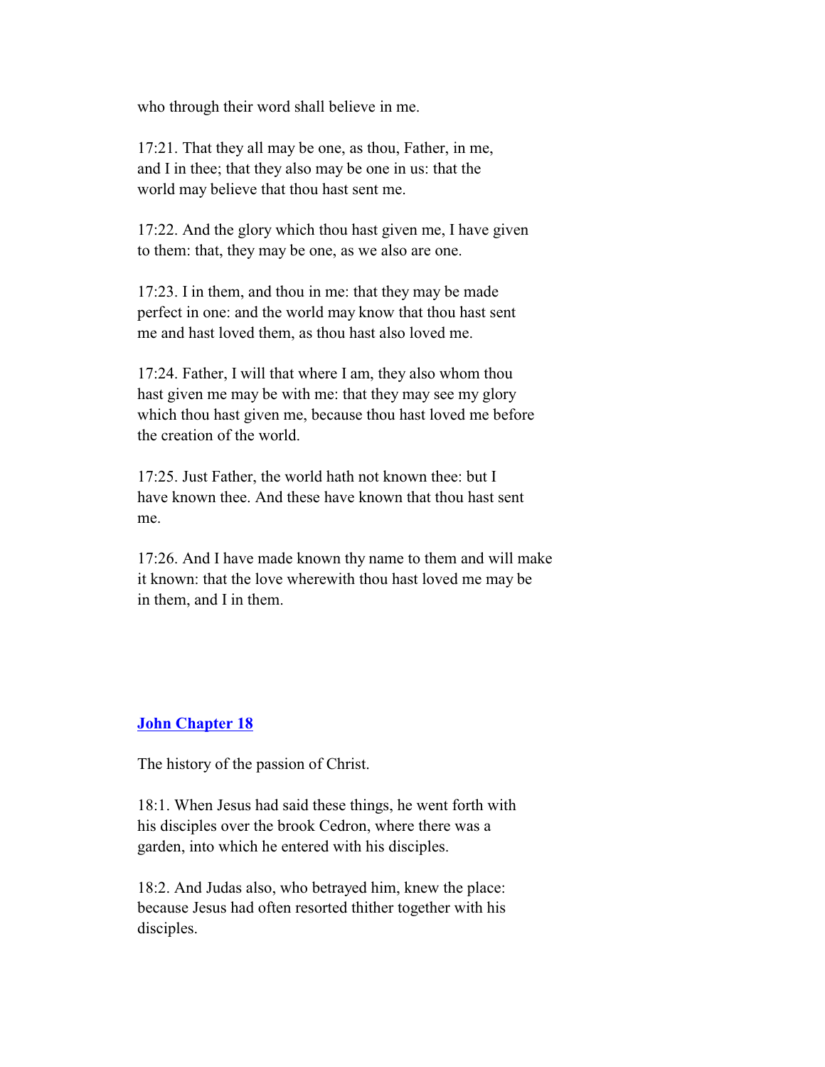who through their word shall believe in me.

17:21. That they all may be one, as thou, Father, in me, and I in thee; that they also may be one in us: that the world may believe that thou hast sent me.

17:22. And the glory which thou hast given me, I have given to them: that, they may be one, as we also are one.

17:23. I in them, and thou in me: that they may be made perfect in one: and the world may know that thou hast sent me and hast loved them, as thou hast also loved me.

17:24. Father, I will that where I am, they also whom thou hast given me may be with me: that they may see my glory which thou hast given me, because thou hast loved me before the creation of the world.

17:25. Just Father, the world hath not known thee: but I have known thee. And these have known that thou hast sent me.

17:26. And I have made known thy name to them and will make it known: that the love wherewith thou hast loved me may be in them, and I in them.

## John Chapter 18

The history of the passion of Christ.

18:1. When Jesus had said these things, he went forth with his disciples over the brook Cedron, where there was a garden, into which he entered with his disciples.

18:2. And Judas also, who betrayed him, knew the place: because Jesus had often resorted thither together with his disciples.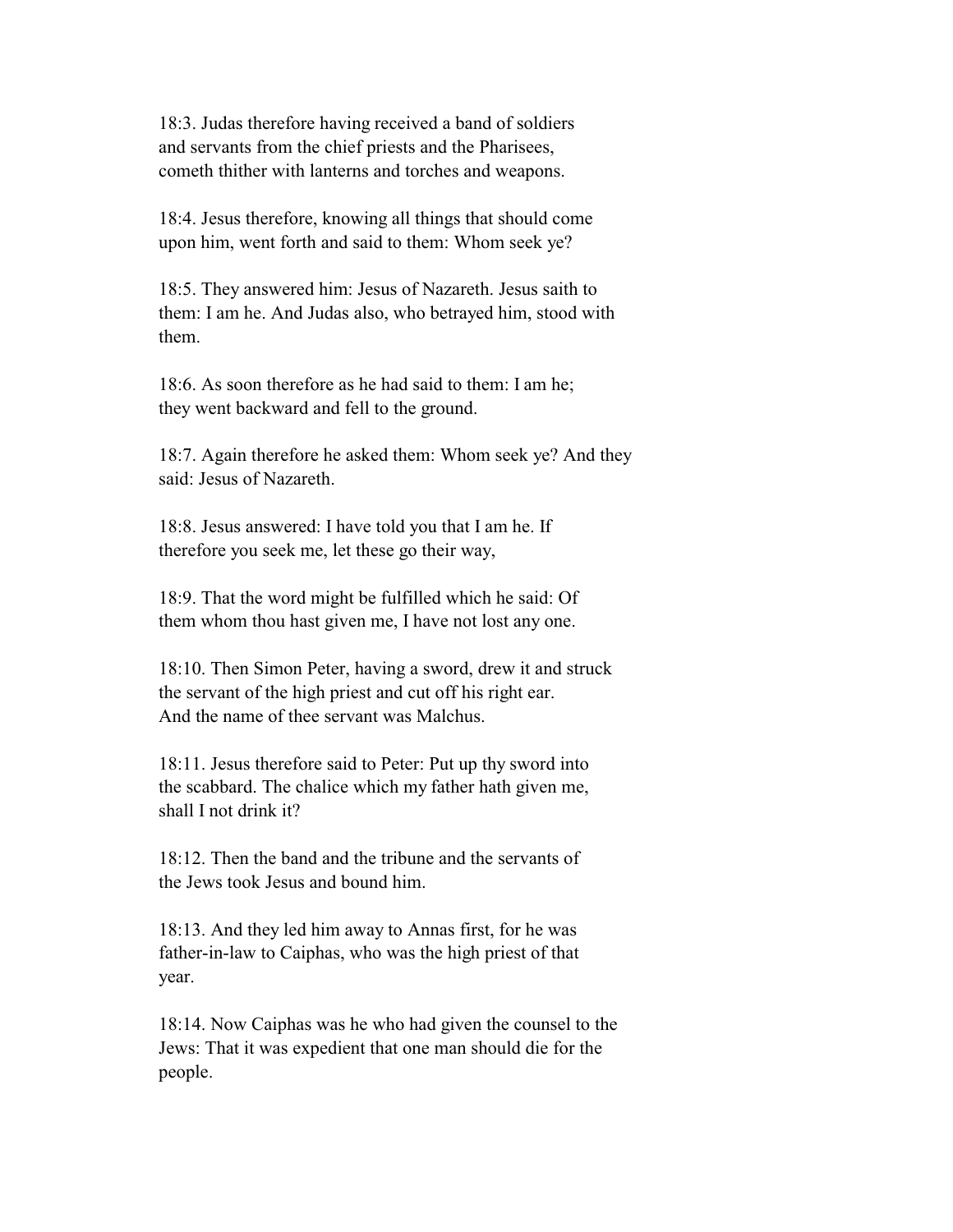18:3. Judas therefore having received a band of soldiers and servants from the chief priests and the Pharisees, cometh thither with lanterns and torches and weapons.

18:4. Jesus therefore, knowing all things that should come upon him, went forth and said to them: Whom seek ye?

18:5. They answered him: Jesus of Nazareth. Jesus saith to them: I am he. And Judas also, who betrayed him, stood with them.

18:6. As soon therefore as he had said to them: I am he; they went backward and fell to the ground.

18:7. Again therefore he asked them: Whom seek ye? And they said: Jesus of Nazareth.

18:8. Jesus answered: I have told you that I am he. If therefore you seek me, let these go their way,

18:9. That the word might be fulfilled which he said: Of them whom thou hast given me, I have not lost any one.

18:10. Then Simon Peter, having a sword, drew it and struck the servant of the high priest and cut off his right ear. And the name of thee servant was Malchus.

18:11. Jesus therefore said to Peter: Put up thy sword into the scabbard. The chalice which my father hath given me, shall I not drink it?

18:12. Then the band and the tribune and the servants of the Jews took Jesus and bound him.

18:13. And they led him away to Annas first, for he was father-in-law to Caiphas, who was the high priest of that year.

18:14. Now Caiphas was he who had given the counsel to the Jews: That it was expedient that one man should die for the people.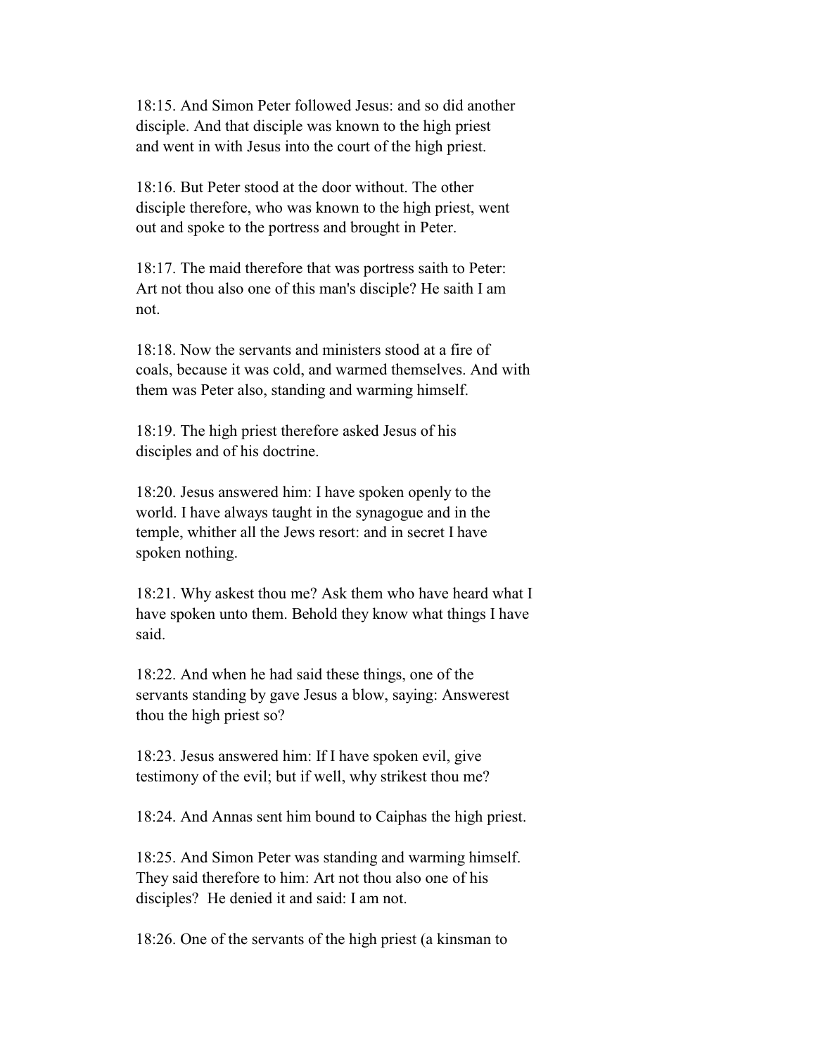18:15. And Simon Peter followed Jesus: and so did another disciple. And that disciple was known to the high priest and went in with Jesus into the court of the high priest.

18:16. But Peter stood at the door without. The other disciple therefore, who was known to the high priest, went out and spoke to the portress and brought in Peter.

18:17. The maid therefore that was portress saith to Peter: Art not thou also one of this man's disciple? He saith I am not.

18:18. Now the servants and ministers stood at a fire of coals, because it was cold, and warmed themselves. And with them was Peter also, standing and warming himself.

18:19. The high priest therefore asked Jesus of his disciples and of his doctrine.

18:20. Jesus answered him: I have spoken openly to the world. I have always taught in the synagogue and in the temple, whither all the Jews resort: and in secret I have spoken nothing.

18:21. Why askest thou me? Ask them who have heard what I have spoken unto them. Behold they know what things I have said.

18:22. And when he had said these things, one of the servants standing by gave Jesus a blow, saying: Answerest thou the high priest so?

18:23. Jesus answered him: If I have spoken evil, give testimony of the evil; but if well, why strikest thou me?

18:24. And Annas sent him bound to Caiphas the high priest.

18:25. And Simon Peter was standing and warming himself. They said therefore to him: Art not thou also one of his disciples? He denied it and said: I am not.

18:26. One of the servants of the high priest (a kinsman to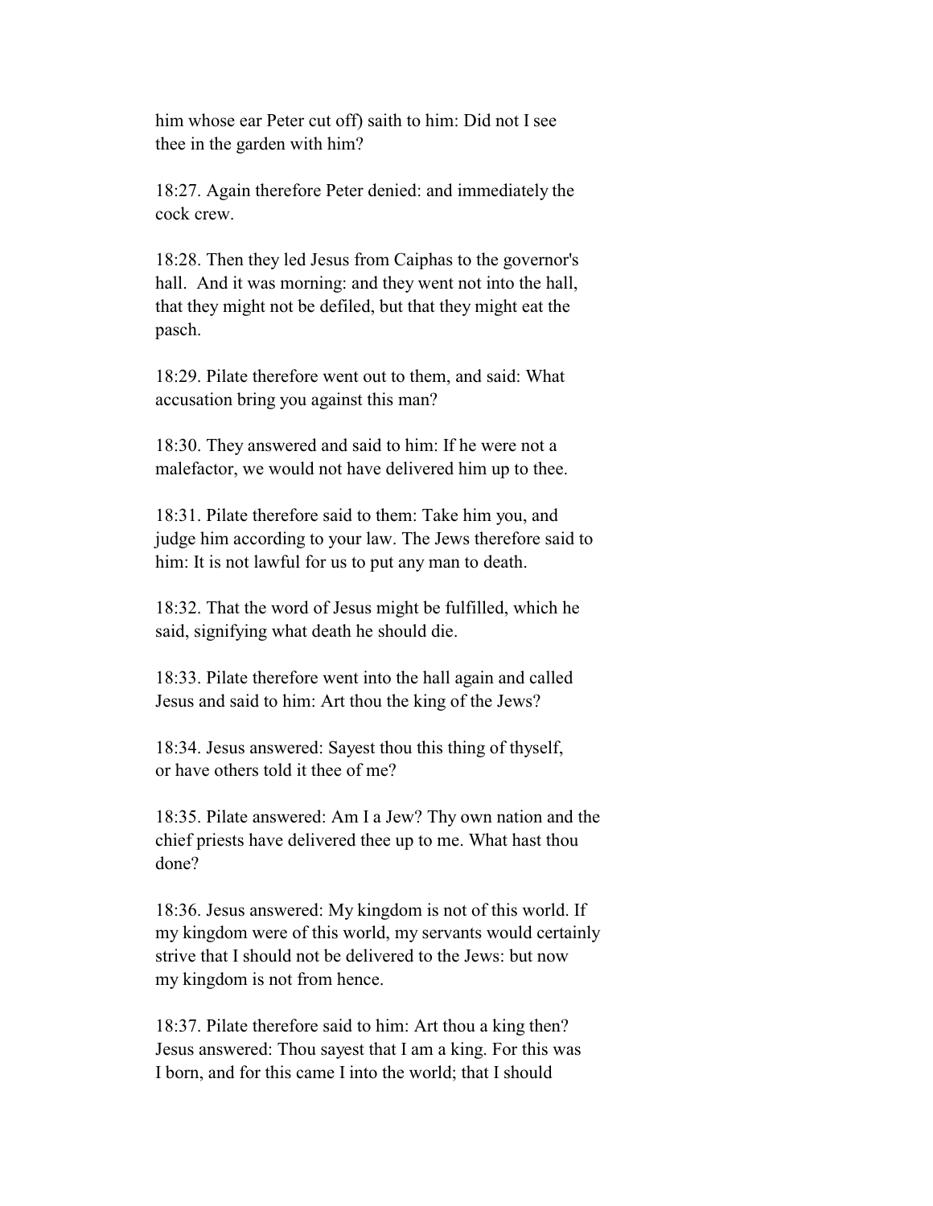him whose ear Peter cut off) saith to him: Did not I see thee in the garden with him?

18:27. Again therefore Peter denied: and immediately the cock crew.

18:28. Then they led Jesus from Caiphas to the governor's hall.  And it was morning: and they went not into the hall, that they might not be defiled, but that they might eat the pasch.

18:29. Pilate therefore went out to them, and said: What accusation bring you against this man?

18:30. They answered and said to him: If he were not a malefactor, we would not have delivered him up to thee.

18:31. Pilate therefore said to them: Take him you, and judge him according to your law. The Jews therefore said to him: It is not lawful for us to put any man to death.

18:32. That the word of Jesus might be fulfilled, which he said, signifying what death he should die.

18:33. Pilate therefore went into the hall again and called Jesus and said to him: Art thou the king of the Jews?

18:34. Jesus answered: Sayest thou this thing of thyself, or have others told it thee of me?

18:35. Pilate answered: Am I a Jew? Thy own nation and the chief priests have delivered thee up to me. What hast thou done?

18:36. Jesus answered: My kingdom is not of this world. If my kingdom were of this world, my servants would certainly strive that I should not be delivered to the Jews: but now my kingdom is not from hence.

18:37. Pilate therefore said to him: Art thou a king then? Jesus answered: Thou sayest that I am a king. For this was I born, and for this came I into the world; that I should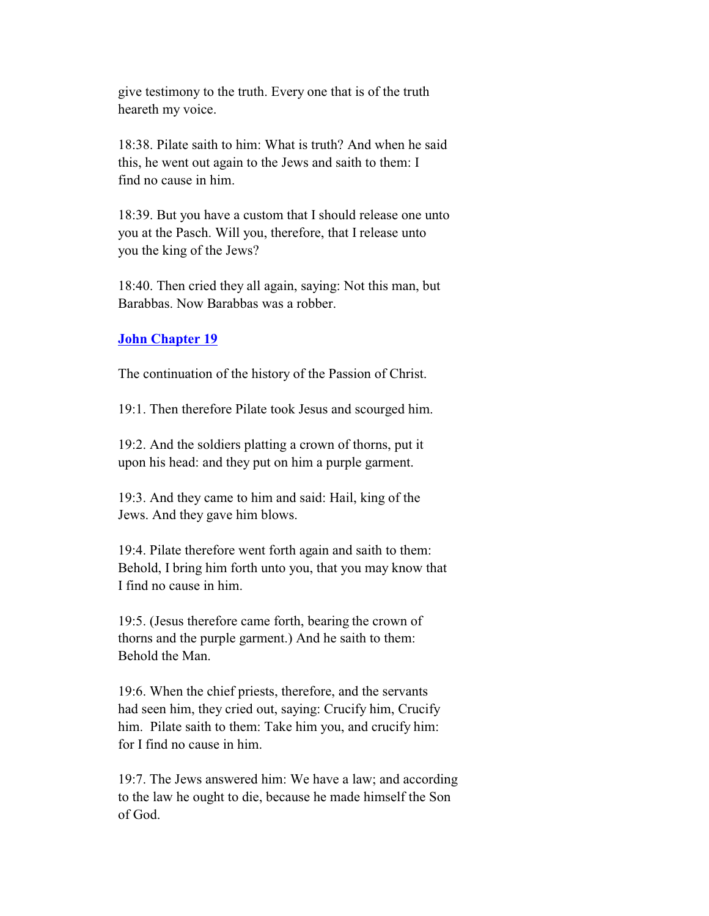give testimony to the truth. Every one that is of the truth heareth my voice.

18:38. Pilate saith to him: What is truth? And when he said this, he went out again to the Jews and saith to them: I find no cause in him.

18:39. But you have a custom that I should release one unto you at the Pasch. Will you, therefore, that I release unto you the king of the Jews?

18:40. Then cried they all again, saying: Not this man, but Barabbas. Now Barabbas was a robber.

## John Chapter 19

The continuation of the history of the Passion of Christ.

19:1. Then therefore Pilate took Jesus and scourged him.

19:2. And the soldiers platting a crown of thorns, put it upon his head: and they put on him a purple garment.

19:3. And they came to him and said: Hail, king of the Jews. And they gave him blows.

19:4. Pilate therefore went forth again and saith to them: Behold, I bring him forth unto you, that you may know that I find no cause in him.

19:5. (Jesus therefore came forth, bearing the crown of thorns and the purple garment.) And he saith to them: Behold the Man.

19:6. When the chief priests, therefore, and the servants had seen him, they cried out, saying: Crucify him, Crucify him. Pilate saith to them: Take him you, and crucify him: for I find no cause in him.

19:7. The Jews answered him: We have a law; and according to the law he ought to die, because he made himself the Son of God.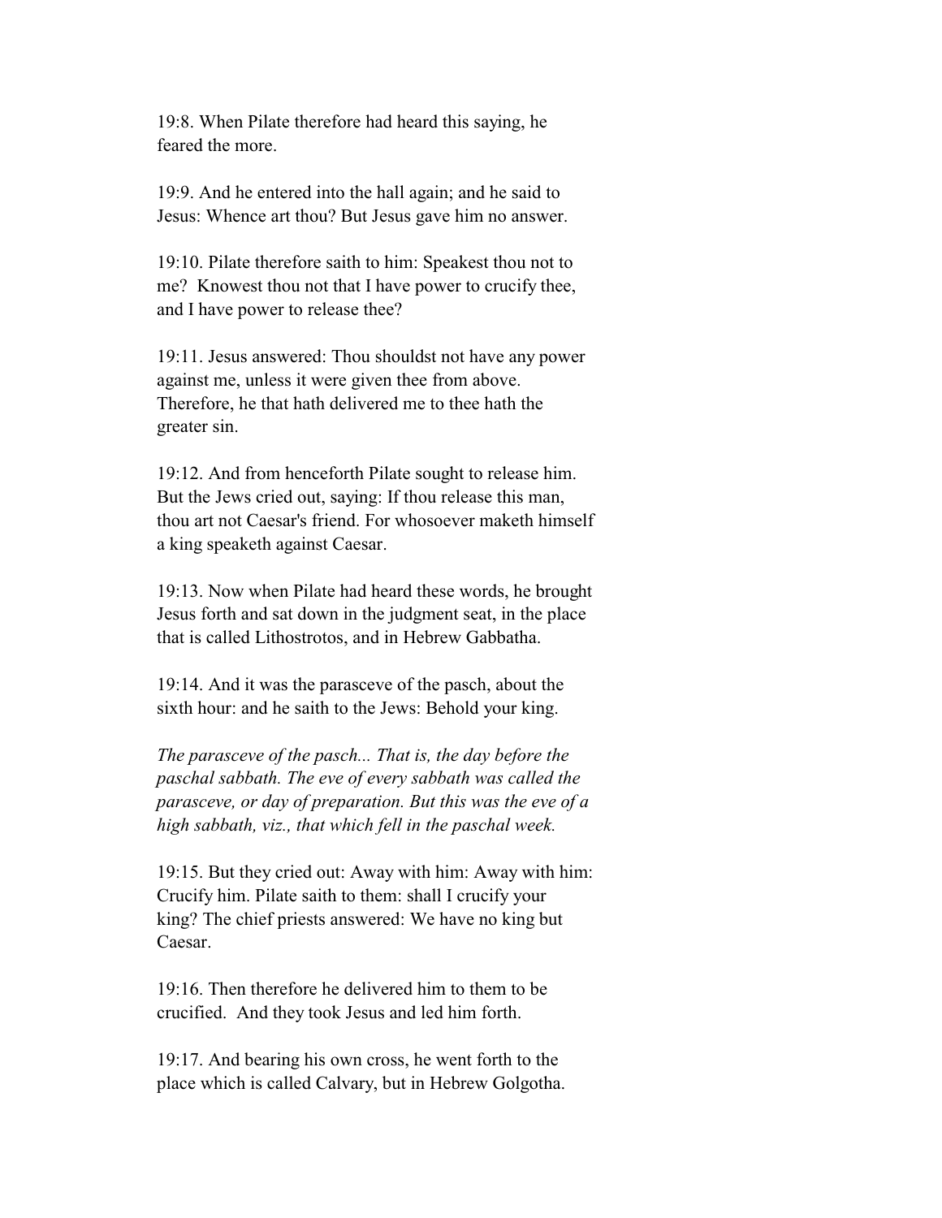19:8. When Pilate therefore had heard this saying, he feared the more.

19:9. And he entered into the hall again; and he said to Jesus: Whence art thou? But Jesus gave him no answer.

19:10. Pilate therefore saith to him: Speakest thou not to me? Knowest thou not that I have power to crucify thee, and I have power to release thee?

19:11. Jesus answered: Thou shouldst not have any power against me, unless it were given thee from above. Therefore, he that hath delivered me to thee hath the greater sin.

19:12. And from henceforth Pilate sought to release him. But the Jews cried out, saying: If thou release this man, thou art not Caesar's friend. For whosoever maketh himself a king speaketh against Caesar.

19:13. Now when Pilate had heard these words, he brought Jesus forth and sat down in the judgment seat, in the place that is called Lithostrotos, and in Hebrew Gabbatha.

19:14. And it was the parasceve of the pasch, about the sixth hour: and he saith to the Jews: Behold your king.

*The parasceve of the pasch... That is, the day before the paschal sabbath. The eve of every sabbath was called the parasceve, or day of preparation. But this was the eve of a high sabbath, viz., that which fell in the paschal week.*

19:15. But they cried out: Away with him: Away with him: Crucify him. Pilate saith to them: shall I crucify your king? The chief priests answered: We have no king but Caesar.

19:16. Then therefore he delivered him to them to be crucified. And they took Jesus and led him forth.

19:17. And bearing his own cross, he went forth to the place which is called Calvary, but in Hebrew Golgotha.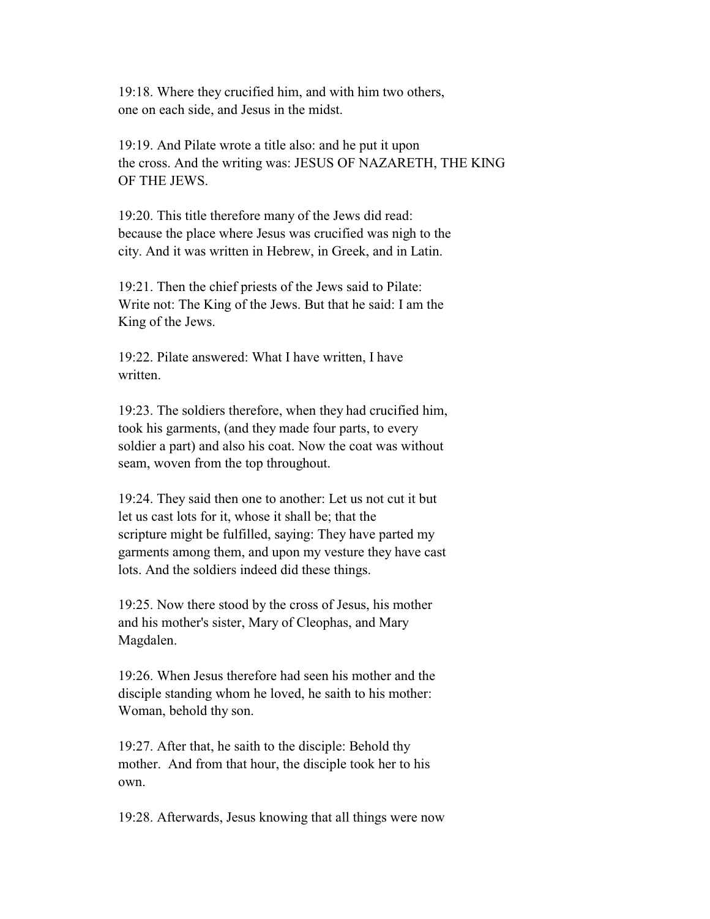19:18. Where they crucified him, and with him two others, one on each side, and Jesus in the midst.

19:19. And Pilate wrote a title also: and he put it upon the cross. And the writing was: JESUS OF NAZARETH, THE KING OF THE JEWS.

19:20. This title therefore many of the Jews did read: because the place where Jesus was crucified was nigh to the city. And it was written in Hebrew, in Greek, and in Latin.

19:21. Then the chief priests of the Jews said to Pilate: Write not: The King of the Jews. But that he said: I am the King of the Jews.

19:22. Pilate answered: What I have written, I have written.

19:23. The soldiers therefore, when they had crucified him, took his garments, (and they made four parts, to every soldier a part) and also his coat. Now the coat was without seam, woven from the top throughout.

19:24. They said then one to another: Let us not cut it but let us cast lots for it, whose it shall be; that the scripture might be fulfilled, saying: They have parted my garments among them, and upon my vesture they have cast lots. And the soldiers indeed did these things.

19:25. Now there stood by the cross of Jesus, his mother and his mother's sister, Mary of Cleophas, and Mary Magdalen.

19:26. When Jesus therefore had seen his mother and the disciple standing whom he loved, he saith to his mother: Woman, behold thy son.

19:27. After that, he saith to the disciple: Behold thy mother. And from that hour, the disciple took her to his own.

19:28. Afterwards, Jesus knowing that all things were now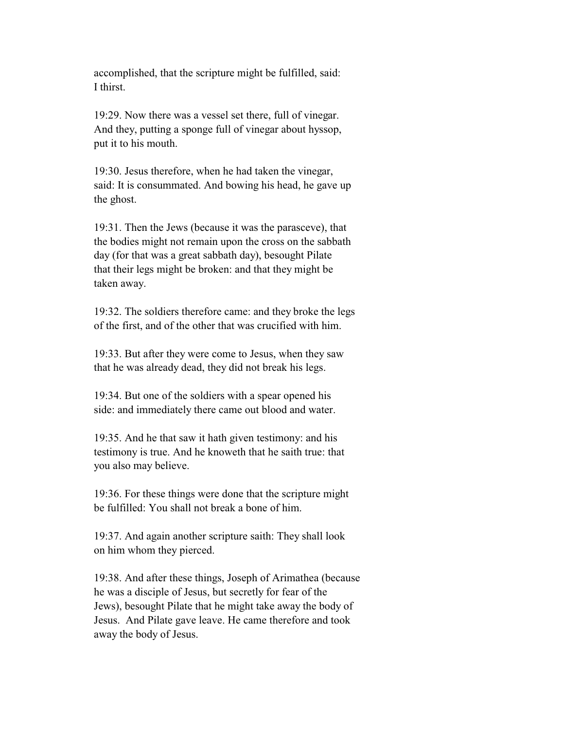accomplished, that the scripture might be fulfilled, said: I thirst.

19:29. Now there was a vessel set there, full of vinegar. And they, putting a sponge full of vinegar about hyssop, put it to his mouth.

19:30. Jesus therefore, when he had taken the vinegar, said: It is consummated. And bowing his head, he gave up the ghost.

19:31. Then the Jews (because it was the parasceve), that the bodies might not remain upon the cross on the sabbath day (for that was a great sabbath day), besought Pilate that their legs might be broken: and that they might be taken away.

19:32. The soldiers therefore came: and they broke the legs of the first, and of the other that was crucified with him.

19:33. But after they were come to Jesus, when they saw that he was already dead, they did not break his legs.

19:34. But one of the soldiers with a spear opened his side: and immediately there came out blood and water.

19:35. And he that saw it hath given testimony: and his testimony is true. And he knoweth that he saith true: that you also may believe.

19:36. For these things were done that the scripture might be fulfilled: You shall not break a bone of him.

19:37. And again another scripture saith: They shall look on him whom they pierced.

19:38. And after these things, Joseph of Arimathea (because he was a disciple of Jesus, but secretly for fear of the Jews), besought Pilate that he might take away the body of Jesus. And Pilate gave leave. He came therefore and took away the body of Jesus.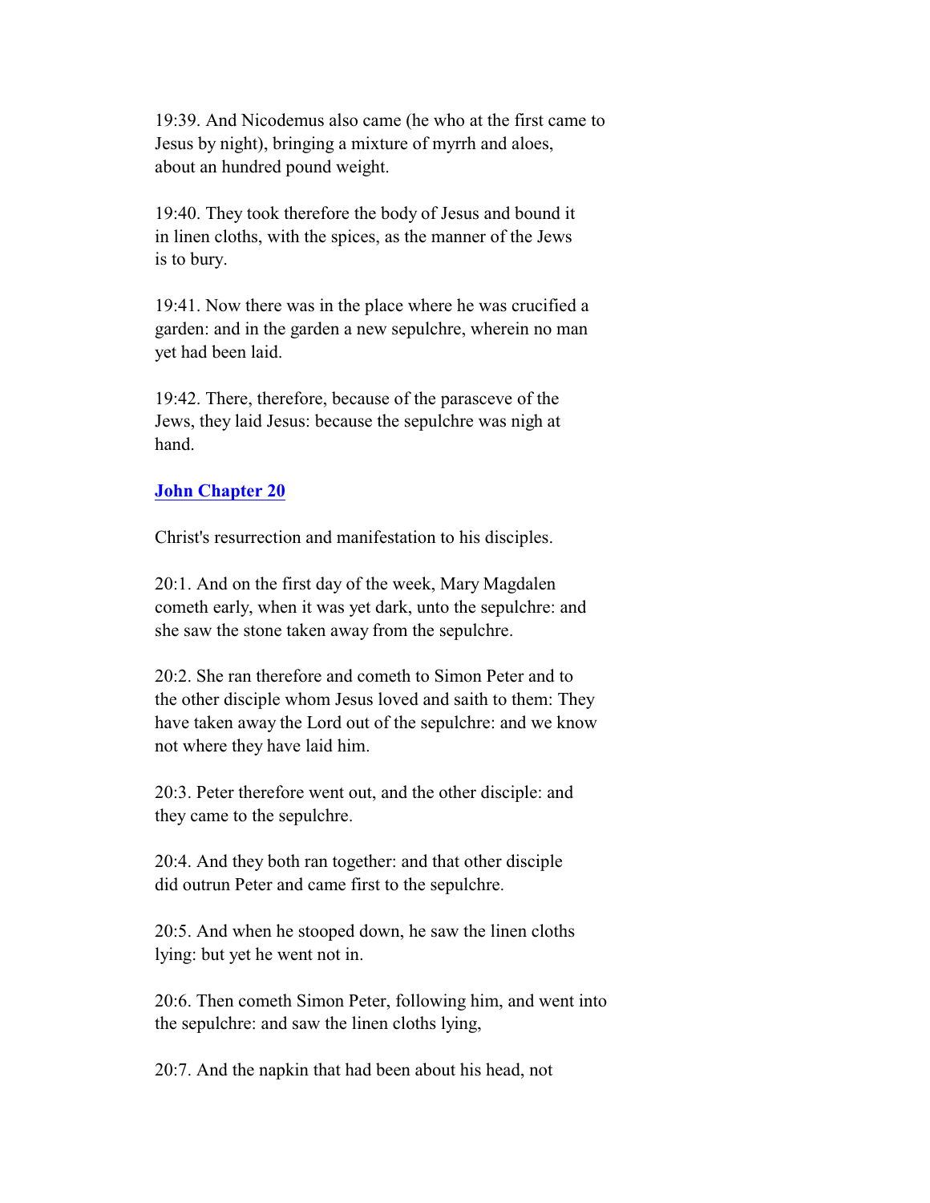19:39. And Nicodemus also came (he who at the first came to Jesus by night), bringing a mixture of myrrh and aloes, about an hundred pound weight.

19:40. They took therefore the body of Jesus and bound it in linen cloths, with the spices, as the manner of the Jews is to bury.

19:41. Now there was in the place where he was crucified a garden: and in the garden a new sepulchre, wherein no man yet had been laid.

19:42. There, therefore, because of the parasceve of the Jews, they laid Jesus: because the sepulchre was nigh at hand.

## John Chapter 20

Christ's resurrection and manifestation to his disciples.

20:1. And on the first day of the week, Mary Magdalen cometh early, when it was yet dark, unto the sepulchre: and she saw the stone taken away from the sepulchre.

20:2. She ran therefore and cometh to Simon Peter and to the other disciple whom Jesus loved and saith to them: They have taken away the Lord out of the sepulchre: and we know not where they have laid him.

20:3. Peter therefore went out, and the other disciple: and they came to the sepulchre.

20:4. And they both ran together: and that other disciple did outrun Peter and came first to the sepulchre.

20:5. And when he stooped down, he saw the linen cloths lying: but yet he went not in.

20:6. Then cometh Simon Peter, following him, and went into the sepulchre: and saw the linen cloths lying,

20:7. And the napkin that had been about his head, not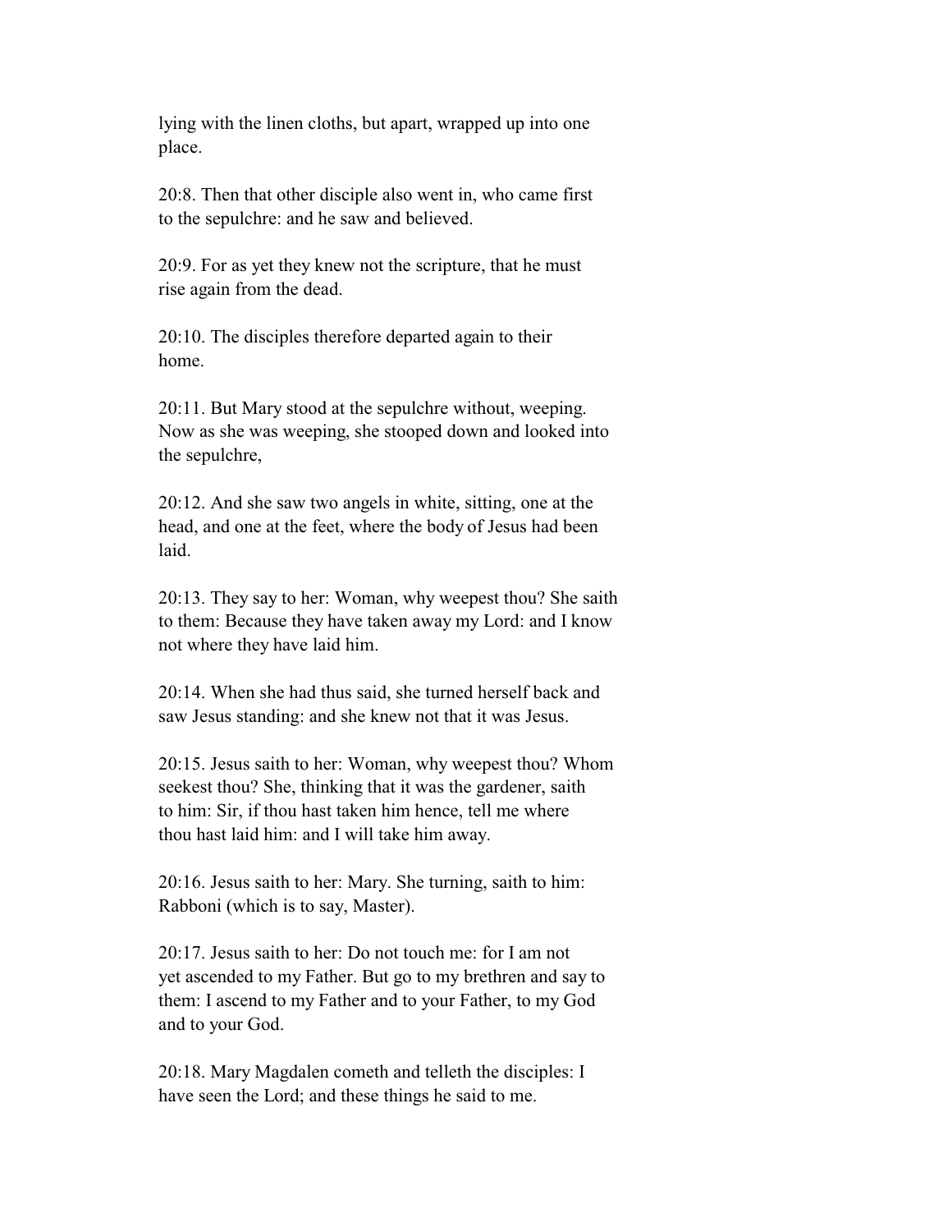lying with the linen cloths, but apart, wrapped up into one place.

20:8. Then that other disciple also went in, who came first to the sepulchre: and he saw and believed.

20:9. For as yet they knew not the scripture, that he must rise again from the dead.

20:10. The disciples therefore departed again to their home.

20:11. But Mary stood at the sepulchre without, weeping. Now as she was weeping, she stooped down and looked into the sepulchre,

20:12. And she saw two angels in white, sitting, one at the head, and one at the feet, where the body of Jesus had been laid.

20:13. They say to her: Woman, why weepest thou? She saith to them: Because they have taken away my Lord: and I know not where they have laid him.

20:14. When she had thus said, she turned herself back and saw Jesus standing: and she knew not that it was Jesus.

20:15. Jesus saith to her: Woman, why weepest thou? Whom seekest thou? She, thinking that it was the gardener, saith to him: Sir, if thou hast taken him hence, tell me where thou hast laid him: and I will take him away.

20:16. Jesus saith to her: Mary. She turning, saith to him: Rabboni (which is to say, Master).

20:17. Jesus saith to her: Do not touch me: for I am not yet ascended to my Father. But go to my brethren and say to them: I ascend to my Father and to your Father, to my God and to your God.

20:18. Mary Magdalen cometh and telleth the disciples: I have seen the Lord; and these things he said to me.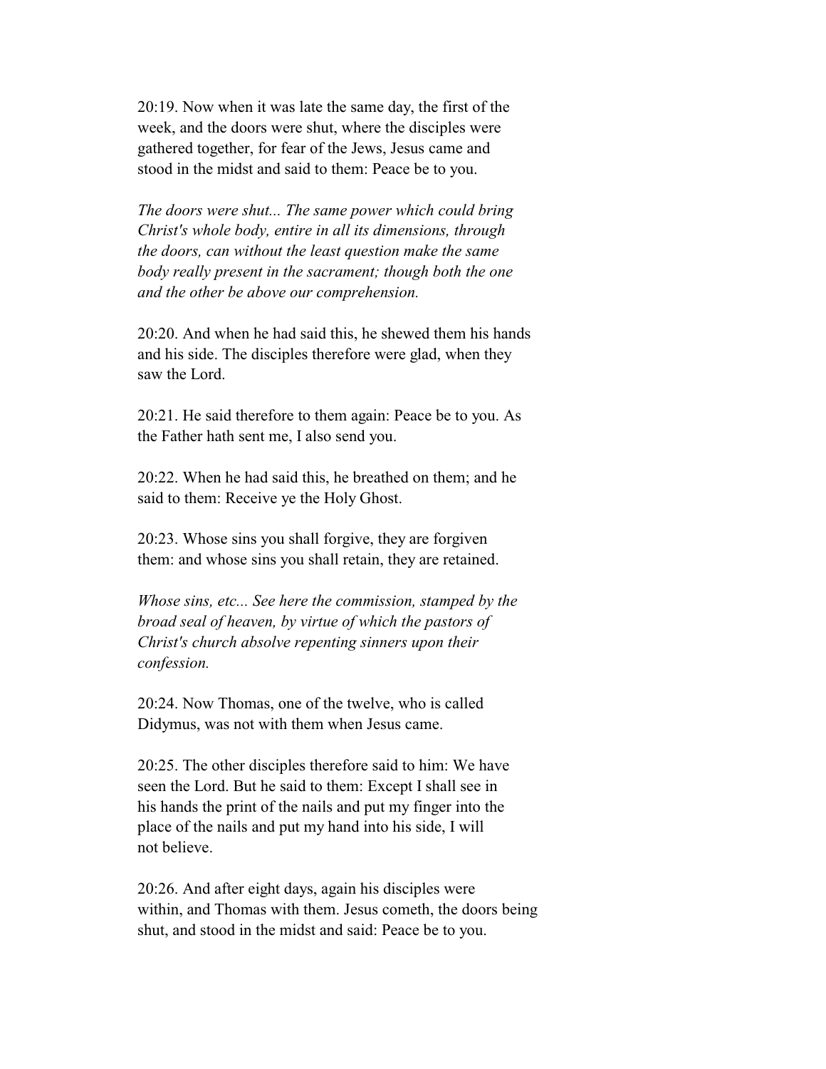20:19. Now when it was late the same day, the first of the week, and the doors were shut, where the disciples were gathered together, for fear of the Jews, Jesus came and stood in the midst and said to them: Peace be to you.

*The doors were shut... The same power which could bring Christ's whole body, entire in all its dimensions, through the doors, can without the least question make the same body really present in the sacrament; though both the one and the other be above our comprehension.*

20:20. And when he had said this, he shewed them his hands and his side. The disciples therefore were glad, when they saw the Lord.

20:21. He said therefore to them again: Peace be to you. As the Father hath sent me, I also send you.

20:22. When he had said this, he breathed on them; and he said to them: Receive ye the Holy Ghost.

20:23. Whose sins you shall forgive, they are forgiven them: and whose sins you shall retain, they are retained.

*Whose sins, etc... See here the commission, stamped by the broad seal of heaven, by virtue of which the pastors of Christ's church absolve repenting sinners upon their confession.*

20:24. Now Thomas, one of the twelve, who is called Didymus, was not with them when Jesus came.

20:25. The other disciples therefore said to him: We have seen the Lord. But he said to them: Except I shall see in his hands the print of the nails and put my finger into the place of the nails and put my hand into his side, I will not believe.

20:26. And after eight days, again his disciples were within, and Thomas with them. Jesus cometh, the doors being shut, and stood in the midst and said: Peace be to you.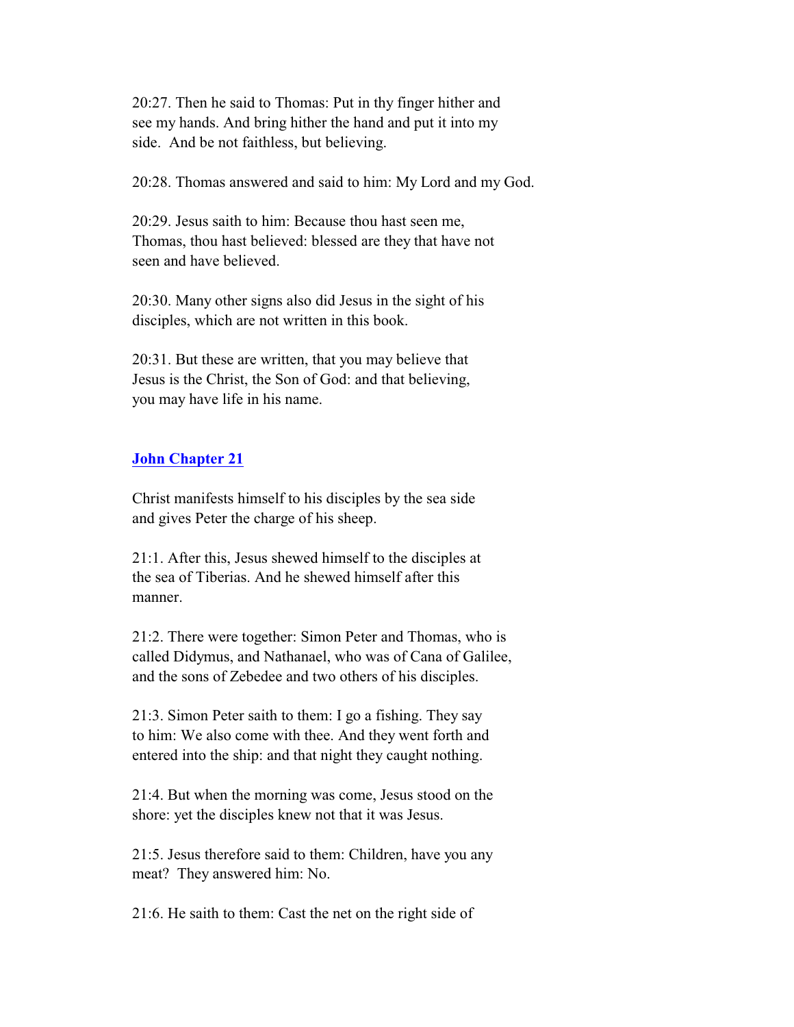20:27. Then he said to Thomas: Put in thy finger hither and see my hands. And bring hither the hand and put it into my side. And be not faithless, but believing.

20:28. Thomas answered and said to him: My Lord and my God.

20:29. Jesus saith to him: Because thou hast seen me, Thomas, thou hast believed: blessed are they that have not seen and have believed.

20:30. Many other signs also did Jesus in the sight of his disciples, which are not written in this book.

20:31. But these are written, that you may believe that Jesus is the Christ, the Son of God: and that believing, you may have life in his name.

## John Chapter 21

Christ manifests himself to his disciples by the sea side and gives Peter the charge of his sheep.

21:1. After this, Jesus shewed himself to the disciples at the sea of Tiberias. And he shewed himself after this manner.

21:2. There were together: Simon Peter and Thomas, who is called Didymus, and Nathanael, who was of Cana of Galilee, and the sons of Zebedee and two others of his disciples.

21:3. Simon Peter saith to them: I go a fishing. They say to him: We also come with thee. And they went forth and entered into the ship: and that night they caught nothing.

21:4. But when the morning was come, Jesus stood on the shore: yet the disciples knew not that it was Jesus.

21:5. Jesus therefore said to them: Children, have you any meat? They answered him: No.

21:6. He saith to them: Cast the net on the right side of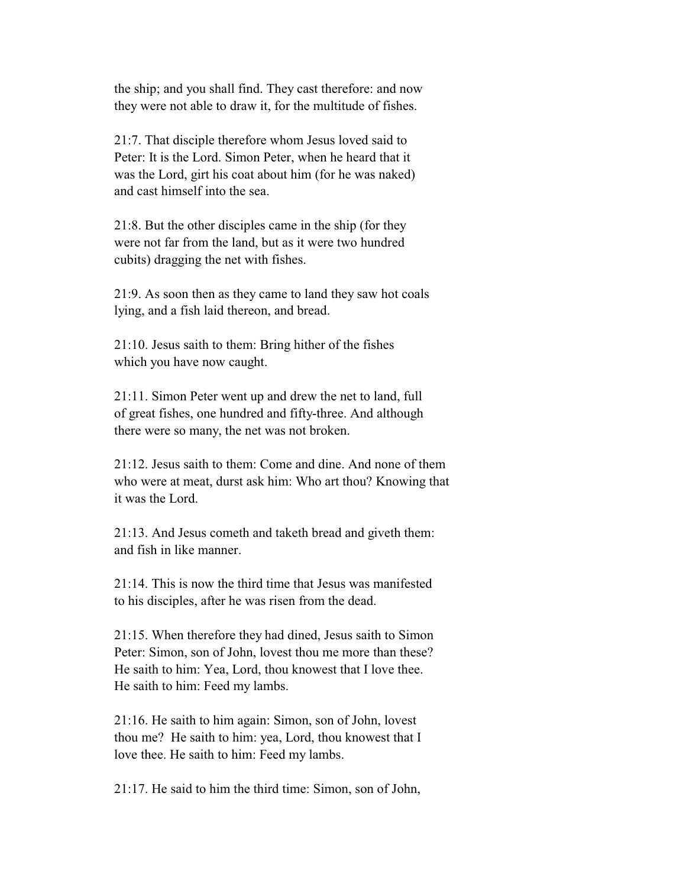the ship; and you shall find. They cast therefore: and now they were not able to draw it, for the multitude of fishes.

21:7. That disciple therefore whom Jesus loved said to Peter: It is the Lord. Simon Peter, when he heard that it was the Lord, girt his coat about him (for he was naked) and cast himself into the sea.

21:8. But the other disciples came in the ship (for they were not far from the land, but as it were two hundred cubits) dragging the net with fishes.

21:9. As soon then as they came to land they saw hot coals lying, and a fish laid thereon, and bread.

21:10. Jesus saith to them: Bring hither of the fishes which you have now caught.

21:11. Simon Peter went up and drew the net to land, full of great fishes, one hundred and fifty-three. And although there were so many, the net was not broken.

21:12. Jesus saith to them: Come and dine. And none of them who were at meat, durst ask him: Who art thou? Knowing that it was the Lord.

21:13. And Jesus cometh and taketh bread and giveth them: and fish in like manner.

21:14. This is now the third time that Jesus was manifested to his disciples, after he was risen from the dead.

21:15. When therefore they had dined, Jesus saith to Simon Peter: Simon, son of John, lovest thou me more than these? He saith to him: Yea, Lord, thou knowest that I love thee. He saith to him: Feed my lambs.

21:16. He saith to him again: Simon, son of John, lovest thou me? He saith to him: yea, Lord, thou knowest that I love thee. He saith to him: Feed my lambs.

21:17. He said to him the third time: Simon, son of John,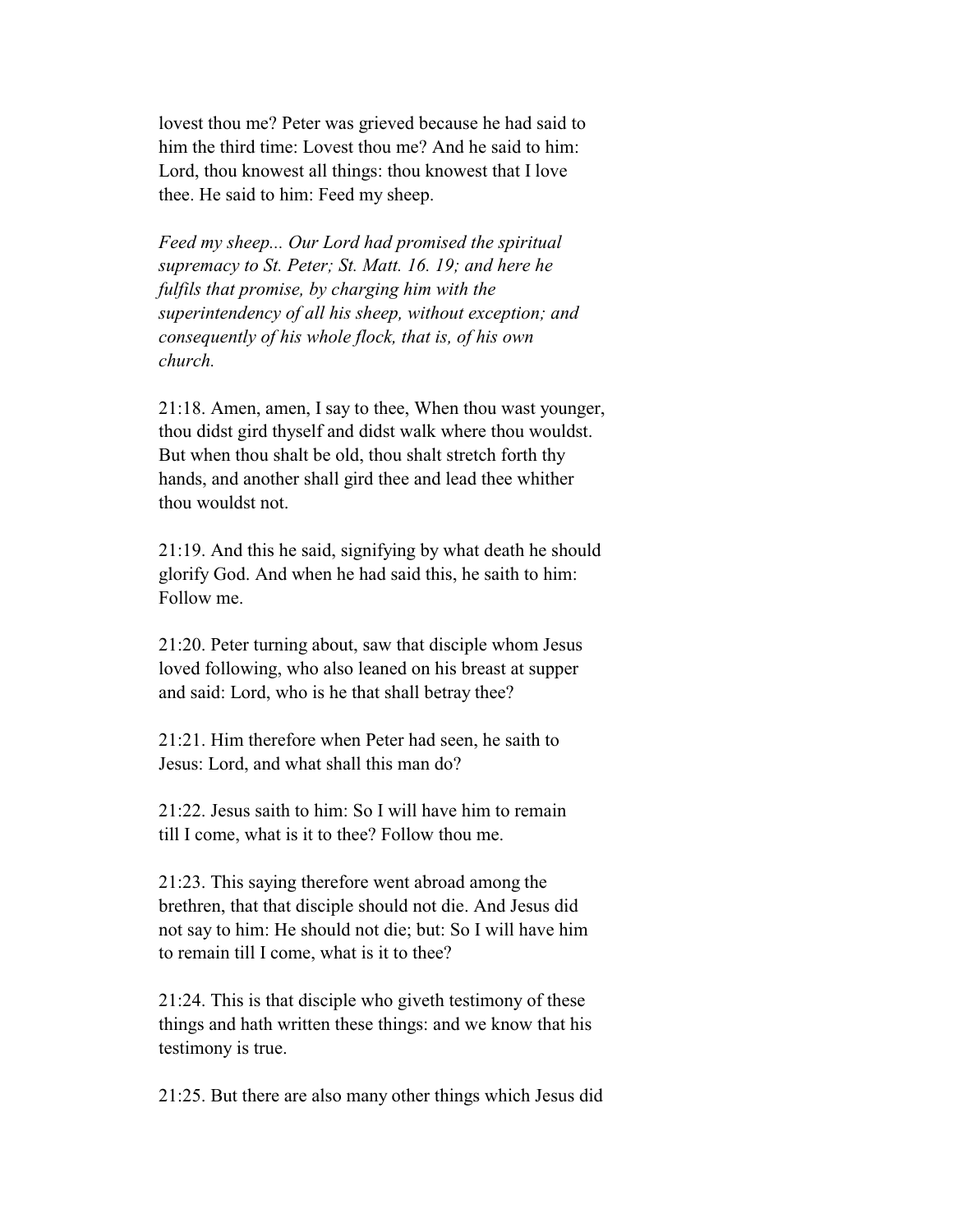lovest thou me? Peter was grieved because he had said to him the third time: Lovest thou me? And he said to him: Lord, thou knowest all things: thou knowest that I love thee. He said to him: Feed my sheep.

*Feed my sheep... Our Lord had promised the spiritual supremacy to St. Peter; St. Matt. 16. 19; and here he fulfils that promise, by charging him with the superintendency of all his sheep, without exception; and consequently of his whole flock, that is, of his own church.*

21:18. Amen, amen, I say to thee, When thou wast younger, thou didst gird thyself and didst walk where thou wouldst. But when thou shalt be old, thou shalt stretch forth thy hands, and another shall gird thee and lead thee whither thou wouldst not.

21:19. And this he said, signifying by what death he should glorify God. And when he had said this, he saith to him: Follow me.

21:20. Peter turning about, saw that disciple whom Jesus loved following, who also leaned on his breast at supper and said: Lord, who is he that shall betray thee?

21:21. Him therefore when Peter had seen, he saith to Jesus: Lord, and what shall this man do?

21:22. Jesus saith to him: So I will have him to remain till I come, what is it to thee? Follow thou me.

21:23. This saying therefore went abroad among the brethren, that that disciple should not die. And Jesus did not say to him: He should not die; but: So I will have him to remain till I come, what is it to thee?

21:24. This is that disciple who giveth testimony of these things and hath written these things: and we know that his testimony is true.

21:25. But there are also many other things which Jesus did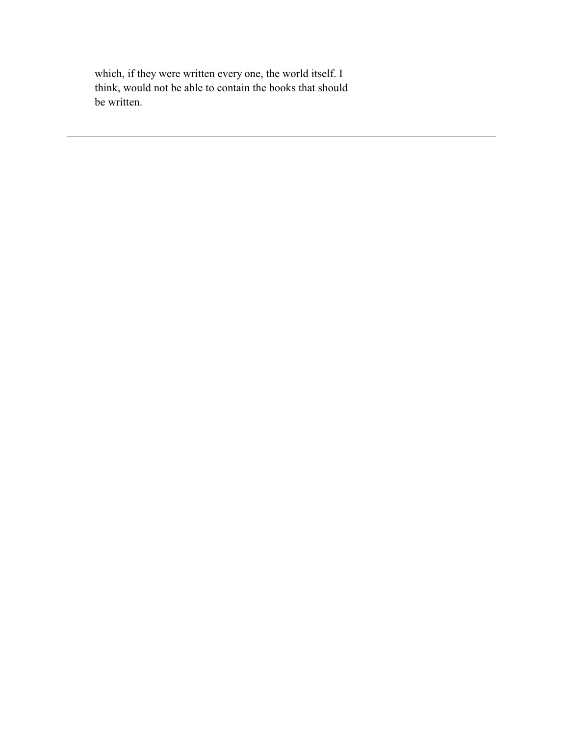which, if they were written every one, the world itself. I think, would not be able to contain the books that should be written.

---